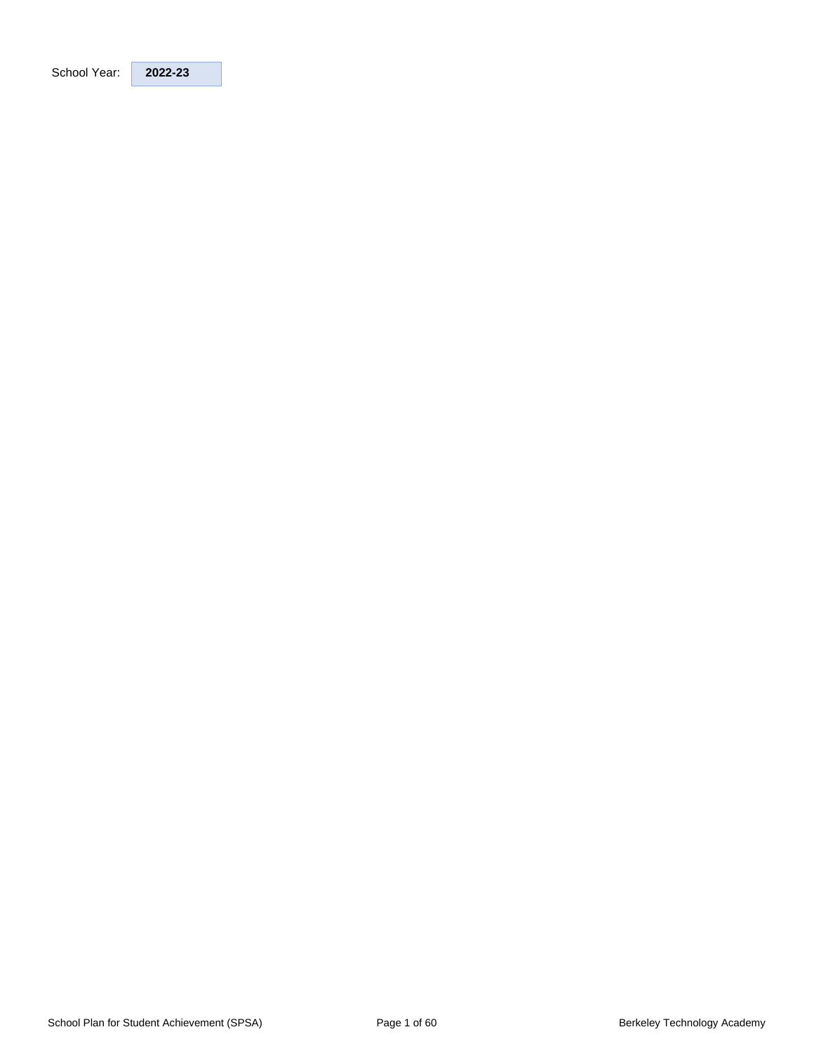School Year: **2022-23**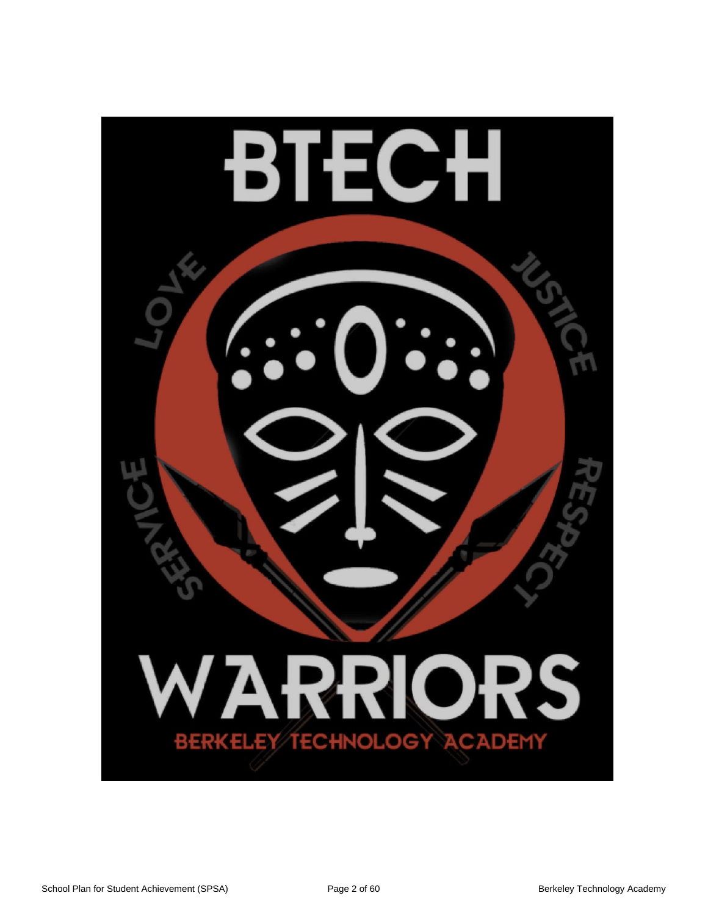BTECH

LOVE JUSTICE

SERVICE RESPECT

WARRIORS

BERKELEY TECHNOLOGY ACADEMY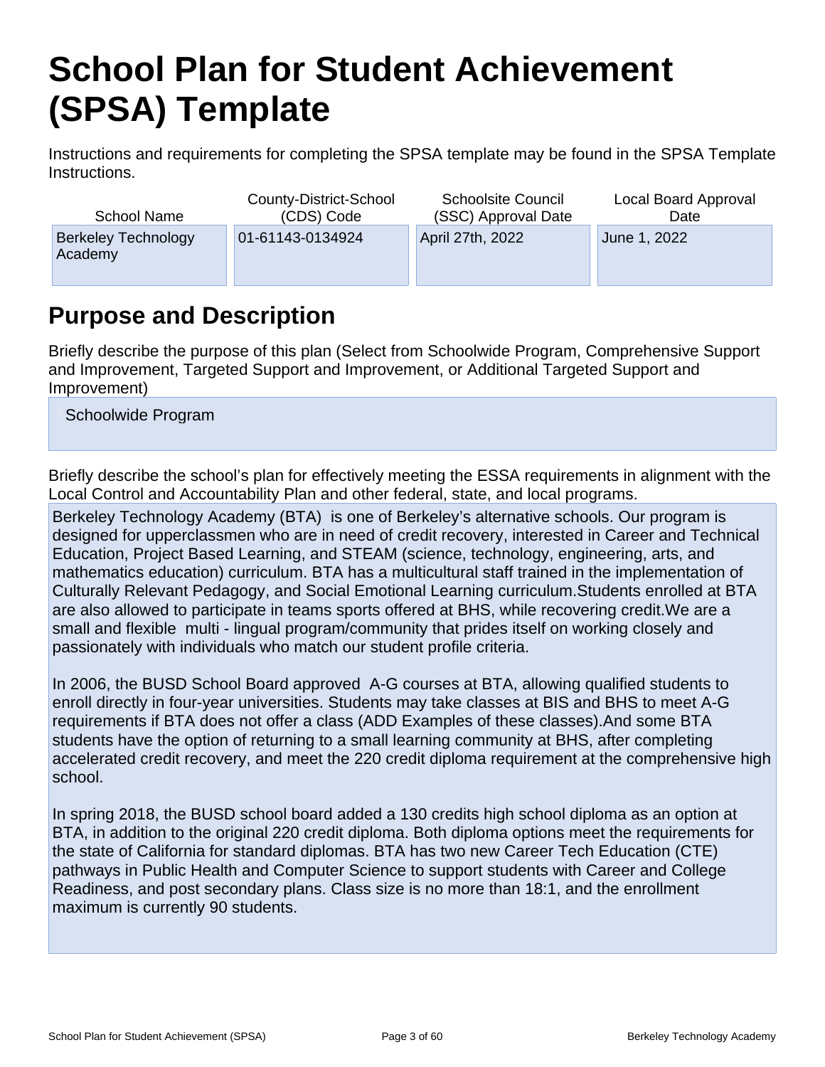# School Plan for Student Achievement (SPSA) Template

Instructions and requirements for completing the SPSA template may be found in the SPSA Template Instructions.

| School Name | County-District-School (CDS) Code | Schoolsite Council (SSC) Approval Date | Local Board Approval Date |
|---|---|---|---|
| Berkeley Technology Academy | 01-61143-0134924 | April 27th, 2022 | June 1, 2022 |

## Purpose and Description

Briefly describe the purpose of this plan (Select from Schoolwide Program, Comprehensive Support and Improvement, Targeted Support and Improvement, or Additional Targeted Support and Improvement)

Schoolwide Program

Briefly describe the school's plan for effectively meeting the ESSA requirements in alignment with the Local Control and Accountability Plan and other federal, state, and local programs.

Berkeley Technology Academy (BTA) is one of Berkeley's alternative schools. Our program is designed for upperclassmen who are in need of credit recovery, interested in Career and Technical Education, Project Based Learning, and STEAM (science, technology, engineering, arts, and mathematics education) curriculum. BTA has a multicultural staff trained in the implementation of Culturally Relevant Pedagogy, and Social Emotional Learning curriculum.Students enrolled at BTA are also allowed to participate in teams sports offered at BHS, while recovering credit.We are a small and flexible multi - lingual program/community that prides itself on working closely and passionately with individuals who match our student profile criteria.

In 2006, the BUSD School Board approved A-G courses at BTA, allowing qualified students to enroll directly in four-year universities. Students may take classes at BIS and BHS to meet A-G requirements if BTA does not offer a class (ADD Examples of these classes).And some BTA students have the option of returning to a small learning community at BHS, after completing accelerated credit recovery, and meet the 220 credit diploma requirement at the comprehensive high school.

In spring 2018, the BUSD school board added a 130 credits high school diploma as an option at BTA, in addition to the original 220 credit diploma. Both diploma options meet the requirements for the state of California for standard diplomas. BTA has two new Career Tech Education (CTE) pathways in Public Health and Computer Science to support students with Career and College Readiness, and post secondary plans. Class size is no more than 18:1, and the enrollment maximum is currently 90 students.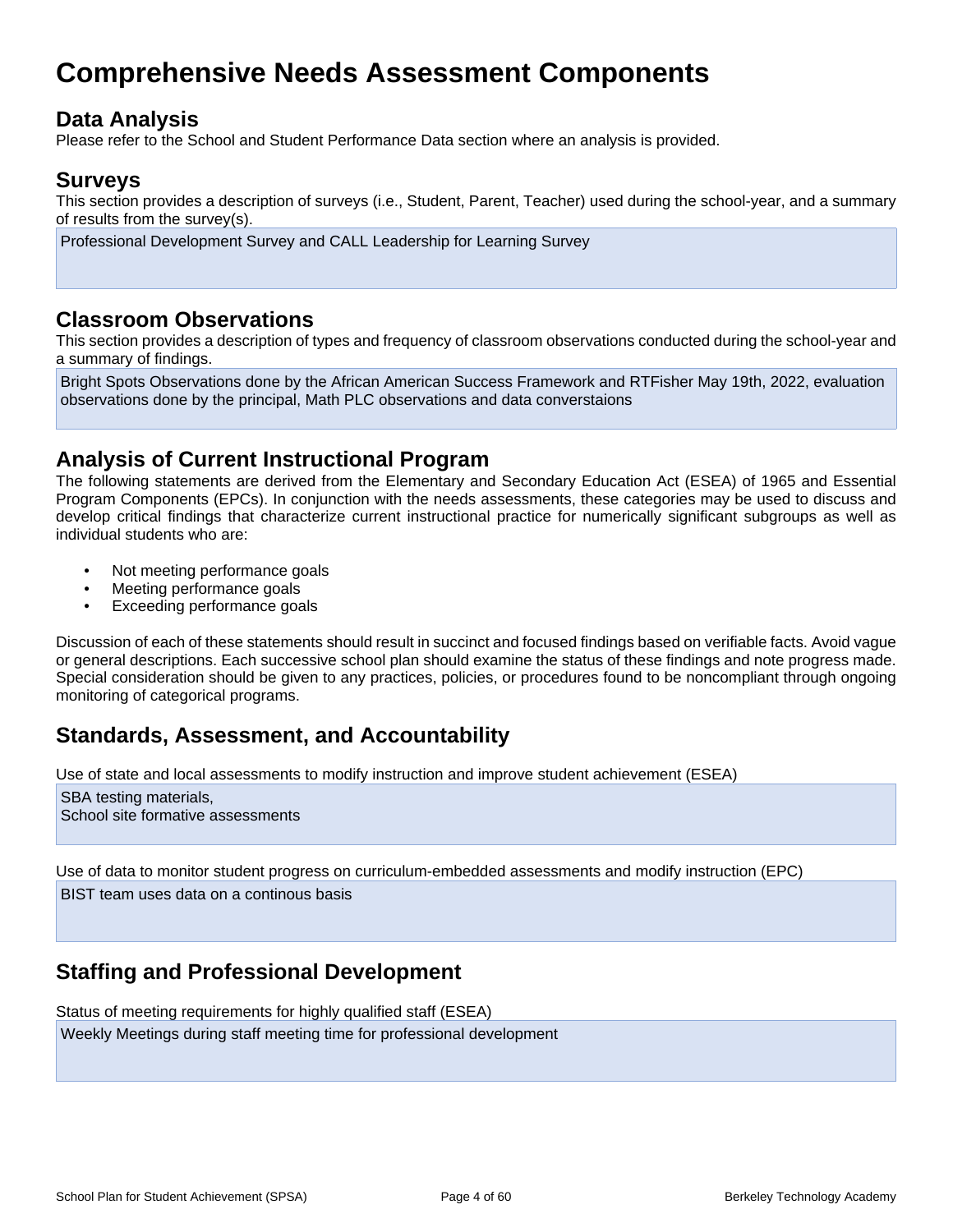# Comprehensive Needs Assessment Components

## Data Analysis

Please refer to the School and Student Performance Data section where an analysis is provided.

## Surveys

This section provides a description of surveys (i.e., Student, Parent, Teacher) used during the school-year, and a summary of results from the survey(s).

Professional Development Survey and CALL Leadership for Learning Survey

## Classroom Observations

This section provides a description of types and frequency of classroom observations conducted during the school-year and a summary of findings.

Bright Spots Observations done by the African American Success Framework and RTFisher May 19th, 2022, evaluation observations done by the principal, Math PLC observations and data converstaions

## Analysis of Current Instructional Program

The following statements are derived from the Elementary and Secondary Education Act (ESEA) of 1965 and Essential Program Components (EPCs). In conjunction with the needs assessments, these categories may be used to discuss and develop critical findings that characterize current instructional practice for numerically significant subgroups as well as individual students who are:

- Not meeting performance goals
- Meeting performance goals
- Exceeding performance goals

Discussion of each of these statements should result in succinct and focused findings based on verifiable facts. Avoid vague or general descriptions. Each successive school plan should examine the status of these findings and note progress made. Special consideration should be given to any practices, policies, or procedures found to be noncompliant through ongoing monitoring of categorical programs.

## Standards, Assessment, and Accountability

Use of state and local assessments to modify instruction and improve student achievement (ESEA)

SBA testing materials,
School site formative assessments

Use of data to monitor student progress on curriculum-embedded assessments and modify instruction (EPC)

BIST team uses data on a continous basis

## Staffing and Professional Development

Status of meeting requirements for highly qualified staff (ESEA)

Weekly Meetings during staff meeting time for professional development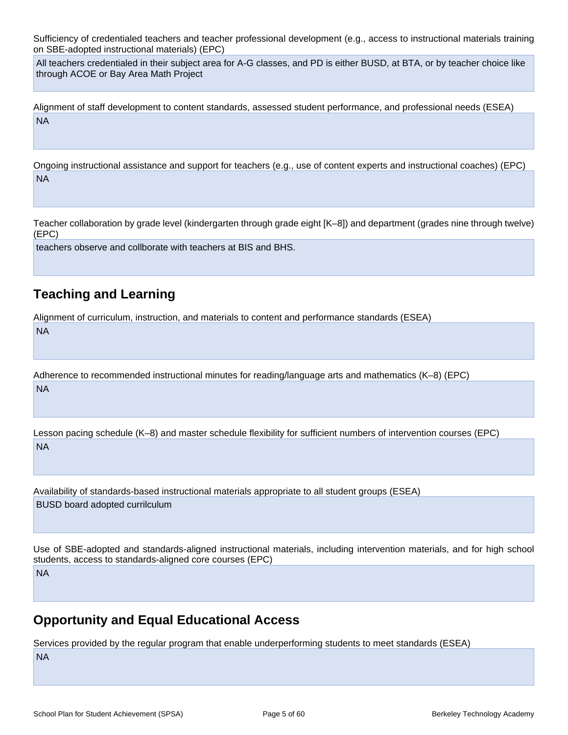Sufficiency of credentialed teachers and teacher professional development (e.g., access to instructional materials training on SBE-adopted instructional materials) (EPC)

All teachers credentialed in their subject area for A-G classes, and PD is either BUSD, at BTA, or by teacher choice like through ACOE or Bay Area Math Project

Alignment of staff development to content standards, assessed student performance, and professional needs (ESEA)

NA

Ongoing instructional assistance and support for teachers (e.g., use of content experts and instructional coaches) (EPC)

NA

Teacher collaboration by grade level (kindergarten through grade eight [K–8]) and department (grades nine through twelve) (EPC)

teachers observe and collborate with teachers at BIS and BHS.

## Teaching and Learning

Alignment of curriculum, instruction, and materials to content and performance standards (ESEA)

NA

Adherence to recommended instructional minutes for reading/language arts and mathematics (K–8) (EPC)

NA

Lesson pacing schedule (K–8) and master schedule flexibility for sufficient numbers of intervention courses (EPC)

NA

Availability of standards-based instructional materials appropriate to all student groups (ESEA)

BUSD board adopted currilculum

Use of SBE-adopted and standards-aligned instructional materials, including intervention materials, and for high school students, access to standards-aligned core courses (EPC)

NA

## Opportunity and Equal Educational Access

Services provided by the regular program that enable underperforming students to meet standards (ESEA)

NA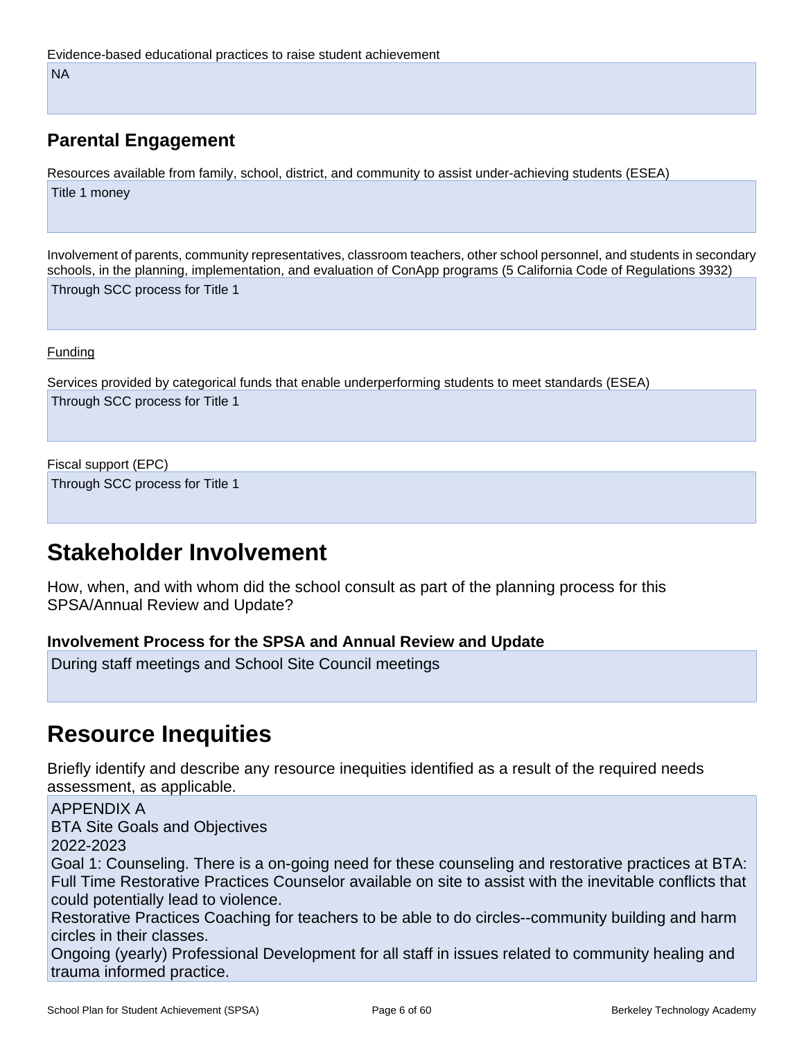Evidence-based educational practices to raise student achievement

NA

### Parental Engagement

Resources available from family, school, district, and community to assist under-achieving students (ESEA)

Title 1 money

Involvement of parents, community representatives, classroom teachers, other school personnel, and students in secondary schools, in the planning, implementation, and evaluation of ConApp programs (5 California Code of Regulations 3932)

Through SCC process for Title 1

Funding

Services provided by categorical funds that enable underperforming students to meet standards (ESEA)

Through SCC process for Title 1

Fiscal support (EPC)

Through SCC process for Title 1

# Stakeholder Involvement

How, when, and with whom did the school consult as part of the planning process for this SPSA/Annual Review and Update?

### Involvement Process for the SPSA and Annual Review and Update

During staff meetings and School Site Council meetings

# Resource Inequities

Briefly identify and describe any resource inequities identified as a result of the required needs assessment, as applicable.

APPENDIX A
BTA Site Goals and Objectives
2022-2023
Goal 1: Counseling. There is a on-going need for these counseling and restorative practices at BTA:
Full Time Restorative Practices Counselor available on site to assist with the inevitable conflicts that could potentially lead to violence.
Restorative Practices Coaching for teachers to be able to do circles--community building and harm circles in their classes.
Ongoing (yearly) Professional Development for all staff in issues related to community healing and trauma informed practice.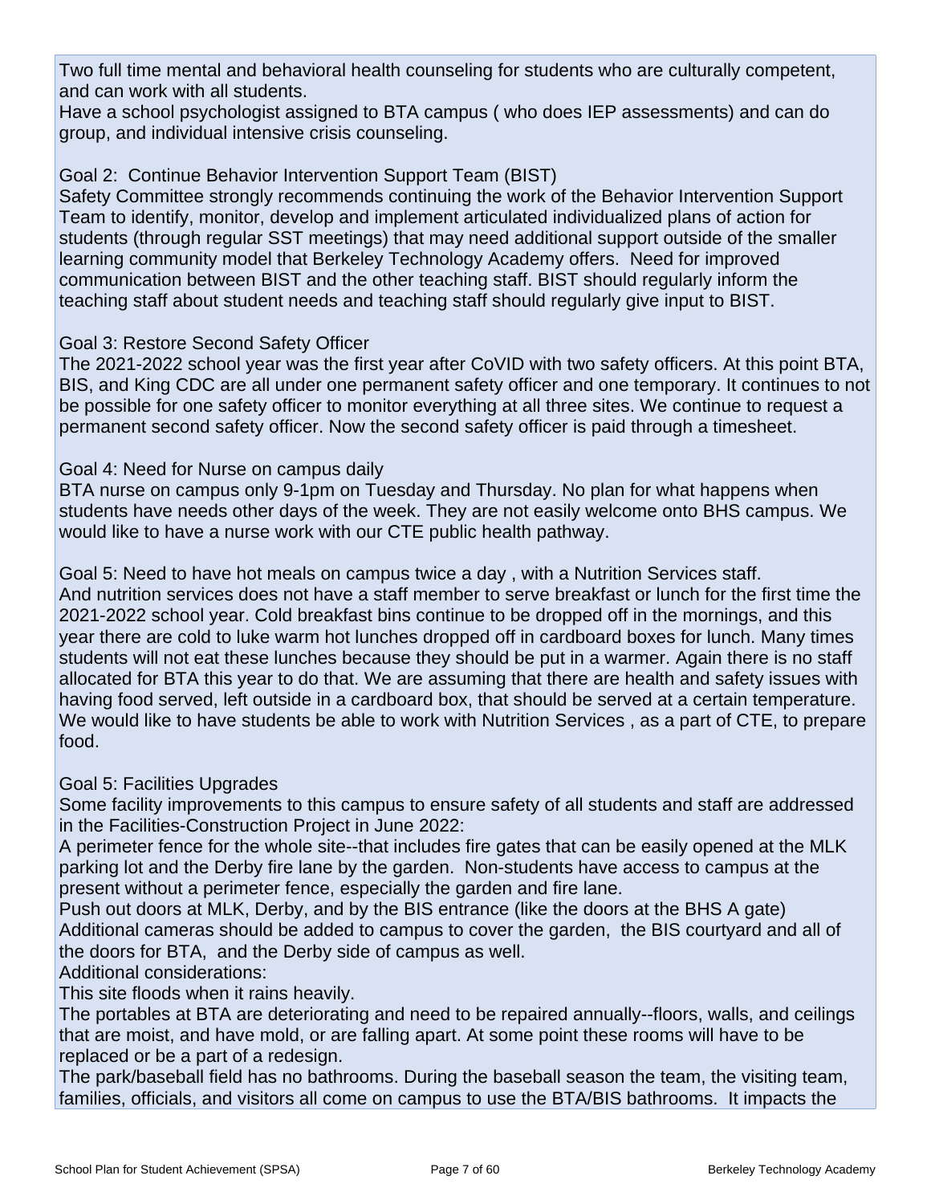Two full time mental and behavioral health counseling for students who are culturally competent, and can work with all students.

Have a school psychologist assigned to BTA campus ( who does IEP assessments) and can do group, and individual intensive crisis counseling.

Goal 2: Continue Behavior Intervention Support Team (BIST)

Safety Committee strongly recommends continuing the work of the Behavior Intervention Support Team to identify, monitor, develop and implement articulated individualized plans of action for students (through regular SST meetings) that may need additional support outside of the smaller learning community model that Berkeley Technology Academy offers. Need for improved communication between BIST and the other teaching staff. BIST should regularly inform the teaching staff about student needs and teaching staff should regularly give input to BIST.

Goal 3: Restore Second Safety Officer

The 2021-2022 school year was the first year after CoVID with two safety officers. At this point BTA, BIS, and King CDC are all under one permanent safety officer and one temporary. It continues to not be possible for one safety officer to monitor everything at all three sites. We continue to request a permanent second safety officer. Now the second safety officer is paid through a timesheet.

Goal 4: Need for Nurse on campus daily

BTA nurse on campus only 9-1pm on Tuesday and Thursday. No plan for what happens when students have needs other days of the week. They are not easily welcome onto BHS campus. We would like to have a nurse work with our CTE public health pathway.

Goal 5: Need to have hot meals on campus twice a day , with a Nutrition Services staff.

And nutrition services does not have a staff member to serve breakfast or lunch for the first time the 2021-2022 school year. Cold breakfast bins continue to be dropped off in the mornings, and this year there are cold to luke warm hot lunches dropped off in cardboard boxes for lunch. Many times students will not eat these lunches because they should be put in a warmer. Again there is no staff allocated for BTA this year to do that. We are assuming that there are health and safety issues with having food served, left outside in a cardboard box, that should be served at a certain temperature. We would like to have students be able to work with Nutrition Services , as a part of CTE, to prepare food.

Goal 5: Facilities Upgrades

Some facility improvements to this campus to ensure safety of all students and staff are addressed in the Facilities-Construction Project in June 2022:

A perimeter fence for the whole site--that includes fire gates that can be easily opened at the MLK parking lot and the Derby fire lane by the garden. Non-students have access to campus at the present without a perimeter fence, especially the garden and fire lane.

Push out doors at MLK, Derby, and by the BIS entrance (like the doors at the BHS A gate)

Additional cameras should be added to campus to cover the garden, the BIS courtyard and all of the doors for BTA, and the Derby side of campus as well.

Additional considerations:

This site floods when it rains heavily.

The portables at BTA are deteriorating and need to be repaired annually--floors, walls, and ceilings that are moist, and have mold, or are falling apart. At some point these rooms will have to be replaced or be a part of a redesign.

The park/baseball field has no bathrooms. During the baseball season the team, the visiting team, families, officials, and visitors all come on campus to use the BTA/BIS bathrooms. It impacts the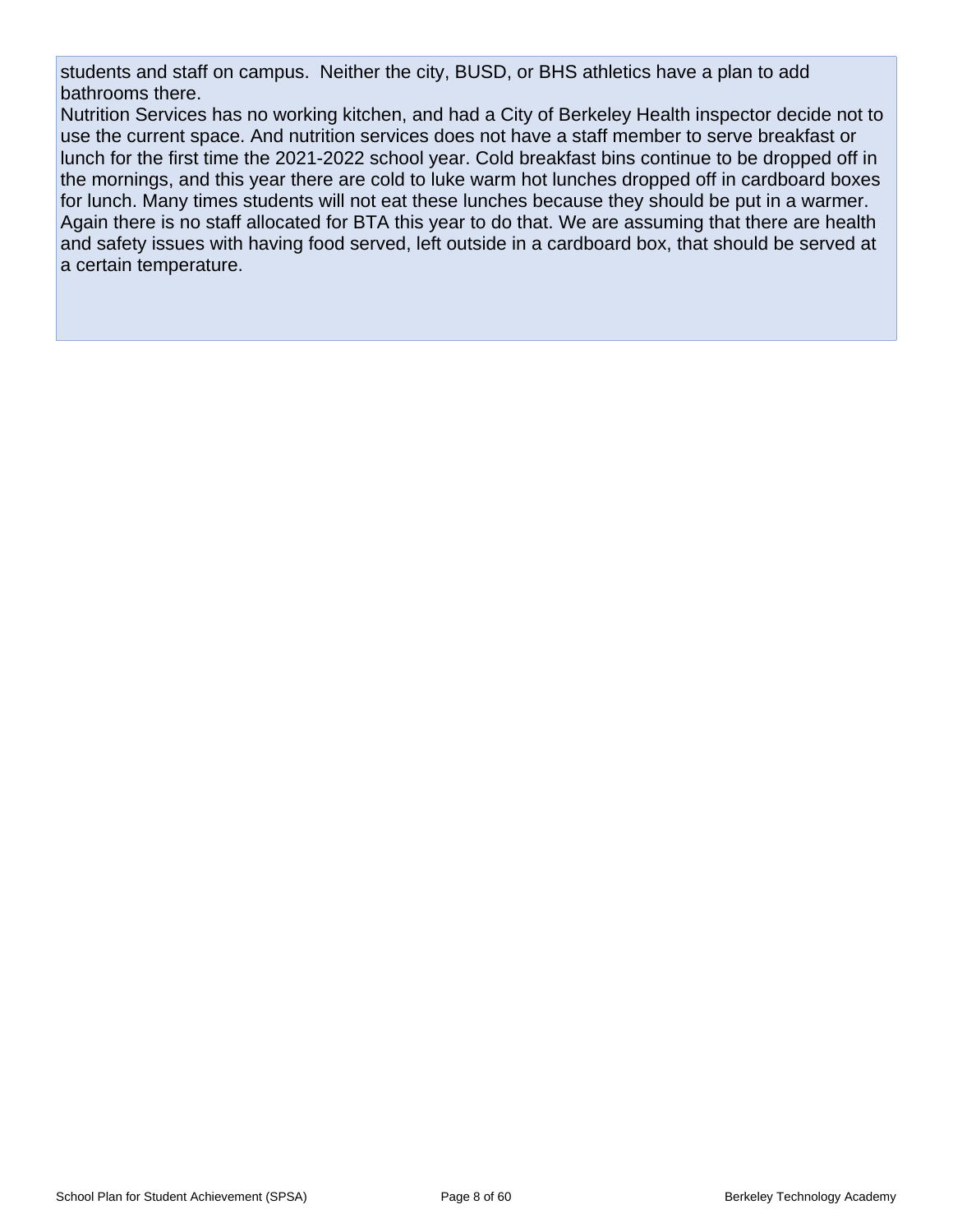students and staff on campus.  Neither the city, BUSD, or BHS athletics have a plan to add bathrooms there.
Nutrition Services has no working kitchen, and had a City of Berkeley Health inspector decide not to use the current space. And nutrition services does not have a staff member to serve breakfast or lunch for the first time the 2021-2022 school year. Cold breakfast bins continue to be dropped off in the mornings, and this year there are cold to luke warm hot lunches dropped off in cardboard boxes for lunch. Many times students will not eat these lunches because they should be put in a warmer. Again there is no staff allocated for BTA this year to do that. We are assuming that there are health and safety issues with having food served, left outside in a cardboard box, that should be served at a certain temperature.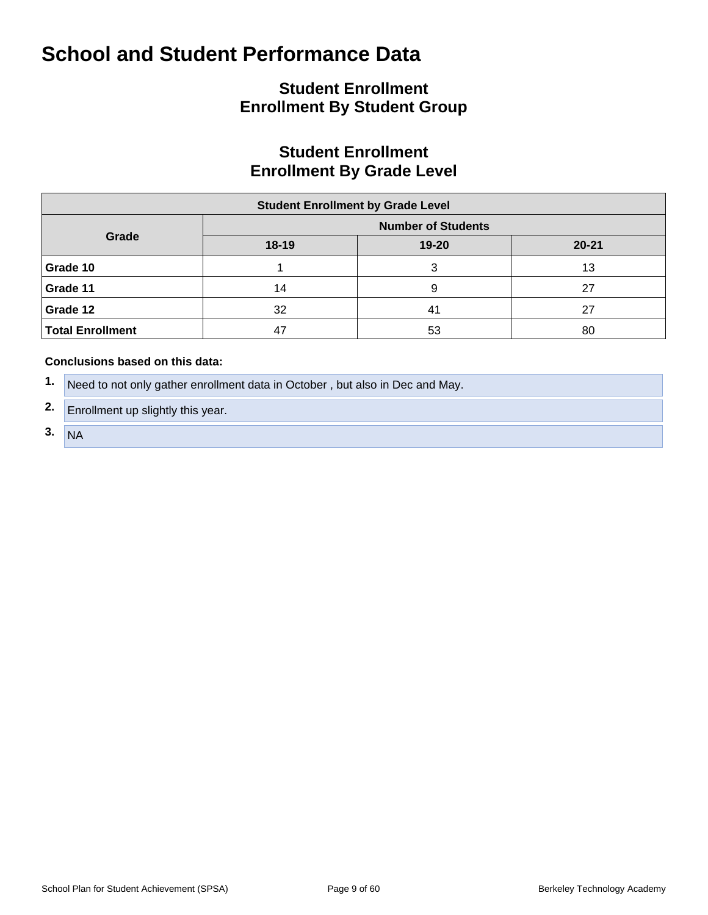# School and Student Performance Data

## Student Enrollment
## Enrollment By Student Group

## Student Enrollment
## Enrollment By Grade Level

| Student Enrollment by Grade Level | | | |
|---|---|---|---|
| **Grade** | **Number of Students** | | |
| | **18-19** | **19-20** | **20-21** |
| **Grade 10** | 1 | 3 | 13 |
| **Grade 11** | 14 | 9 | 27 |
| **Grade 12** | 32 | 41 | 27 |
| **Total Enrollment** | 47 | 53 | 80 |

**Conclusions based on this data:**

1. Need to not only gather enrollment data in October , but also in Dec and May.
2. Enrollment up slightly this year.
3. NA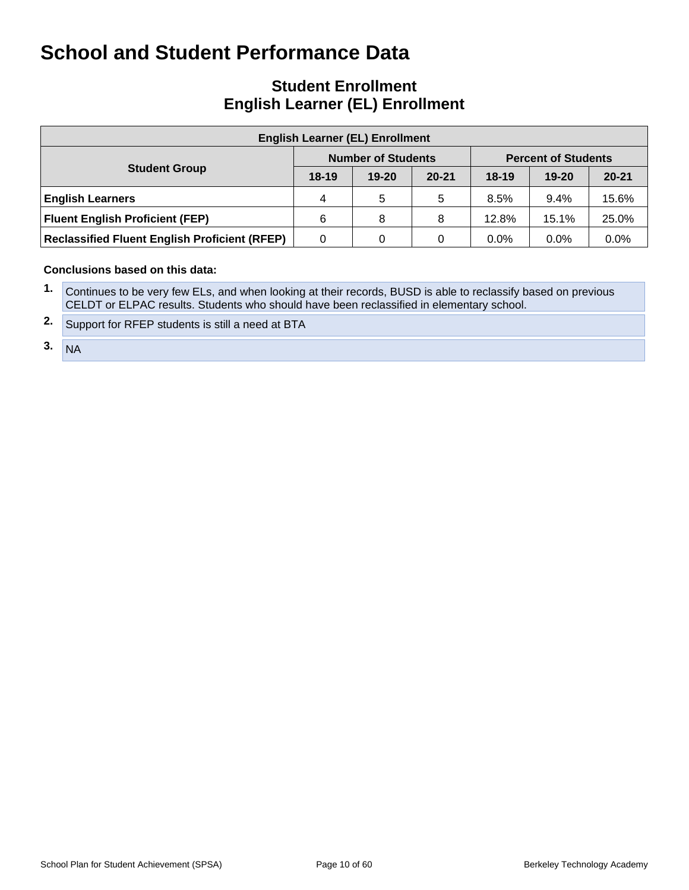# School and Student Performance Data

## Student Enrollment
## English Learner (EL) Enrollment

| English Learner (EL) Enrollment | | | | | | |
|---|---|---|---|---|---|---|
| **Student Group** | **Number of Students** | | | **Percent of Students** | | |
| | **18-19** | **19-20** | **20-21** | **18-19** | **19-20** | **20-21** |
| **English Learners** | 4 | 5 | 5 | 8.5% | 9.4% | 15.6% |
| **Fluent English Proficient (FEP)** | 6 | 8 | 8 | 12.8% | 15.1% | 25.0% |
| **Reclassified Fluent English Proficient (RFEP)** | 0 | 0 | 0 | 0.0% | 0.0% | 0.0% |

**Conclusions based on this data:**

1. Continues to be very few ELs, and when looking at their records, BUSD is able to reclassify based on previous CELDT or ELPAC results. Students who should have been reclassified in elementary school.
2. Support for RFEP students is still a need at BTA
3. NA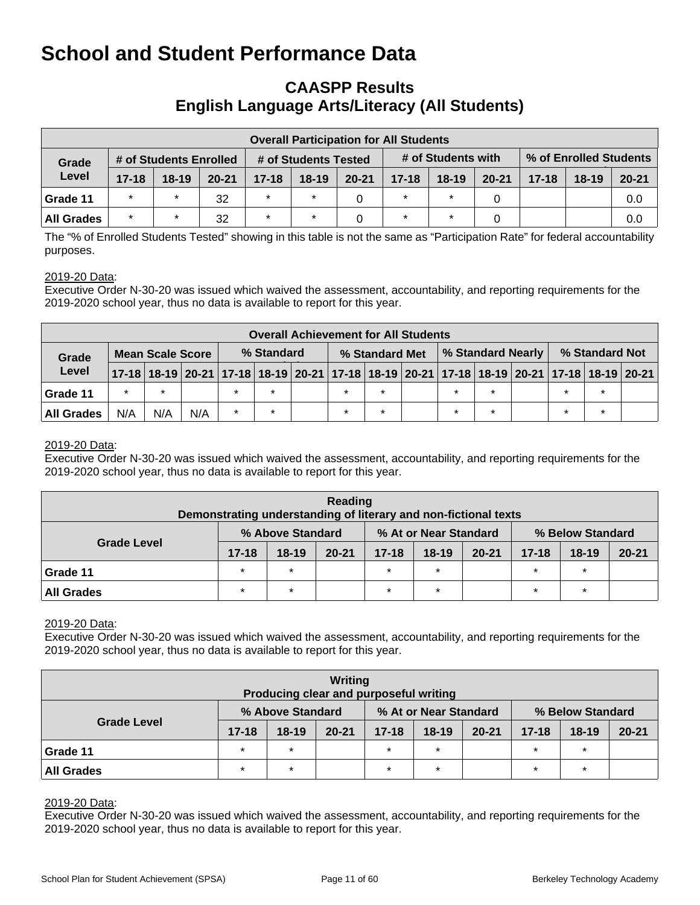# School and Student Performance Data

## CAASPP Results
## English Language Arts/Literacy (All Students)

| Overall Participation for All Students | | | | | | | | | | | | |
|---|---|---|---|---|---|---|---|---|---|---|---|---|
| Grade Level | # of Students Enrolled | | | # of Students Tested | | | # of Students with | | | % of Enrolled Students | | |
| | 17-18 | 18-19 | 20-21 | 17-18 | 18-19 | 20-21 | 17-18 | 18-19 | 20-21 | 17-18 | 18-19 | 20-21 |
| Grade 11 | * | * | 32 | * | * | 0 | * | * | 0 | | | 0.0 |
| All Grades | * | * | 32 | * | * | 0 | * | * | 0 | | | 0.0 |

The "% of Enrolled Students Tested" showing in this table is not the same as "Participation Rate" for federal accountability purposes.

2019-20 Data:
Executive Order N-30-20 was issued which waived the assessment, accountability, and reporting requirements for the 2019-2020 school year, thus no data is available to report for this year.

| Overall Achievement for All Students | | | | | | | | | | | | | | | |
|---|---|---|---|---|---|---|---|---|---|---|---|---|---|---|---|
| Grade Level | Mean Scale Score | | | % Standard | | | % Standard Met | | | % Standard Nearly | | | % Standard Not | | |
| | 17-18 | 18-19 | 20-21 | 17-18 | 18-19 | 20-21 | 17-18 | 18-19 | 20-21 | 17-18 | 18-19 | 20-21 | 17-18 | 18-19 | 20-21 |
| Grade 11 | * | * | | * | * | | * | * | | * | * | | * | * | |
| All Grades | N/A | N/A | N/A | * | * | | * | * | | * | * | | * | * | |

2019-20 Data:
Executive Order N-30-20 was issued which waived the assessment, accountability, and reporting requirements for the 2019-2020 school year, thus no data is available to report for this year.

| Reading<br>Demonstrating understanding of literary and non-fictional texts | | | | | | | | | |
|---|---|---|---|---|---|---|---|---|---|
| Grade Level | % Above Standard | | | % At or Near Standard | | | % Below Standard | | |
| | 17-18 | 18-19 | 20-21 | 17-18 | 18-19 | 20-21 | 17-18 | 18-19 | 20-21 |
| Grade 11 | * | * | | * | * | | * | * | |
| All Grades | * | * | | * | * | | * | * | |

2019-20 Data:
Executive Order N-30-20 was issued which waived the assessment, accountability, and reporting requirements for the 2019-2020 school year, thus no data is available to report for this year.

| Writing<br>Producing clear and purposeful writing | | | | | | | | | |
|---|---|---|---|---|---|---|---|---|---|
| Grade Level | % Above Standard | | | % At or Near Standard | | | % Below Standard | | |
| | 17-18 | 18-19 | 20-21 | 17-18 | 18-19 | 20-21 | 17-18 | 18-19 | 20-21 |
| Grade 11 | * | * | | * | * | | * | * | |
| All Grades | * | * | | * | * | | * | * | |

2019-20 Data:
Executive Order N-30-20 was issued which waived the assessment, accountability, and reporting requirements for the 2019-2020 school year, thus no data is available to report for this year.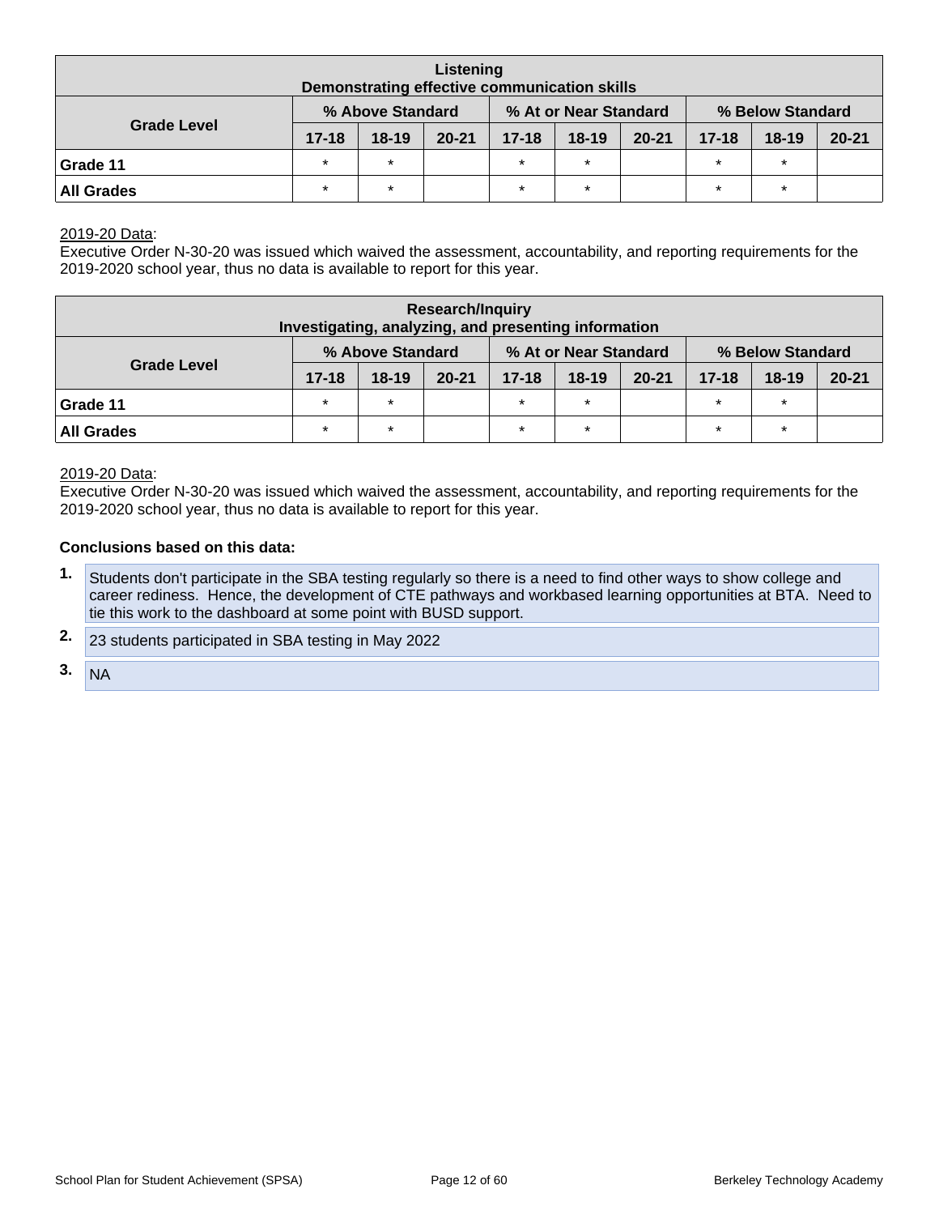| Listening<br>Demonstrating effective communication skills | | | | | | | | | |
|---|---|---|---|---|---|---|---|---|---|
| Grade Level | % Above Standard | | | % At or Near Standard | | | % Below Standard | | |
| | 17-18 | 18-19 | 20-21 | 17-18 | 18-19 | 20-21 | 17-18 | 18-19 | 20-21 |
| Grade 11 | * | * | | * | * | | * | * | |
| All Grades | * | * | | * | * | | * | * | |

2019-20 Data:
Executive Order N-30-20 was issued which waived the assessment, accountability, and reporting requirements for the 2019-2020 school year, thus no data is available to report for this year.

| Research/Inquiry<br>Investigating, analyzing, and presenting information | | | | | | | | | |
|---|---|---|---|---|---|---|---|---|---|
| Grade Level | % Above Standard | | | % At or Near Standard | | | % Below Standard | | |
| | 17-18 | 18-19 | 20-21 | 17-18 | 18-19 | 20-21 | 17-18 | 18-19 | 20-21 |
| Grade 11 | * | * | | * | * | | * | * | |
| All Grades | * | * | | * | * | | * | * | |

2019-20 Data:
Executive Order N-30-20 was issued which waived the assessment, accountability, and reporting requirements for the 2019-2020 school year, thus no data is available to report for this year.

**Conclusions based on this data:**

1. Students don't participate in the SBA testing regularly so there is a need to find other ways to show college and career rediness. Hence, the development of CTE pathways and workbased learning opportunities at BTA. Need to tie this work to the dashboard at some point with BUSD support.
2. 23 students participated in SBA testing in May 2022
3. NA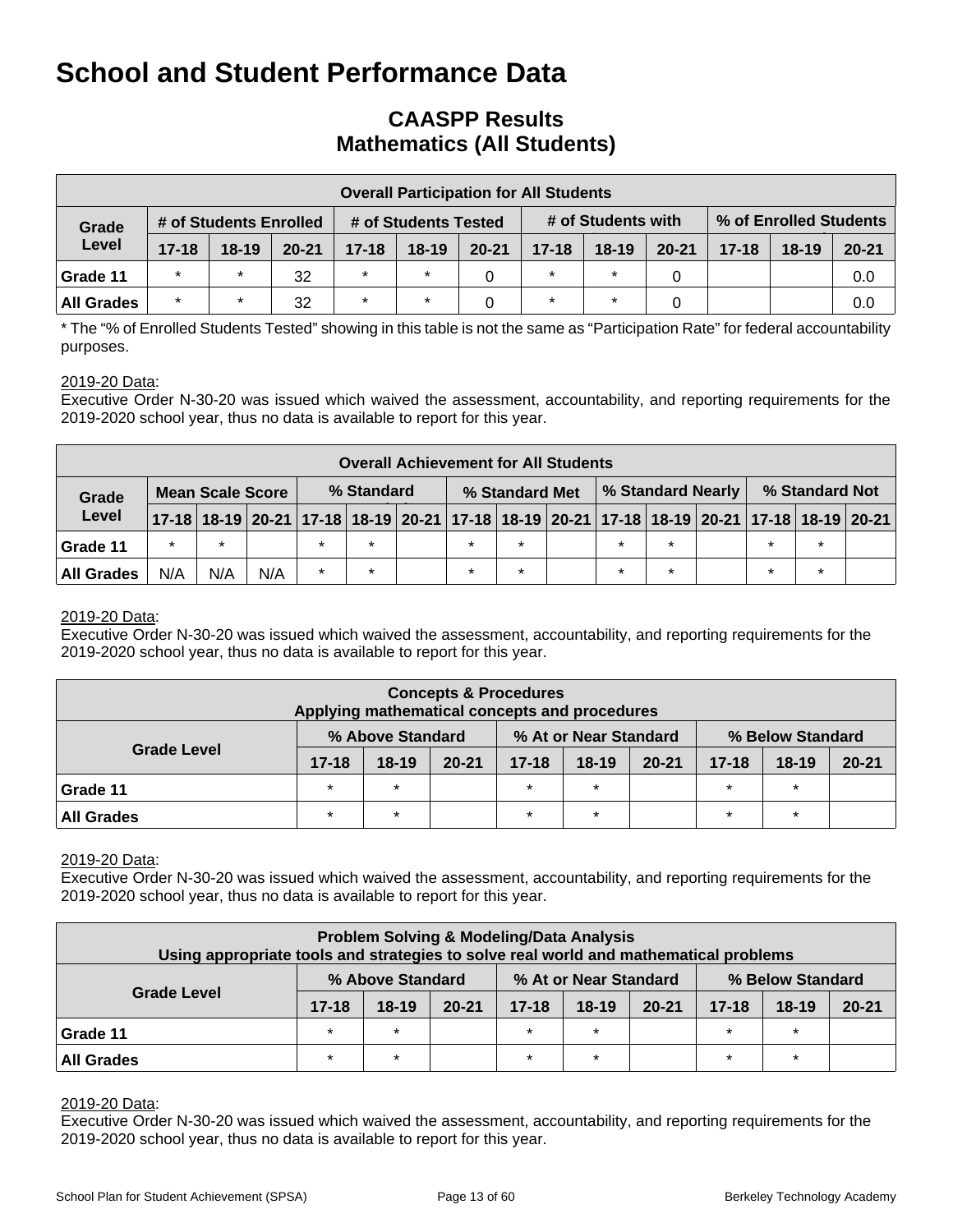# School and Student Performance Data

## CAASPP Results
## Mathematics (All Students)

| Overall Participation for All Students | | | | | | | | | | | | |
|---|---|---|---|---|---|---|---|---|---|---|---|---|
| Grade Level | # of Students Enrolled | | | # of Students Tested | | | # of Students with | | | % of Enrolled Students | | |
| | 17-18 | 18-19 | 20-21 | 17-18 | 18-19 | 20-21 | 17-18 | 18-19 | 20-21 | 17-18 | 18-19 | 20-21 |
| Grade 11 | * | * | 32 | * | * | 0 | * | * | 0 | | | 0.0 |
| All Grades | * | * | 32 | * | * | 0 | * | * | 0 | | | 0.0 |

* The "% of Enrolled Students Tested" showing in this table is not the same as "Participation Rate" for federal accountability purposes.

2019-20 Data:
Executive Order N-30-20 was issued which waived the assessment, accountability, and reporting requirements for the 2019-2020 school year, thus no data is available to report for this year.

| Overall Achievement for All Students | | | | | | | | | | | | | | | |
|---|---|---|---|---|---|---|---|---|---|---|---|---|---|---|---|
| Grade Level | Mean Scale Score | | | % Standard | | | % Standard Met | | | % Standard Nearly | | | % Standard Not | | |
| | 17-18 | 18-19 | 20-21 | 17-18 | 18-19 | 20-21 | 17-18 | 18-19 | 20-21 | 17-18 | 18-19 | 20-21 | 17-18 | 18-19 | 20-21 |
| Grade 11 | * | * | | * | * | | * | * | | * | * | | * | * | |
| All Grades | N/A | N/A | N/A | * | * | | * | * | | * | * | | * | * | |

2019-20 Data:
Executive Order N-30-20 was issued which waived the assessment, accountability, and reporting requirements for the 2019-2020 school year, thus no data is available to report for this year.

| Concepts & Procedures<br>Applying mathematical concepts and procedures | | | | | | | | | |
|---|---|---|---|---|---|---|---|---|---|
| Grade Level | % Above Standard | | | % At or Near Standard | | | % Below Standard | | |
| | 17-18 | 18-19 | 20-21 | 17-18 | 18-19 | 20-21 | 17-18 | 18-19 | 20-21 |
| Grade 11 | * | * | | * | * | | * | * | |
| All Grades | * | * | | * | * | | * | * | |

2019-20 Data:
Executive Order N-30-20 was issued which waived the assessment, accountability, and reporting requirements for the 2019-2020 school year, thus no data is available to report for this year.

| Problem Solving & Modeling/Data Analysis<br>Using appropriate tools and strategies to solve real world and mathematical problems | | | | | | | | | |
|---|---|---|---|---|---|---|---|---|---|
| Grade Level | % Above Standard | | | % At or Near Standard | | | % Below Standard | | |
| | 17-18 | 18-19 | 20-21 | 17-18 | 18-19 | 20-21 | 17-18 | 18-19 | 20-21 |
| Grade 11 | * | * | | * | * | | * | * | |
| All Grades | * | * | | * | * | | * | * | |

2019-20 Data:
Executive Order N-30-20 was issued which waived the assessment, accountability, and reporting requirements for the 2019-2020 school year, thus no data is available to report for this year.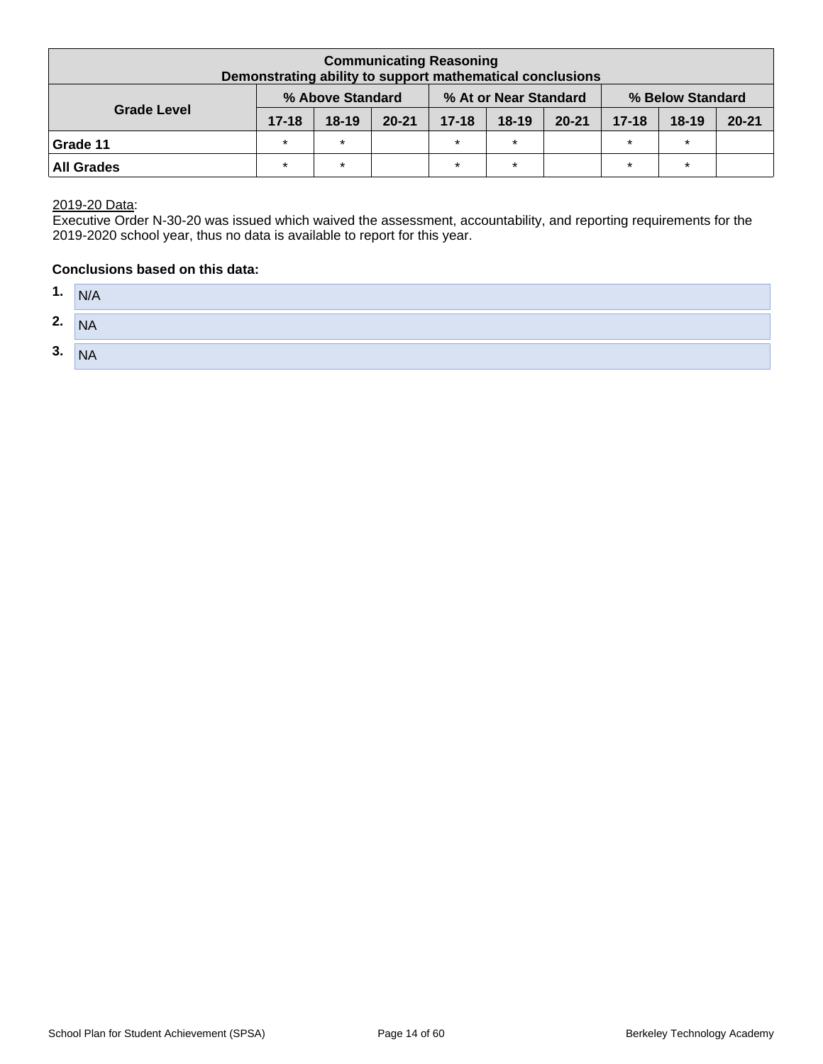| Communicating Reasoning<br>Demonstrating ability to support mathematical conclusions | | | | | | | | | |
|---|---|---|---|---|---|---|---|---|---|
| Grade Level | % Above Standard | | | % At or Near Standard | | | % Below Standard | | |
| | 17-18 | 18-19 | 20-21 | 17-18 | 18-19 | 20-21 | 17-18 | 18-19 | 20-21 |
| Grade 11 | * | * | | * | * | | * | * | |
| All Grades | * | * | | * | * | | * | * | |

2019-20 Data:
Executive Order N-30-20 was issued which waived the assessment, accountability, and reporting requirements for the 2019-2020 school year, thus no data is available to report for this year.

**Conclusions based on this data:**

1. N/A
2. NA
3. NA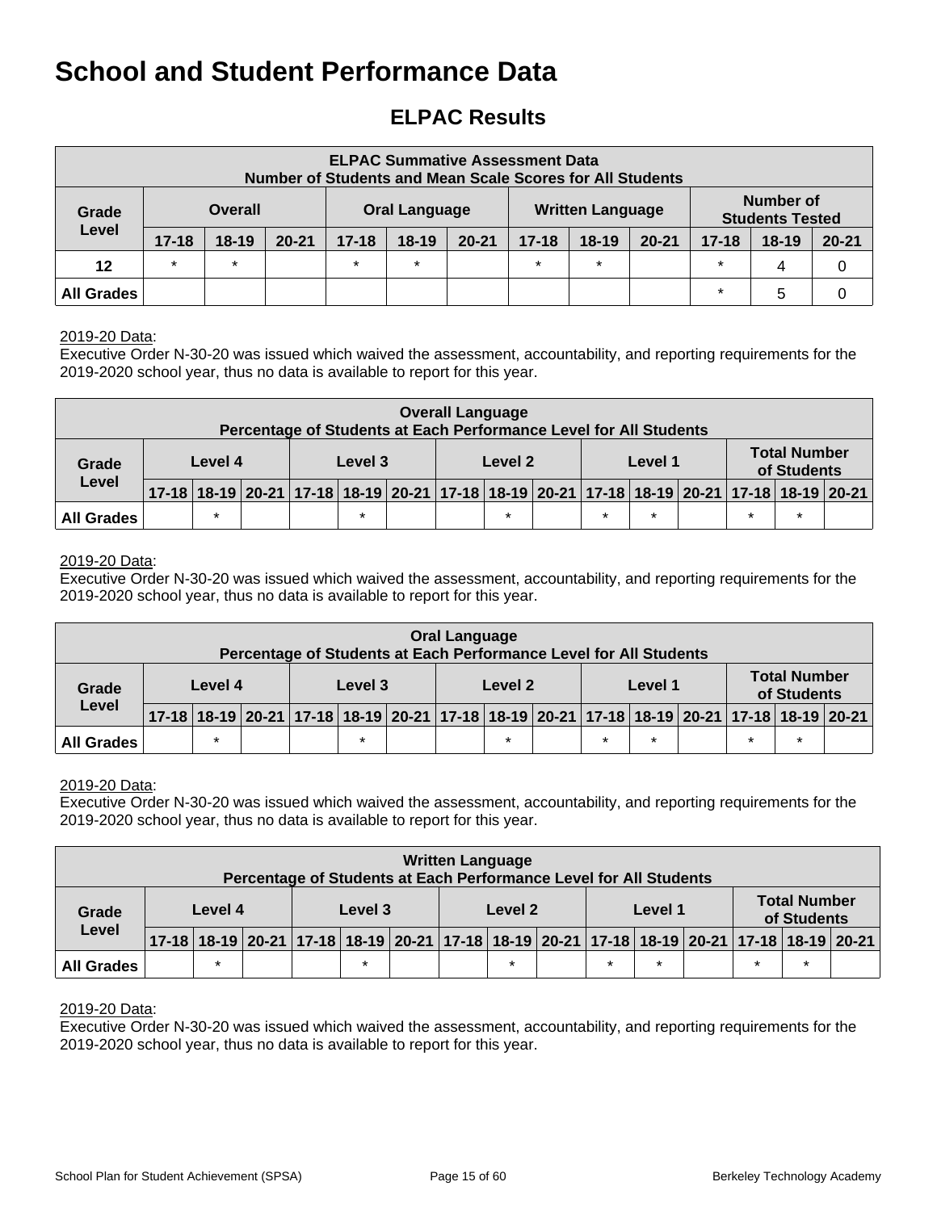# School and Student Performance Data

## ELPAC Results

| ELPAC Summative Assessment Data Number of Students and Mean Scale Scores for All Students | | | | | | | | | | | | |
|---|---|---|---|---|---|---|---|---|---|---|---|---|
| Grade Level | Overall | | | Oral Language | | | Written Language | | | Number of Students Tested | | |
| | 17-18 | 18-19 | 20-21 | 17-18 | 18-19 | 20-21 | 17-18 | 18-19 | 20-21 | 17-18 | 18-19 | 20-21 |
| 12 | * | * | | * | * | | * | * | | * | 4 | 0 |
| All Grades | | | | | | | | | | * | 5 | 0 |

2019-20 Data:
Executive Order N-30-20 was issued which waived the assessment, accountability, and reporting requirements for the 2019-2020 school year, thus no data is available to report for this year.

| Overall Language Percentage of Students at Each Performance Level for All Students | | | | | | | | | | | | | | | |
|---|---|---|---|---|---|---|---|---|---|---|---|---|---|---|---|
| Grade Level | Level 4 | | | Level 3 | | | Level 2 | | | Level 1 | | | Total Number of Students | | |
| | 17-18 | 18-19 | 20-21 | 17-18 | 18-19 | 20-21 | 17-18 | 18-19 | 20-21 | 17-18 | 18-19 | 20-21 | 17-18 | 18-19 | 20-21 |
| All Grades | | * | | | * | | | * | | * | * | | * | * | |

2019-20 Data:
Executive Order N-30-20 was issued which waived the assessment, accountability, and reporting requirements for the 2019-2020 school year, thus no data is available to report for this year.

| Oral Language Percentage of Students at Each Performance Level for All Students | | | | | | | | | | | | | | | |
|---|---|---|---|---|---|---|---|---|---|---|---|---|---|---|---|
| Grade Level | Level 4 | | | Level 3 | | | Level 2 | | | Level 1 | | | Total Number of Students | | |
| | 17-18 | 18-19 | 20-21 | 17-18 | 18-19 | 20-21 | 17-18 | 18-19 | 20-21 | 17-18 | 18-19 | 20-21 | 17-18 | 18-19 | 20-21 |
| All Grades | | * | | | * | | | * | | * | * | | * | * | |

2019-20 Data:
Executive Order N-30-20 was issued which waived the assessment, accountability, and reporting requirements for the 2019-2020 school year, thus no data is available to report for this year.

| Written Language Percentage of Students at Each Performance Level for All Students | | | | | | | | | | | | | | | |
|---|---|---|---|---|---|---|---|---|---|---|---|---|---|---|---|
| Grade Level | Level 4 | | | Level 3 | | | Level 2 | | | Level 1 | | | Total Number of Students | | |
| | 17-18 | 18-19 | 20-21 | 17-18 | 18-19 | 20-21 | 17-18 | 18-19 | 20-21 | 17-18 | 18-19 | 20-21 | 17-18 | 18-19 | 20-21 |
| All Grades | | * | | | * | | | * | | * | * | | * | * | |

2019-20 Data:
Executive Order N-30-20 was issued which waived the assessment, accountability, and reporting requirements for the 2019-2020 school year, thus no data is available to report for this year.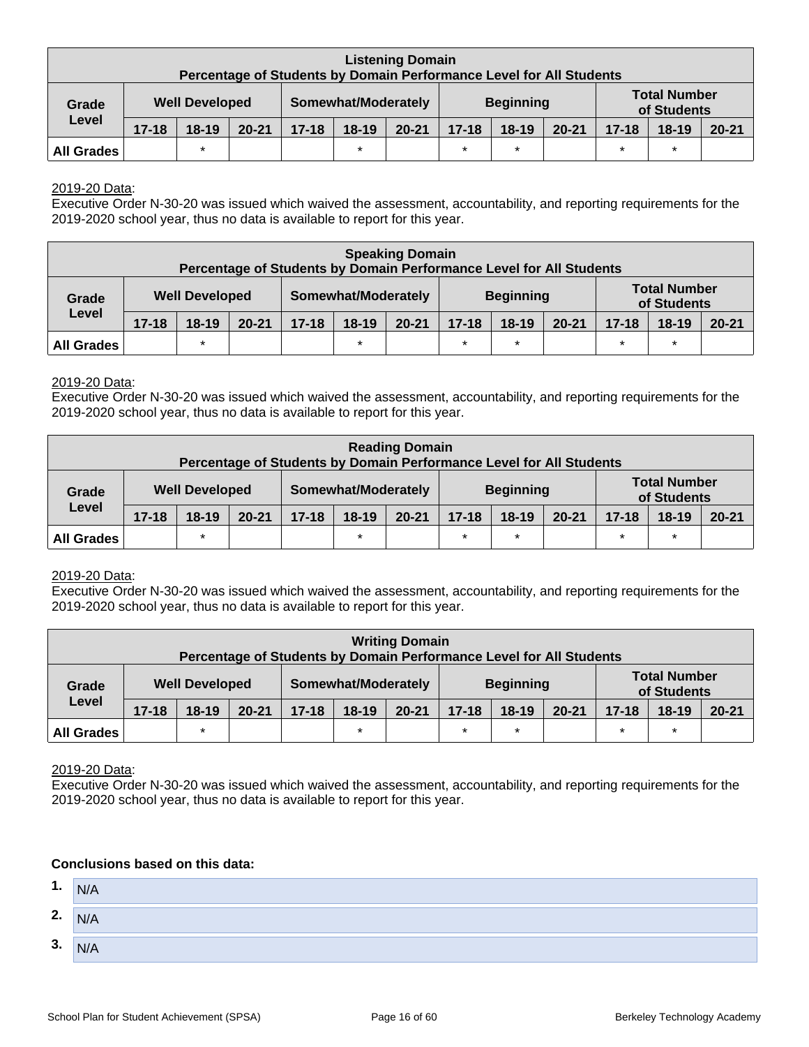| Listening Domain<br>Percentage of Students by Domain Performance Level for All Students | | | | | | | | | | | | |
|---|---|---|---|---|---|---|---|---|---|---|---|---|
| Grade Level | Well Developed | | | Somewhat/Moderately | | | Beginning | | | Total Number of Students | | |
| | 17-18 | 18-19 | 20-21 | 17-18 | 18-19 | 20-21 | 17-18 | 18-19 | 20-21 | 17-18 | 18-19 | 20-21 |
| All Grades | | * | | | * | | * | * | | * | * | |

2019-20 Data:
Executive Order N-30-20 was issued which waived the assessment, accountability, and reporting requirements for the 2019-2020 school year, thus no data is available to report for this year.

| Speaking Domain<br>Percentage of Students by Domain Performance Level for All Students | | | | | | | | | | | | |
|---|---|---|---|---|---|---|---|---|---|---|---|---|
| Grade Level | Well Developed | | | Somewhat/Moderately | | | Beginning | | | Total Number of Students | | |
| | 17-18 | 18-19 | 20-21 | 17-18 | 18-19 | 20-21 | 17-18 | 18-19 | 20-21 | 17-18 | 18-19 | 20-21 |
| All Grades | | * | | | * | | * | * | | * | * | |

2019-20 Data:
Executive Order N-30-20 was issued which waived the assessment, accountability, and reporting requirements for the 2019-2020 school year, thus no data is available to report for this year.

| Reading Domain<br>Percentage of Students by Domain Performance Level for All Students | | | | | | | | | | | | |
|---|---|---|---|---|---|---|---|---|---|---|---|---|
| Grade Level | Well Developed | | | Somewhat/Moderately | | | Beginning | | | Total Number of Students | | |
| | 17-18 | 18-19 | 20-21 | 17-18 | 18-19 | 20-21 | 17-18 | 18-19 | 20-21 | 17-18 | 18-19 | 20-21 |
| All Grades | | * | | | * | | * | * | | * | * | |

2019-20 Data:
Executive Order N-30-20 was issued which waived the assessment, accountability, and reporting requirements for the 2019-2020 school year, thus no data is available to report for this year.

| Writing Domain<br>Percentage of Students by Domain Performance Level for All Students | | | | | | | | | | | | |
|---|---|---|---|---|---|---|---|---|---|---|---|---|
| Grade Level | Well Developed | | | Somewhat/Moderately | | | Beginning | | | Total Number of Students | | |
| | 17-18 | 18-19 | 20-21 | 17-18 | 18-19 | 20-21 | 17-18 | 18-19 | 20-21 | 17-18 | 18-19 | 20-21 |
| All Grades | | * | | | * | | * | * | | * | * | |

2019-20 Data:
Executive Order N-30-20 was issued which waived the assessment, accountability, and reporting requirements for the 2019-2020 school year, thus no data is available to report for this year.

**Conclusions based on this data:**

1. N/A
2. N/A
3. N/A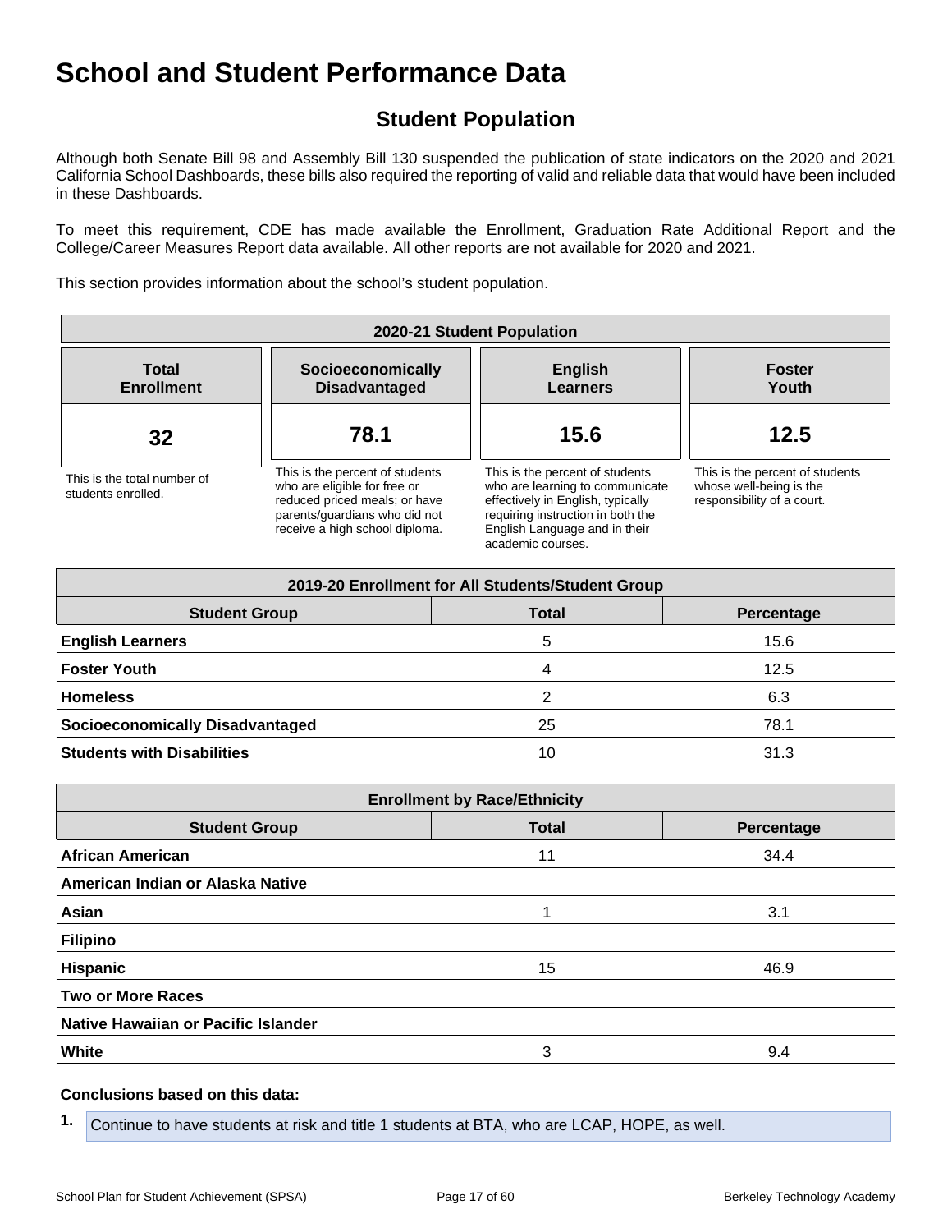# School and Student Performance Data

## Student Population

Although both Senate Bill 98 and Assembly Bill 130 suspended the publication of state indicators on the 2020 and 2021 California School Dashboards, these bills also required the reporting of valid and reliable data that would have been included in these Dashboards.

To meet this requirement, CDE has made available the Enrollment, Graduation Rate Additional Report and the College/Career Measures Report data available. All other reports are not available for 2020 and 2021.

This section provides information about the school's student population.

| 2020-21 Student Population | | | |
|---|---|---|---|
| **Total Enrollment** | **Socioeconomically Disadvantaged** | **English Learners** | **Foster Youth** |
| **32** | **78.1** | **15.6** | **12.5** |
| This is the total number of students enrolled. | This is the percent of students who are eligible for free or reduced priced meals; or have parents/guardians who did not receive a high school diploma. | This is the percent of students who are learning to communicate effectively in English, typically requiring instruction in both the English Language and in their academic courses. | This is the percent of students whose well-being is the responsibility of a court. |

| 2019-20 Enrollment for All Students/Student Group | | |
|---|---|---|
| **Student Group** | **Total** | **Percentage** |
| **English Learners** | 5 | 15.6 |
| **Foster Youth** | 4 | 12.5 |
| **Homeless** | 2 | 6.3 |
| **Socioeconomically Disadvantaged** | 25 | 78.1 |
| **Students with Disabilities** | 10 | 31.3 |

| Enrollment by Race/Ethnicity | | |
|---|---|---|
| **Student Group** | **Total** | **Percentage** |
| **African American** | 11 | 34.4 |
| **American Indian or Alaska Native** | | |
| **Asian** | 1 | 3.1 |
| **Filipino** | | |
| **Hispanic** | 15 | 46.9 |
| **Two or More Races** | | |
| **Native Hawaiian or Pacific Islander** | | |
| **White** | 3 | 9.4 |

**Conclusions based on this data:**

1. Continue to have students at risk and title 1 students at BTA, who are LCAP, HOPE, as well.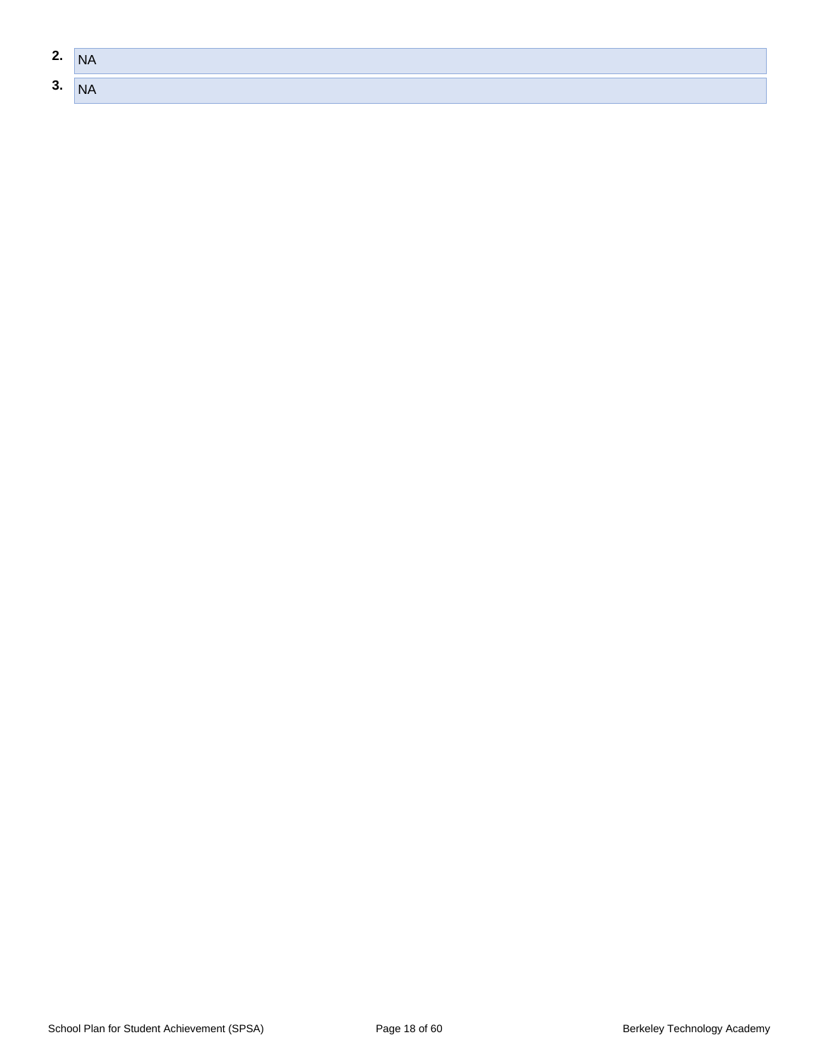2. NA
3. NA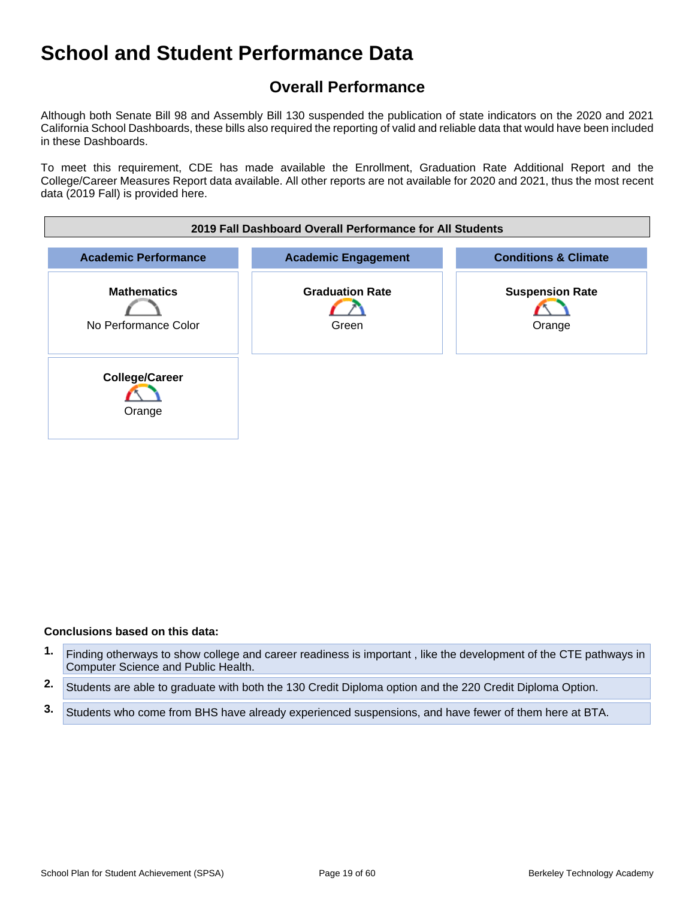# School and Student Performance Data

## Overall Performance

Although both Senate Bill 98 and Assembly Bill 130 suspended the publication of state indicators on the 2020 and 2021 California School Dashboards, these bills also required the reporting of valid and reliable data that would have been included in these Dashboards.

To meet this requirement, CDE has made available the Enrollment, Graduation Rate Additional Report and the College/Career Measures Report data available. All other reports are not available for 2020 and 2021, thus the most recent data (2019 Fall) is provided here.

| 2019 Fall Dashboard Overall Performance for All Students | | |
|---|---|---|
| **Academic Performance** | **Academic Engagement** | **Conditions & Climate** |
| **Mathematics**<br>No Performance Color | **Graduation Rate**<br>Green | **Suspension Rate**<br>Orange |
| **College/Career**<br>Orange | | |

**Conclusions based on this data:**

1. Finding otherways to show college and career readiness is important , like the development of the CTE pathways in Computer Science and Public Health.
2. Students are able to graduate with both the 130 Credit Diploma option and the 220 Credit Diploma Option.
3. Students who come from BHS have already experienced suspensions, and have fewer of them here at BTA.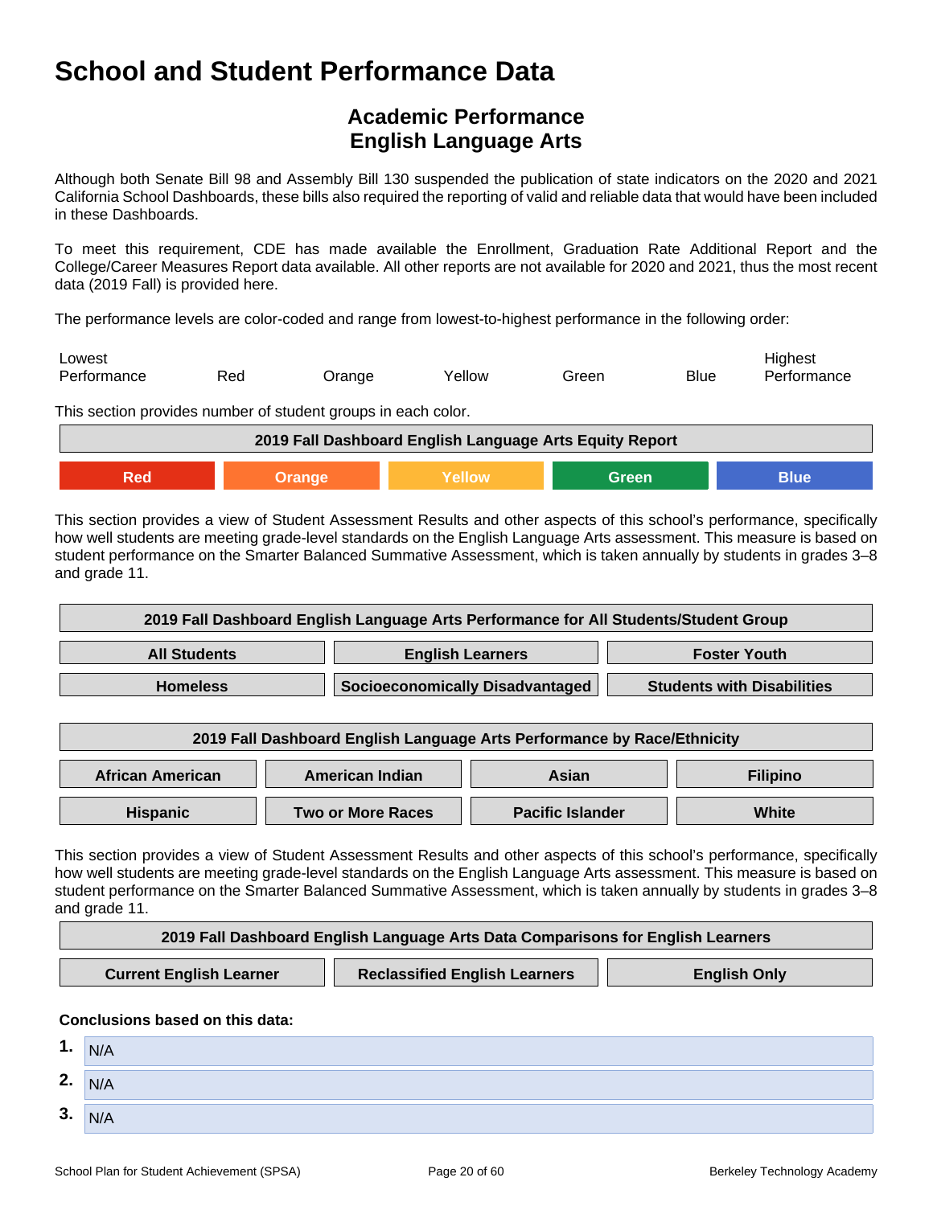# School and Student Performance Data

## Academic Performance
## English Language Arts

Although both Senate Bill 98 and Assembly Bill 130 suspended the publication of state indicators on the 2020 and 2021 California School Dashboards, these bills also required the reporting of valid and reliable data that would have been included in these Dashboards.

To meet this requirement, CDE has made available the Enrollment, Graduation Rate Additional Report and the College/Career Measures Report data available. All other reports are not available for 2020 and 2021, thus the most recent data (2019 Fall) is provided here.

The performance levels are color-coded and range from lowest-to-highest performance in the following order:

| Lowest Performance | Red | Orange | Yellow | Green | Blue | Highest Performance |
|---|---|---|---|---|---|---|

This section provides number of student groups in each color.

| 2019 Fall Dashboard English Language Arts Equity Report | | | | |
|---|---|---|---|---|
| Red | Orange | Yellow | Green | Blue |

This section provides a view of Student Assessment Results and other aspects of this school's performance, specifically how well students are meeting grade-level standards on the English Language Arts assessment. This measure is based on student performance on the Smarter Balanced Summative Assessment, which is taken annually by students in grades 3–8 and grade 11.

| 2019 Fall Dashboard English Language Arts Performance for All Students/Student Group | | |
|---|---|---|
| All Students | English Learners | Foster Youth |
| Homeless | Socioeconomically Disadvantaged | Students with Disabilities |

| 2019 Fall Dashboard English Language Arts Performance by Race/Ethnicity | | | |
|---|---|---|---|
| African American | American Indian | Asian | Filipino |
| Hispanic | Two or More Races | Pacific Islander | White |

This section provides a view of Student Assessment Results and other aspects of this school's performance, specifically how well students are meeting grade-level standards on the English Language Arts assessment. This measure is based on student performance on the Smarter Balanced Summative Assessment, which is taken annually by students in grades 3–8 and grade 11.

| 2019 Fall Dashboard English Language Arts Data Comparisons for English Learners | | |
|---|---|---|
| Current English Learner | Reclassified English Learners | English Only |

**Conclusions based on this data:**

1. N/A
2. N/A
3. N/A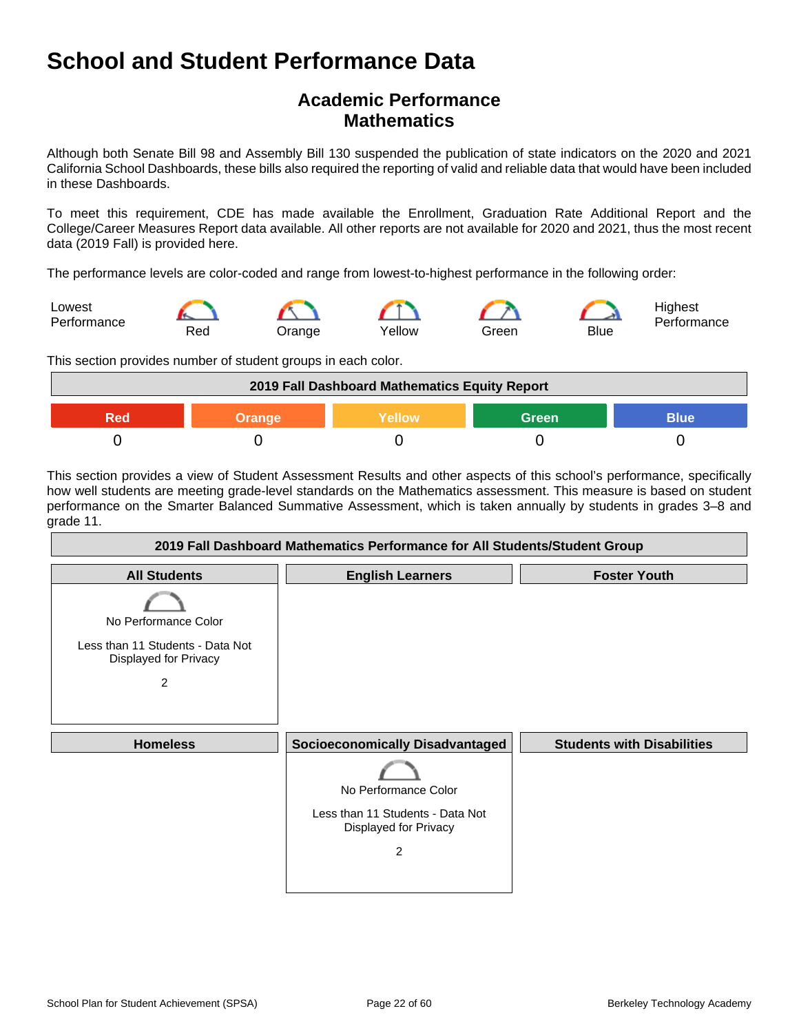# School and Student Performance Data

## Academic Performance
## Mathematics

Although both Senate Bill 98 and Assembly Bill 130 suspended the publication of state indicators on the 2020 and 2021 California School Dashboards, these bills also required the reporting of valid and reliable data that would have been included in these Dashboards.

To meet this requirement, CDE has made available the Enrollment, Graduation Rate Additional Report and the College/Career Measures Report data available. All other reports are not available for 2020 and 2021, thus the most recent data (2019 Fall) is provided here.

The performance levels are color-coded and range from lowest-to-highest performance in the following order:

Lowest Performance — Red — Orange — Yellow — Green — Blue — Highest Performance

This section provides number of student groups in each color.

| 2019 Fall Dashboard Mathematics Equity Report | | | | |
|---|---|---|---|---|
| Red | Orange | Yellow | Green | Blue |
| 0 | 0 | 0 | 0 | 0 |

This section provides a view of Student Assessment Results and other aspects of this school's performance, specifically how well students are meeting grade-level standards on the Mathematics assessment. This measure is based on student performance on the Smarter Balanced Summative Assessment, which is taken annually by students in grades 3–8 and grade 11.

| 2019 Fall Dashboard Mathematics Performance for All Students/Student Group | | |
|---|---|---|
| **All Students** | **English Learners** | **Foster Youth** |
| No Performance Color<br>Less than 11 Students - Data Not Displayed for Privacy<br>2 | | |
| **Homeless** | **Socioeconomically Disadvantaged** | **Students with Disabilities** |
| | No Performance Color<br>Less than 11 Students - Data Not Displayed for Privacy<br>2 | |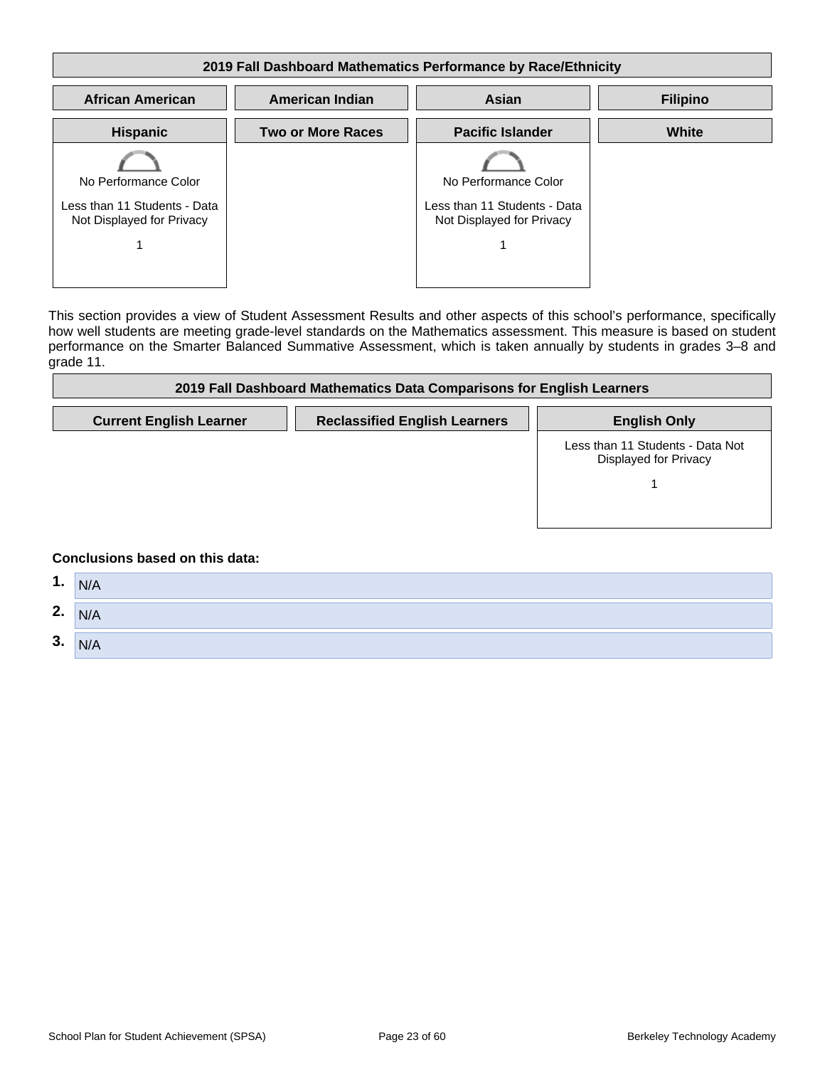## 2019 Fall Dashboard Mathematics Performance by Race/Ethnicity

| African American | American Indian | Asian | Filipino |
| --- | --- | --- | --- |
| | | | |

| Hispanic | Two or More Races | Pacific Islander | White |
| --- | --- | --- | --- |
| No Performance Color<br>Less than 11 Students - Data Not Displayed for Privacy<br>1 | | No Performance Color<br>Less than 11 Students - Data Not Displayed for Privacy<br>1 | |

This section provides a view of Student Assessment Results and other aspects of this school's performance, specifically how well students are meeting grade-level standards on the Mathematics assessment. This measure is based on student performance on the Smarter Balanced Summative Assessment, which is taken annually by students in grades 3–8 and grade 11.

## 2019 Fall Dashboard Mathematics Data Comparisons for English Learners

| Current English Learner | Reclassified English Learners | English Only |
| --- | --- | --- |
| | | Less than 11 Students - Data Not Displayed for Privacy<br>1 |

**Conclusions based on this data:**

1. N/A
2. N/A
3. N/A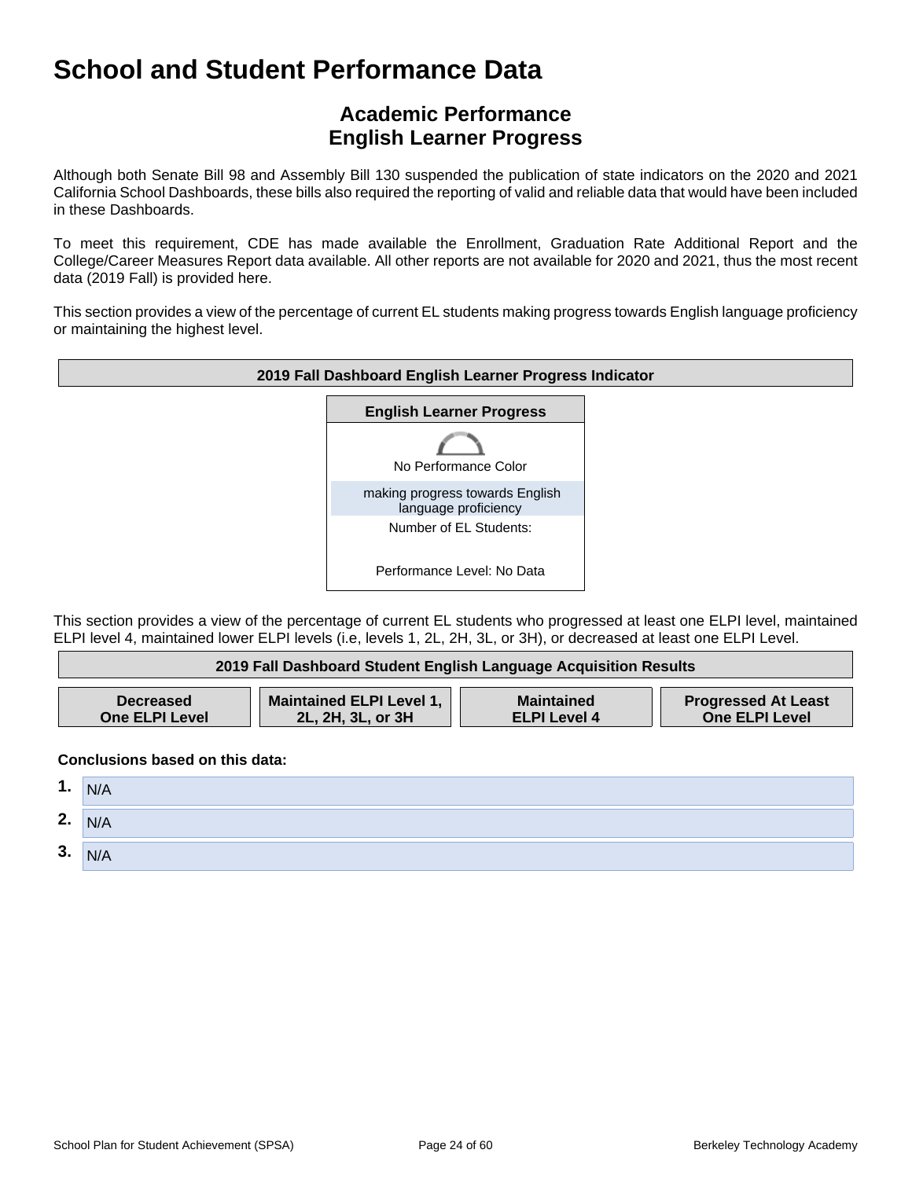# School and Student Performance Data

## Academic Performance
## English Learner Progress

Although both Senate Bill 98 and Assembly Bill 130 suspended the publication of state indicators on the 2020 and 2021 California School Dashboards, these bills also required the reporting of valid and reliable data that would have been included in these Dashboards.

To meet this requirement, CDE has made available the Enrollment, Graduation Rate Additional Report and the College/Career Measures Report data available. All other reports are not available for 2020 and 2021, thus the most recent data (2019 Fall) is provided here.

This section provides a view of the percentage of current EL students making progress towards English language proficiency or maintaining the highest level.

| 2019 Fall Dashboard English Learner Progress Indicator |
|---|
| **English Learner Progress** |
| No Performance Color |
| making progress towards English language proficiency |
| Number of EL Students: |
| Performance Level: No Data |

This section provides a view of the percentage of current EL students who progressed at least one ELPI level, maintained ELPI level 4, maintained lower ELPI levels (i.e, levels 1, 2L, 2H, 3L, or 3H), or decreased at least one ELPI Level.

| 2019 Fall Dashboard Student English Language Acquisition Results | | | |
|---|---|---|---|
| **Decreased One ELPI Level** | **Maintained ELPI Level 1, 2L, 2H, 3L, or 3H** | **Maintained ELPI Level 4** | **Progressed At Least One ELPI Level** |

**Conclusions based on this data:**

1. N/A
2. N/A
3. N/A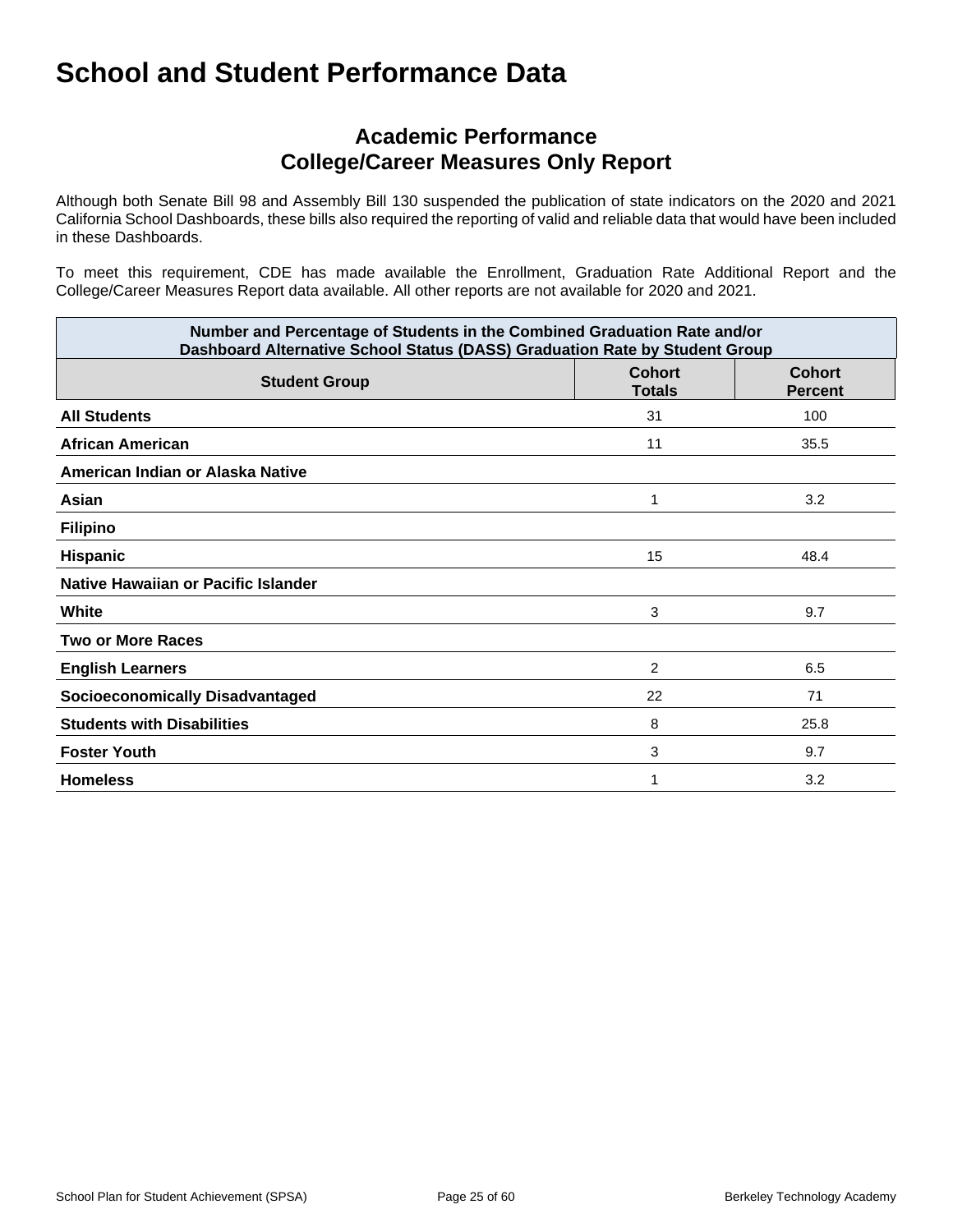# School and Student Performance Data

## Academic Performance
## College/Career Measures Only Report

Although both Senate Bill 98 and Assembly Bill 130 suspended the publication of state indicators on the 2020 and 2021 California School Dashboards, these bills also required the reporting of valid and reliable data that would have been included in these Dashboards.

To meet this requirement, CDE has made available the Enrollment, Graduation Rate Additional Report and the College/Career Measures Report data available. All other reports are not available for 2020 and 2021.

| Number and Percentage of Students in the Combined Graduation Rate and/or Dashboard Alternative School Status (DASS) Graduation Rate by Student Group | | |
|---|---|---|
| **Student Group** | **Cohort Totals** | **Cohort Percent** |
| **All Students** | 31 | 100 |
| **African American** | 11 | 35.5 |
| **American Indian or Alaska Native** | | |
| **Asian** | 1 | 3.2 |
| **Filipino** | | |
| **Hispanic** | 15 | 48.4 |
| **Native Hawaiian or Pacific Islander** | | |
| **White** | 3 | 9.7 |
| **Two or More Races** | | |
| **English Learners** | 2 | 6.5 |
| **Socioeconomically Disadvantaged** | 22 | 71 |
| **Students with Disabilities** | 8 | 25.8 |
| **Foster Youth** | 3 | 9.7 |
| **Homeless** | 1 | 3.2 |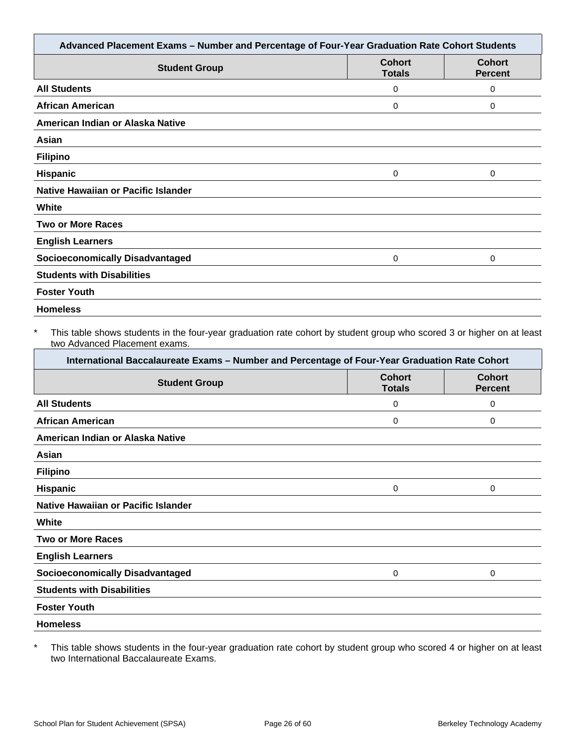| Advanced Placement Exams – Number and Percentage of Four-Year Graduation Rate Cohort Students | | |
|---|---|---|
| **Student Group** | **Cohort Totals** | **Cohort Percent** |
| **All Students** | 0 | 0 |
| **African American** | 0 | 0 |
| **American Indian or Alaska Native** | | |
| **Asian** | | |
| **Filipino** | | |
| **Hispanic** | 0 | 0 |
| **Native Hawaiian or Pacific Islander** | | |
| **White** | | |
| **Two or More Races** | | |
| **English Learners** | | |
| **Socioeconomically Disadvantaged** | 0 | 0 |
| **Students with Disabilities** | | |
| **Foster Youth** | | |
| **Homeless** | | |

* This table shows students in the four-year graduation rate cohort by student group who scored 3 or higher on at least two Advanced Placement exams.

| International Baccalaureate Exams – Number and Percentage of Four-Year Graduation Rate Cohort | | |
|---|---|---|
| **Student Group** | **Cohort Totals** | **Cohort Percent** |
| **All Students** | 0 | 0 |
| **African American** | 0 | 0 |
| **American Indian or Alaska Native** | | |
| **Asian** | | |
| **Filipino** | | |
| **Hispanic** | 0 | 0 |
| **Native Hawaiian or Pacific Islander** | | |
| **White** | | |
| **Two or More Races** | | |
| **English Learners** | | |
| **Socioeconomically Disadvantaged** | 0 | 0 |
| **Students with Disabilities** | | |
| **Foster Youth** | | |
| **Homeless** | | |

* This table shows students in the four-year graduation rate cohort by student group who scored 4 or higher on at least two International Baccalaureate Exams.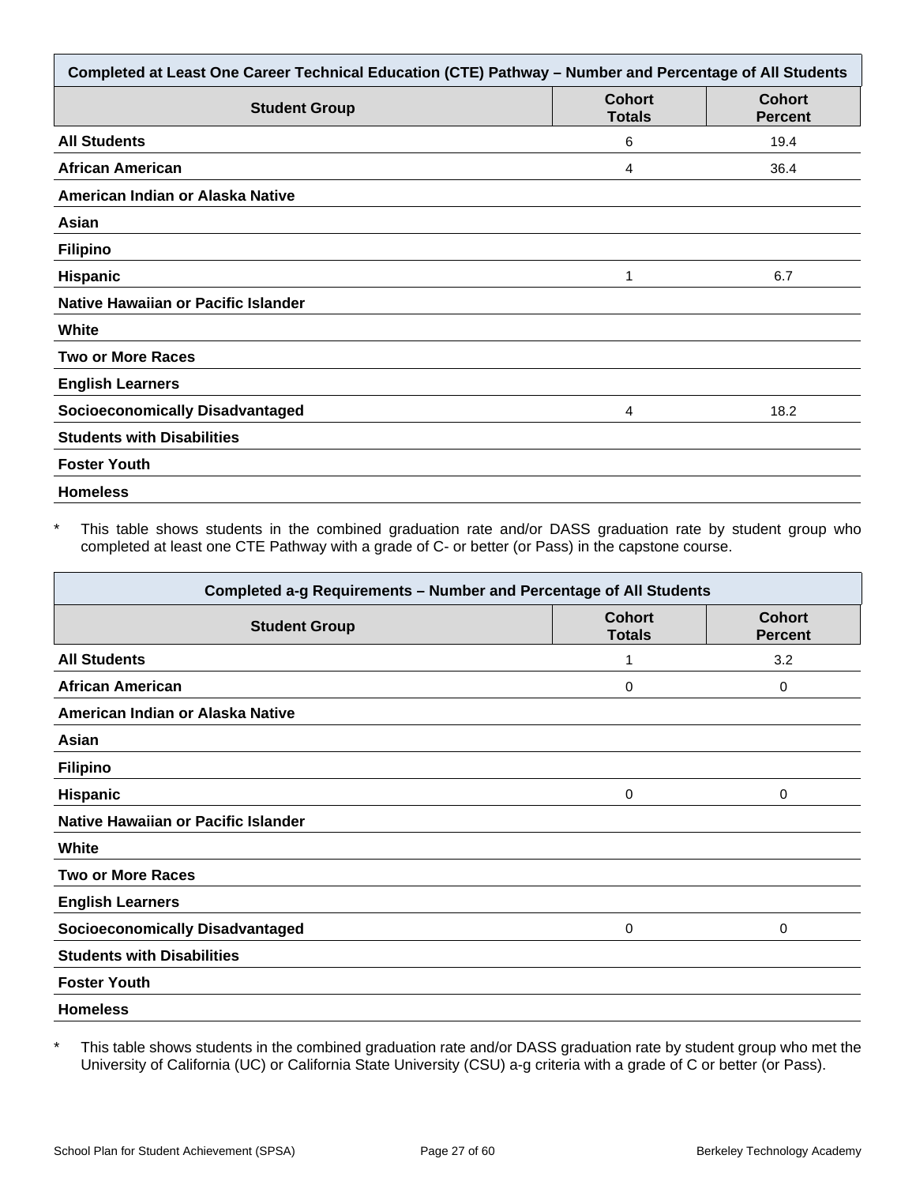| Completed at Least One Career Technical Education (CTE) Pathway – Number and Percentage of All Students | | |
|---|---|---|
| **Student Group** | **Cohort Totals** | **Cohort Percent** |
| **All Students** | 6 | 19.4 |
| **African American** | 4 | 36.4 |
| **American Indian or Alaska Native** | | |
| **Asian** | | |
| **Filipino** | | |
| **Hispanic** | 1 | 6.7 |
| **Native Hawaiian or Pacific Islander** | | |
| **White** | | |
| **Two or More Races** | | |
| **English Learners** | | |
| **Socioeconomically Disadvantaged** | 4 | 18.2 |
| **Students with Disabilities** | | |
| **Foster Youth** | | |
| **Homeless** | | |

* This table shows students in the combined graduation rate and/or DASS graduation rate by student group who completed at least one CTE Pathway with a grade of C- or better (or Pass) in the capstone course.

| Completed a-g Requirements – Number and Percentage of All Students | | |
|---|---|---|
| **Student Group** | **Cohort Totals** | **Cohort Percent** |
| **All Students** | 1 | 3.2 |
| **African American** | 0 | 0 |
| **American Indian or Alaska Native** | | |
| **Asian** | | |
| **Filipino** | | |
| **Hispanic** | 0 | 0 |
| **Native Hawaiian or Pacific Islander** | | |
| **White** | | |
| **Two or More Races** | | |
| **English Learners** | | |
| **Socioeconomically Disadvantaged** | 0 | 0 |
| **Students with Disabilities** | | |
| **Foster Youth** | | |
| **Homeless** | | |

* This table shows students in the combined graduation rate and/or DASS graduation rate by student group who met the University of California (UC) or California State University (CSU) a-g criteria with a grade of C or better (or Pass).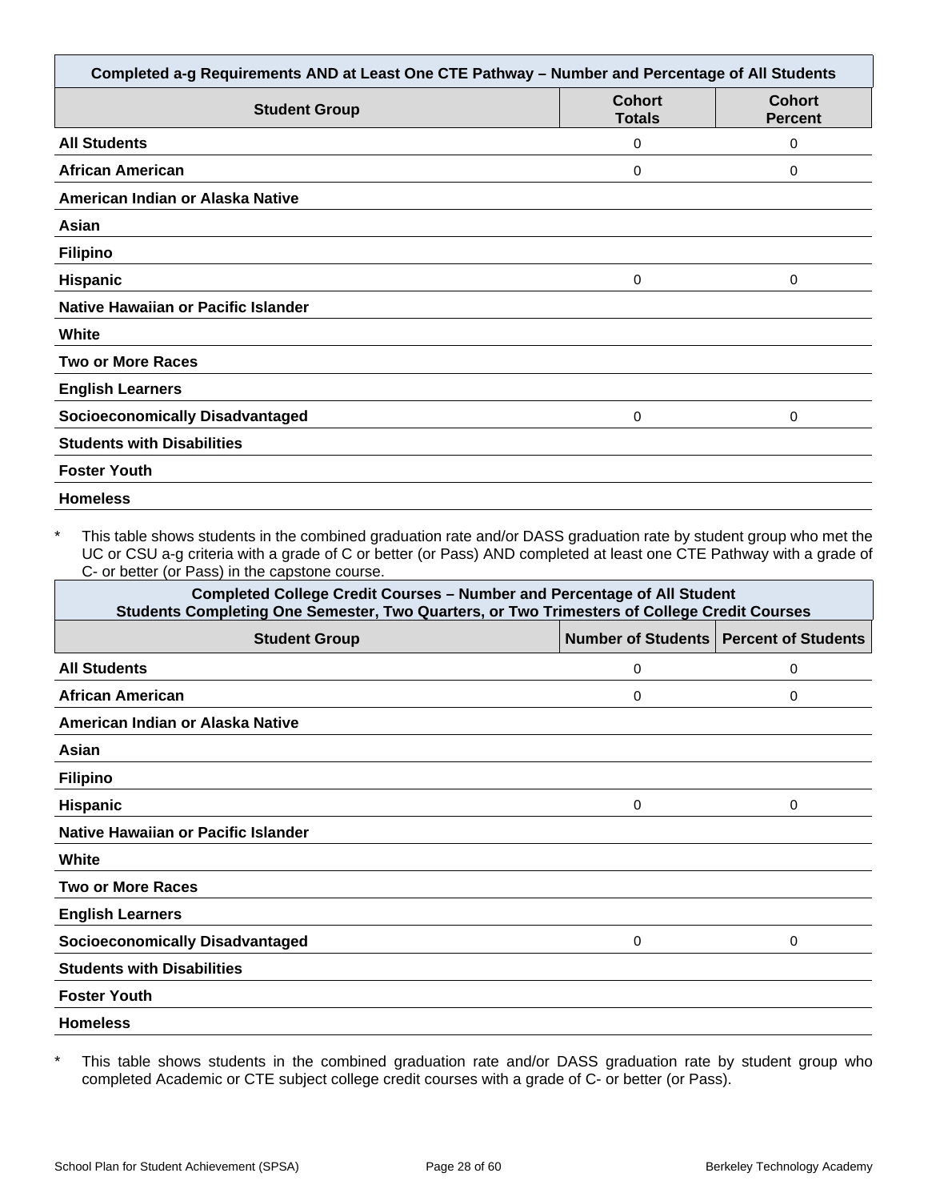| Completed a-g Requirements AND at Least One CTE Pathway – Number and Percentage of All Students | | |
|---|---|---|
| **Student Group** | **Cohort Totals** | **Cohort Percent** |
| **All Students** | 0 | 0 |
| **African American** | 0 | 0 |
| **American Indian or Alaska Native** | | |
| **Asian** | | |
| **Filipino** | | |
| **Hispanic** | 0 | 0 |
| **Native Hawaiian or Pacific Islander** | | |
| **White** | | |
| **Two or More Races** | | |
| **English Learners** | | |
| **Socioeconomically Disadvantaged** | 0 | 0 |
| **Students with Disabilities** | | |
| **Foster Youth** | | |
| **Homeless** | | |

* This table shows students in the combined graduation rate and/or DASS graduation rate by student group who met the UC or CSU a-g criteria with a grade of C or better (or Pass) AND completed at least one CTE Pathway with a grade of C- or better (or Pass) in the capstone course.

| Completed College Credit Courses – Number and Percentage of All Student Students Completing One Semester, Two Quarters, or Two Trimesters of College Credit Courses | | |
|---|---|---|
| **Student Group** | **Number of Students** | **Percent of Students** |
| **All Students** | 0 | 0 |
| **African American** | 0 | 0 |
| **American Indian or Alaska Native** | | |
| **Asian** | | |
| **Filipino** | | |
| **Hispanic** | 0 | 0 |
| **Native Hawaiian or Pacific Islander** | | |
| **White** | | |
| **Two or More Races** | | |
| **English Learners** | | |
| **Socioeconomically Disadvantaged** | 0 | 0 |
| **Students with Disabilities** | | |
| **Foster Youth** | | |
| **Homeless** | | |

* This table shows students in the combined graduation rate and/or DASS graduation rate by student group who completed Academic or CTE subject college credit courses with a grade of C- or better (or Pass).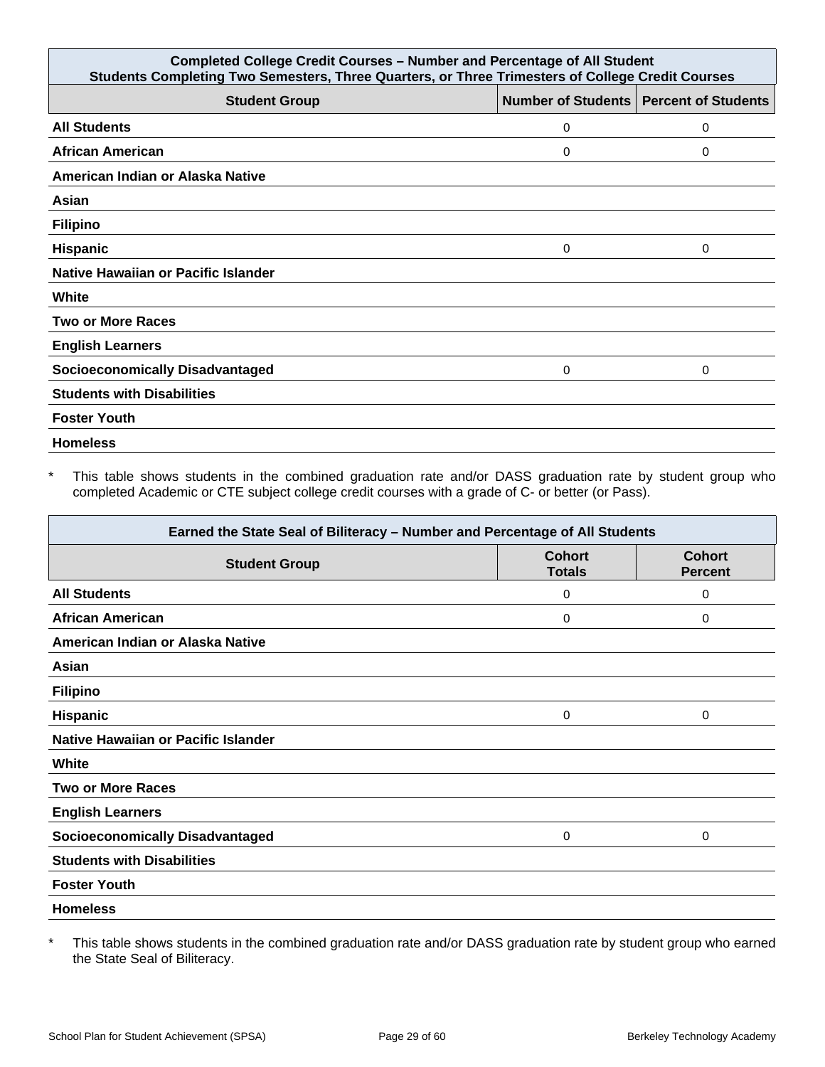| Completed College Credit Courses – Number and Percentage of All Student<br>Students Completing Two Semesters, Three Quarters, or Three Trimesters of College Credit Courses | | |
|---|---|---|
| **Student Group** | **Number of Students** | **Percent of Students** |
| **All Students** | 0 | 0 |
| **African American** | 0 | 0 |
| **American Indian or Alaska Native** | | |
| **Asian** | | |
| **Filipino** | | |
| **Hispanic** | 0 | 0 |
| **Native Hawaiian or Pacific Islander** | | |
| **White** | | |
| **Two or More Races** | | |
| **English Learners** | | |
| **Socioeconomically Disadvantaged** | 0 | 0 |
| **Students with Disabilities** | | |
| **Foster Youth** | | |
| **Homeless** | | |

\* This table shows students in the combined graduation rate and/or DASS graduation rate by student group who completed Academic or CTE subject college credit courses with a grade of C- or better (or Pass).

| Earned the State Seal of Biliteracy – Number and Percentage of All Students | | |
|---|---|---|
| **Student Group** | **Cohort Totals** | **Cohort Percent** |
| **All Students** | 0 | 0 |
| **African American** | 0 | 0 |
| **American Indian or Alaska Native** | | |
| **Asian** | | |
| **Filipino** | | |
| **Hispanic** | 0 | 0 |
| **Native Hawaiian or Pacific Islander** | | |
| **White** | | |
| **Two or More Races** | | |
| **English Learners** | | |
| **Socioeconomically Disadvantaged** | 0 | 0 |
| **Students with Disabilities** | | |
| **Foster Youth** | | |
| **Homeless** | | |

\* This table shows students in the combined graduation rate and/or DASS graduation rate by student group who earned the State Seal of Biliteracy.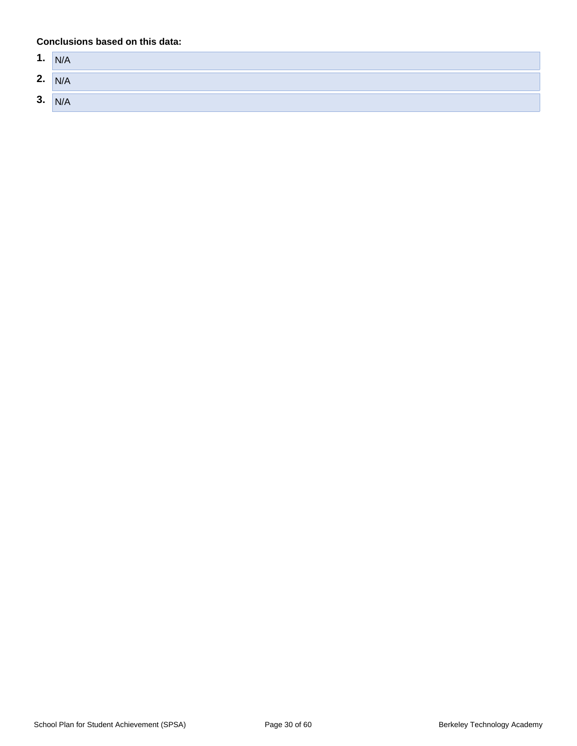**Conclusions based on this data:**

1. N/A
2. N/A
3. N/A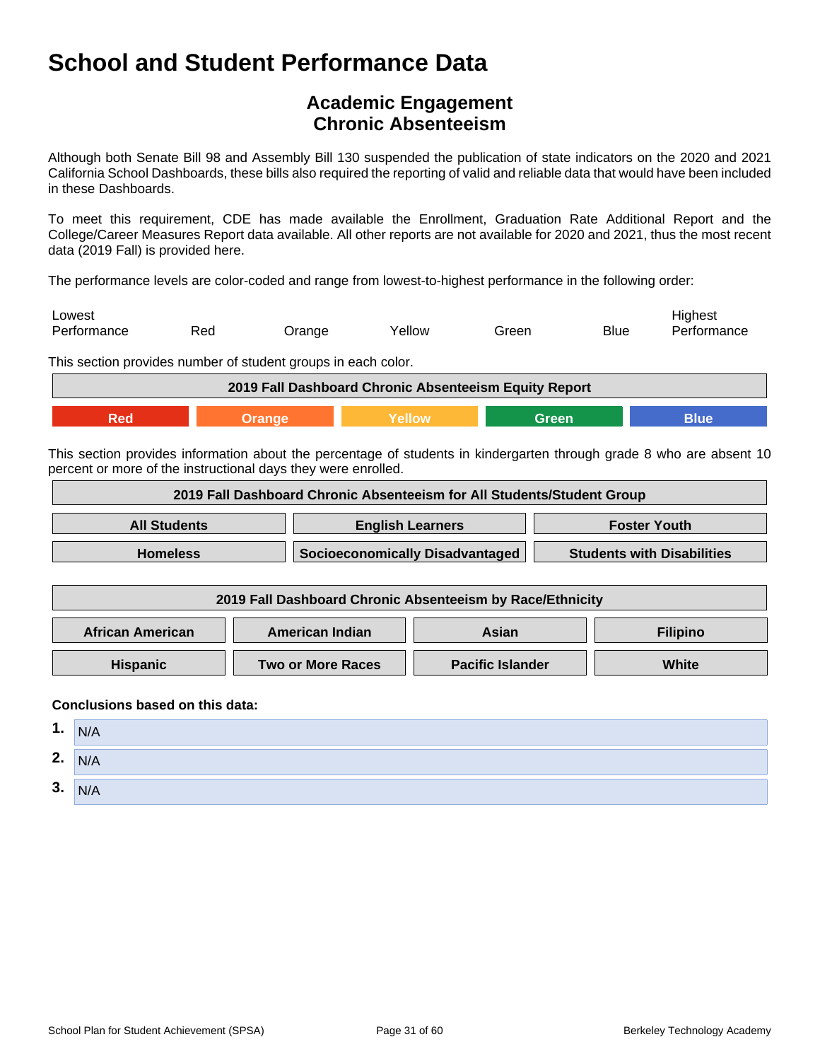# School and Student Performance Data

## Academic Engagement
## Chronic Absenteeism

Although both Senate Bill 98 and Assembly Bill 130 suspended the publication of state indicators on the 2020 and 2021 California School Dashboards, these bills also required the reporting of valid and reliable data that would have been included in these Dashboards.

To meet this requirement, CDE has made available the Enrollment, Graduation Rate Additional Report and the College/Career Measures Report data available. All other reports are not available for 2020 and 2021, thus the most recent data (2019 Fall) is provided here.

The performance levels are color-coded and range from lowest-to-highest performance in the following order:

| Lowest Performance | Red | Orange | Yellow | Green | Blue | Highest Performance |
|---|---|---|---|---|---|---|

This section provides number of student groups in each color.

| 2019 Fall Dashboard Chronic Absenteeism Equity Report | | | | |
|---|---|---|---|---|
| Red | Orange | Yellow | Green | Blue |

This section provides information about the percentage of students in kindergarten through grade 8 who are absent 10 percent or more of the instructional days they were enrolled.

| 2019 Fall Dashboard Chronic Absenteeism for All Students/Student Group | | |
|---|---|---|
| All Students | English Learners | Foster Youth |
| Homeless | Socioeconomically Disadvantaged | Students with Disabilities |

| 2019 Fall Dashboard Chronic Absenteeism by Race/Ethnicity | | | |
|---|---|---|---|
| African American | American Indian | Asian | Filipino |
| Hispanic | Two or More Races | Pacific Islander | White |

**Conclusions based on this data:**

1. N/A
2. N/A
3. N/A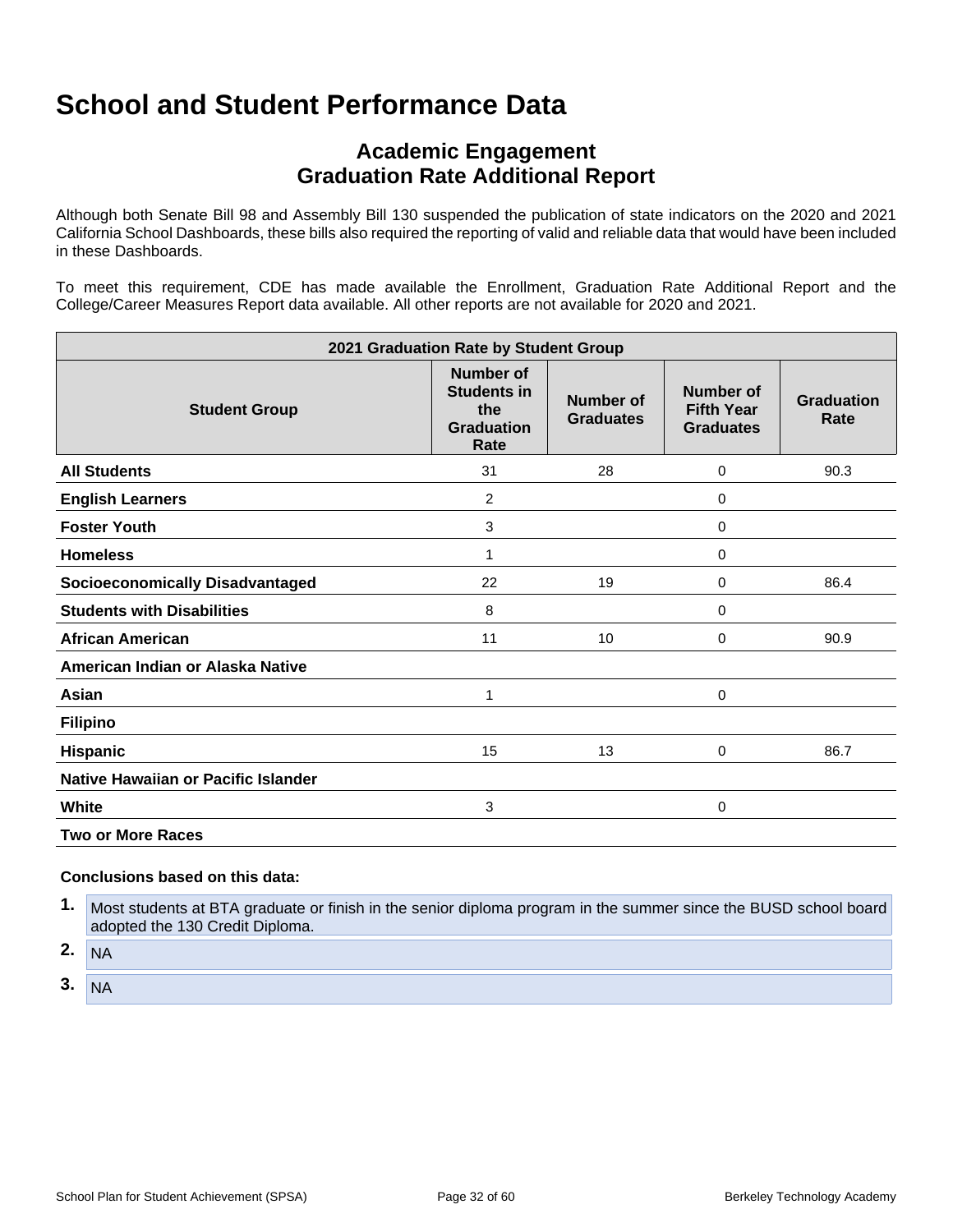# School and Student Performance Data

## Academic Engagement
## Graduation Rate Additional Report

Although both Senate Bill 98 and Assembly Bill 130 suspended the publication of state indicators on the 2020 and 2021 California School Dashboards, these bills also required the reporting of valid and reliable data that would have been included in these Dashboards.

To meet this requirement, CDE has made available the Enrollment, Graduation Rate Additional Report and the College/Career Measures Report data available. All other reports are not available for 2020 and 2021.

| 2021 Graduation Rate by Student Group | | | | |
|---|---|---|---|---|
| **Student Group** | **Number of Students in the Graduation Rate** | **Number of Graduates** | **Number of Fifth Year Graduates** | **Graduation Rate** |
| **All Students** | 31 | 28 | 0 | 90.3 |
| **English Learners** | 2 | | 0 | |
| **Foster Youth** | 3 | | 0 | |
| **Homeless** | 1 | | 0 | |
| **Socioeconomically Disadvantaged** | 22 | 19 | 0 | 86.4 |
| **Students with Disabilities** | 8 | | 0 | |
| **African American** | 11 | 10 | 0 | 90.9 |
| **American Indian or Alaska Native** | | | | |
| **Asian** | 1 | | 0 | |
| **Filipino** | | | | |
| **Hispanic** | 15 | 13 | 0 | 86.7 |
| **Native Hawaiian or Pacific Islander** | | | | |
| **White** | 3 | | 0 | |
| **Two or More Races** | | | | |

**Conclusions based on this data:**

1. Most students at BTA graduate or finish in the senior diploma program in the summer since the BUSD school board adopted the 130 Credit Diploma.
2. NA
3. NA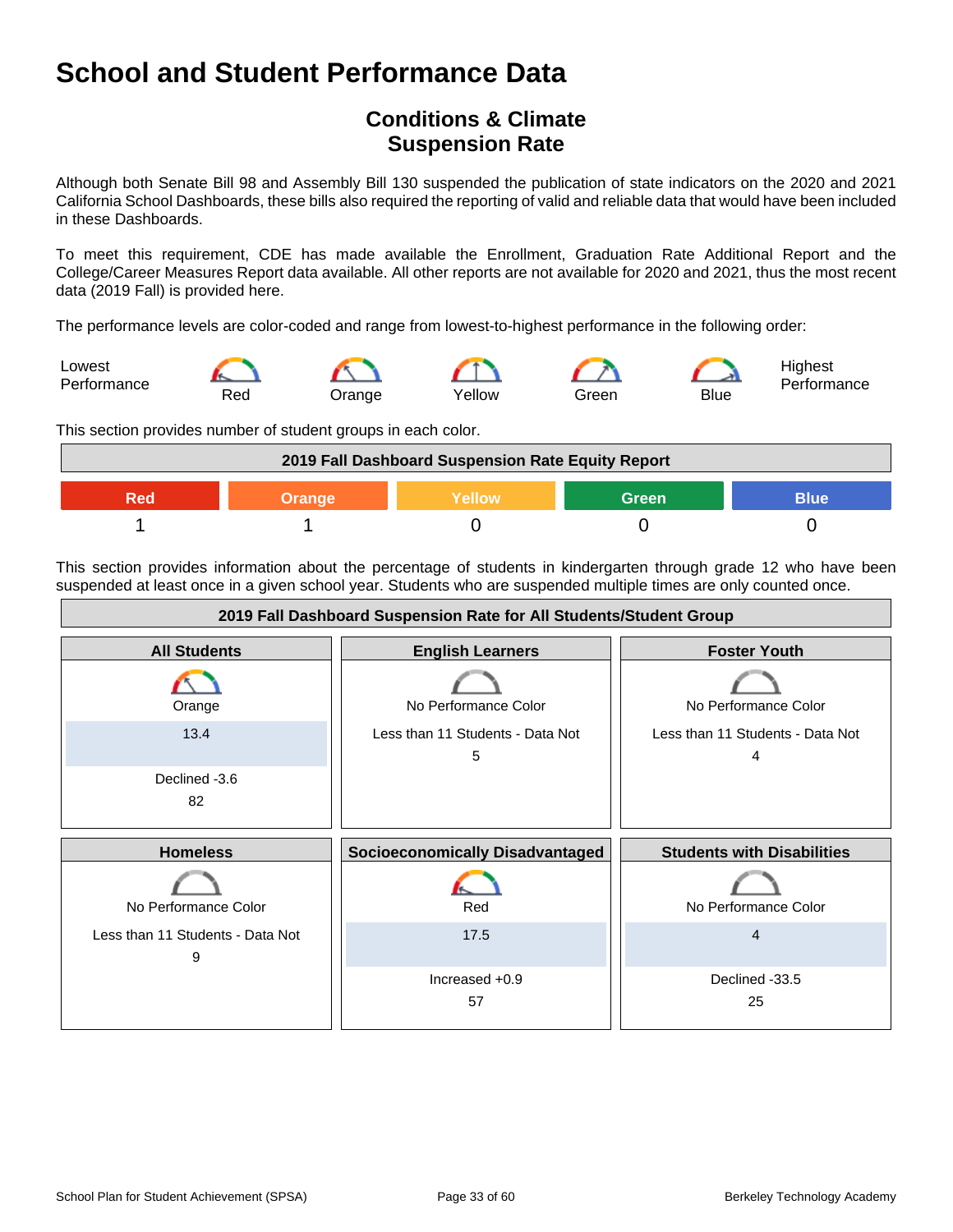# School and Student Performance Data

## Conditions & Climate
## Suspension Rate

Although both Senate Bill 98 and Assembly Bill 130 suspended the publication of state indicators on the 2020 and 2021 California School Dashboards, these bills also required the reporting of valid and reliable data that would have been included in these Dashboards.

To meet this requirement, CDE has made available the Enrollment, Graduation Rate Additional Report and the College/Career Measures Report data available. All other reports are not available for 2020 and 2021, thus the most recent data (2019 Fall) is provided here.

The performance levels are color-coded and range from lowest-to-highest performance in the following order:

Lowest Performance — Red — Orange — Yellow — Green — Blue — Highest Performance

This section provides number of student groups in each color.

| 2019 Fall Dashboard Suspension Rate Equity Report | | | | |
|---|---|---|---|---|
| Red | Orange | Yellow | Green | Blue |
| 1 | 1 | 0 | 0 | 0 |

This section provides information about the percentage of students in kindergarten through grade 12 who have been suspended at least once in a given school year. Students who are suspended multiple times are only counted once.

| 2019 Fall Dashboard Suspension Rate for All Students/Student Group | | |
|---|---|---|
| **All Students** | **English Learners** | **Foster Youth** |
| Orange<br>13.4<br>Declined -3.6<br>82 | No Performance Color<br>Less than 11 Students - Data Not<br>5 | No Performance Color<br>Less than 11 Students - Data Not<br>4 |
| **Homeless** | **Socioeconomically Disadvantaged** | **Students with Disabilities** |
| No Performance Color<br>Less than 11 Students - Data Not<br>9 | Red<br>17.5<br>Increased +0.9<br>57 | No Performance Color<br>4<br>Declined -33.5<br>25 |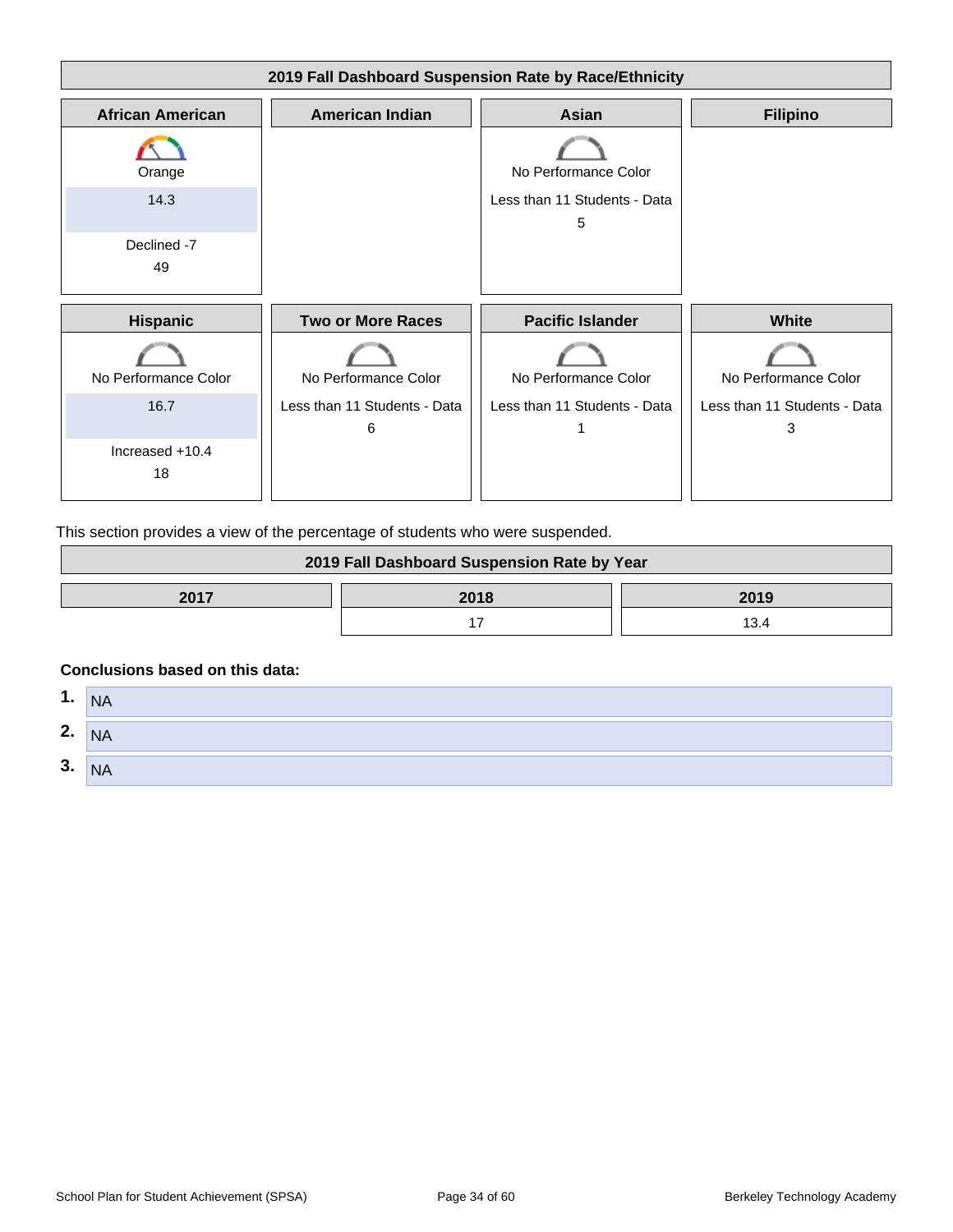### 2019 Fall Dashboard Suspension Rate by Race/Ethnicity

| African American | American Indian | Asian | Filipino |
|---|---|---|---|
| Orange<br>14.3<br>Declined -7<br>49 | | No Performance Color<br>Less than 11 Students - Data<br>5 | |

| Hispanic | Two or More Races | Pacific Islander | White |
|---|---|---|---|
| No Performance Color<br>16.7<br>Increased +10.4<br>18 | No Performance Color<br>Less than 11 Students - Data<br>6 | No Performance Color<br>Less than 11 Students - Data<br>1 | No Performance Color<br>Less than 11 Students - Data<br>3 |

This section provides a view of the percentage of students who were suspended.

### 2019 Fall Dashboard Suspension Rate by Year

| 2017 | 2018 | 2019 |
|---|---|---|
| | 17 | 13.4 |

**Conclusions based on this data:**

1. NA
2. NA
3. NA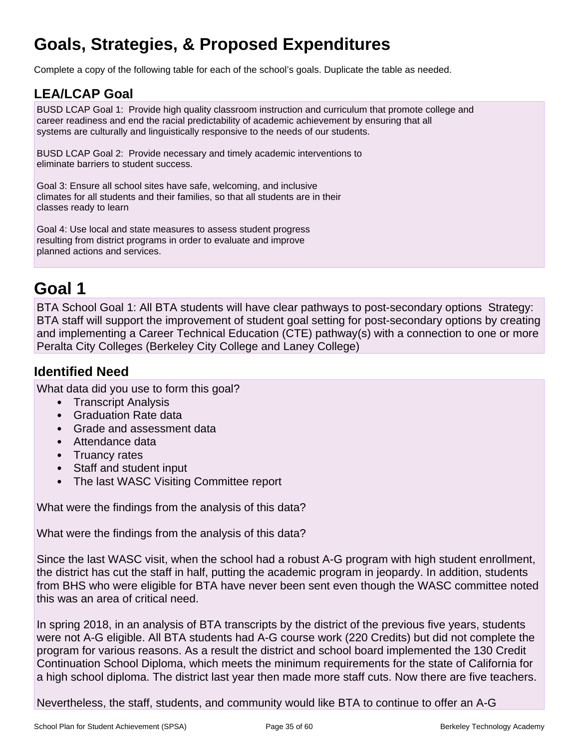# Goals, Strategies, & Proposed Expenditures

Complete a copy of the following table for each of the school's goals. Duplicate the table as needed.

## LEA/LCAP Goal

BUSD LCAP Goal 1: Provide high quality classroom instruction and curriculum that promote college and career readiness and end the racial predictability of academic achievement by ensuring that all systems are culturally and linguistically responsive to the needs of our students.

BUSD LCAP Goal 2: Provide necessary and timely academic interventions to eliminate barriers to student success.

Goal 3: Ensure all school sites have safe, welcoming, and inclusive climates for all students and their families, so that all students are in their classes ready to learn

Goal 4: Use local and state measures to assess student progress resulting from district programs in order to evaluate and improve planned actions and services.

# Goal 1

BTA School Goal 1: All BTA students will have clear pathways to post-secondary options Strategy: BTA staff will support the improvement of student goal setting for post-secondary options by creating and implementing a Career Technical Education (CTE) pathway(s) with a connection to one or more Peralta City Colleges (Berkeley City College and Laney College)

## Identified Need

What data did you use to form this goal?

- Transcript Analysis
- Graduation Rate data
- Grade and assessment data
- Attendance data
- Truancy rates
- Staff and student input
- The last WASC Visiting Committee report

What were the findings from the analysis of this data?

What were the findings from the analysis of this data?

Since the last WASC visit, when the school had a robust A-G program with high student enrollment, the district has cut the staff in half, putting the academic program in jeopardy. In addition, students from BHS who were eligible for BTA have never been sent even though the WASC committee noted this was an area of critical need.

In spring 2018, in an analysis of BTA transcripts by the district of the previous five years, students were not A-G eligible. All BTA students had A-G course work (220 Credits) but did not complete the program for various reasons. As a result the district and school board implemented the 130 Credit Continuation School Diploma, which meets the minimum requirements for the state of California for a high school diploma. The district last year then made more staff cuts. Now there are five teachers.

Nevertheless, the staff, students, and community would like BTA to continue to offer an A-G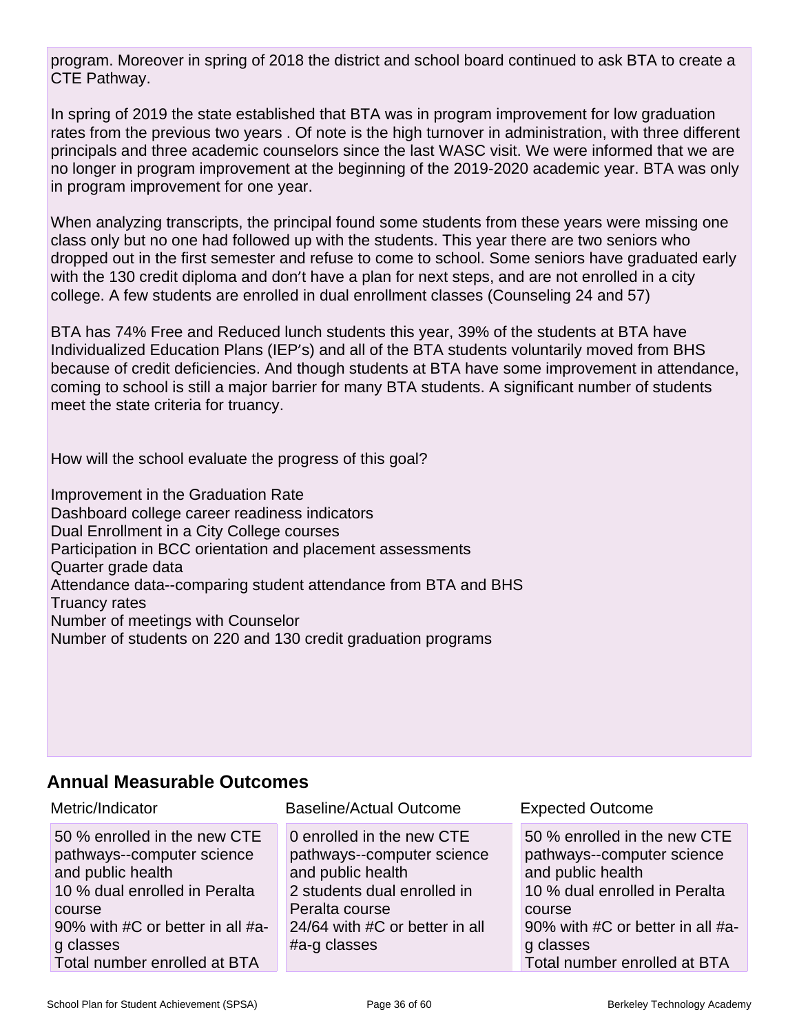program. Moreover in spring of 2018 the district and school board continued to ask BTA to create a CTE Pathway.

In spring of 2019 the state established that BTA was in program improvement for low graduation rates from the previous two years . Of note is the high turnover in administration, with three different principals and three academic counselors since the last WASC visit. We were informed that we are no longer in program improvement at the beginning of the 2019-2020 academic year. BTA was only in program improvement for one year.

When analyzing transcripts, the principal found some students from these years were missing one class only but no one had followed up with the students. This year there are two seniors who dropped out in the first semester and refuse to come to school. Some seniors have graduated early with the 130 credit diploma and don't have a plan for next steps, and are not enrolled in a city college. A few students are enrolled in dual enrollment classes (Counseling 24 and 57)

BTA has 74% Free and Reduced lunch students this year, 39% of the students at BTA have Individualized Education Plans (IEP's) and all of the BTA students voluntarily moved from BHS because of credit deficiencies. And though students at BTA have some improvement in attendance, coming to school is still a major barrier for many BTA students. A significant number of students meet the state criteria for truancy.

How will the school evaluate the progress of this goal?

Improvement in the Graduation Rate
Dashboard college career readiness indicators
Dual Enrollment in a City College courses
Participation in BCC orientation and placement assessments
Quarter grade data
Attendance data--comparing student attendance from BTA and BHS
Truancy rates
Number of meetings with Counselor
Number of students on 220 and 130 credit graduation programs

## Annual Measurable Outcomes

| Metric/Indicator | Baseline/Actual Outcome | Expected Outcome |
|---|---|---|
| 50 % enrolled in the new CTE pathways--computer science and public health<br>10 % dual enrolled in Peralta course<br>90% with #C or better in all #a-g classes<br>Total number enrolled at BTA | 0 enrolled in the new CTE pathways--computer science and public health<br>2 students dual enrolled in Peralta course<br>24/64 with #C or better in all #a-g classes | 50 % enrolled in the new CTE pathways--computer science and public health<br>10 % dual enrolled in Peralta course<br>90% with #C or better in all #a-g classes<br>Total number enrolled at BTA |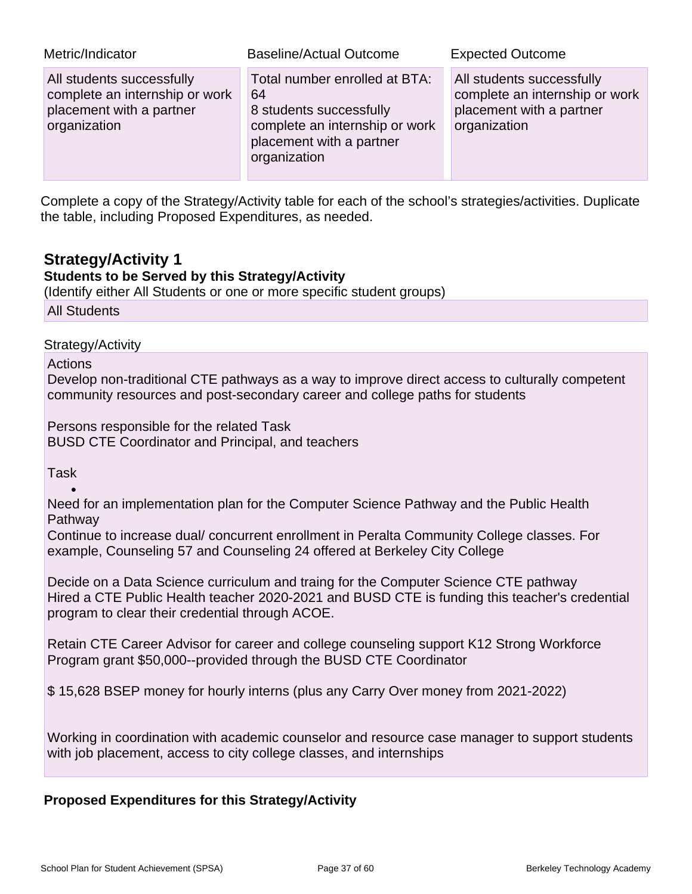| Metric/Indicator | Baseline/Actual Outcome | Expected Outcome |
| --- | --- | --- |
| All students successfully complete an internship or work placement with a partner organization | Total number enrolled at BTA: 64<br>8 students successfully complete an internship or work placement with a partner organization | All students successfully complete an internship or work placement with a partner organization |

Complete a copy of the Strategy/Activity table for each of the school's strategies/activities. Duplicate the table, including Proposed Expenditures, as needed.

## Strategy/Activity 1

**Students to be Served by this Strategy/Activity**

(Identify either All Students or one or more specific student groups)

All Students

Strategy/Activity

Actions

Develop non-traditional CTE pathways as a way to improve direct access to culturally competent community resources and post-secondary career and college paths for students

Persons responsible for the related Task

BUSD CTE Coordinator and Principal, and teachers

Task

- 

Need for an implementation plan for the Computer Science Pathway and the Public Health Pathway

Continue to increase dual/ concurrent enrollment in Peralta Community College classes. For example, Counseling 57 and Counseling 24 offered at Berkeley City College

Decide on a Data Science curriculum and traing for the Computer Science CTE pathway

Hired a CTE Public Health teacher 2020-2021 and BUSD CTE is funding this teacher's credential program to clear their credential through ACOE.

Retain CTE Career Advisor for career and college counseling support K12 Strong Workforce Program grant $50,000--provided through the BUSD CTE Coordinator

$ 15,628 BSEP money for hourly interns (plus any Carry Over money from 2021-2022)

Working in coordination with academic counselor and resource case manager to support students with job placement, access to city college classes, and internships

**Proposed Expenditures for this Strategy/Activity**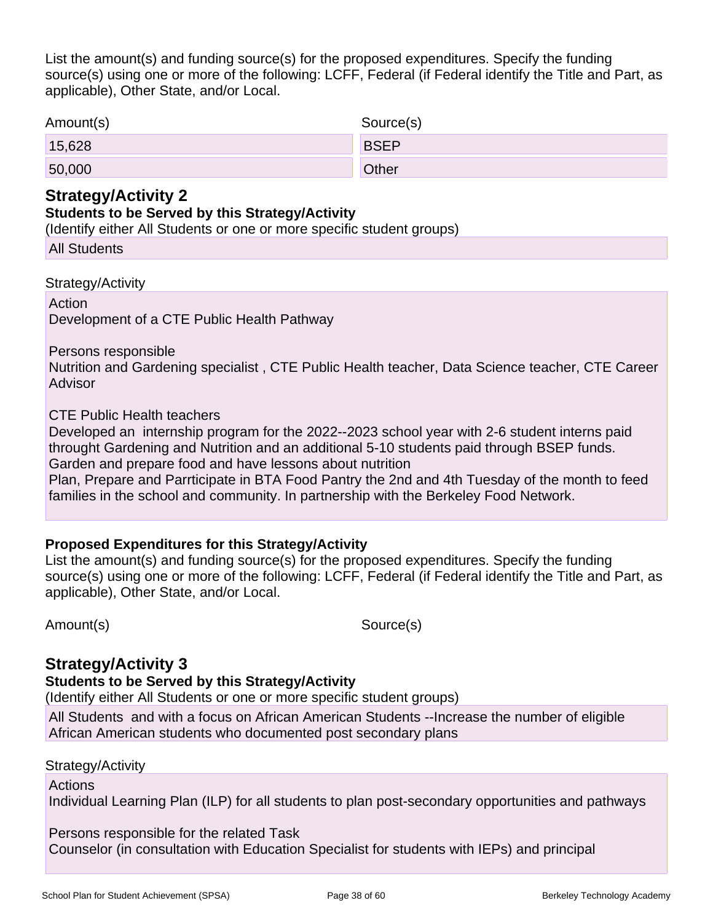List the amount(s) and funding source(s) for the proposed expenditures. Specify the funding source(s) using one or more of the following: LCFF, Federal (if Federal identify the Title and Part, as applicable), Other State, and/or Local.

| Amount(s) | Source(s) |
| --- | --- |
| 15,628 | BSEP |
| 50,000 | Other |

## Strategy/Activity 2

**Students to be Served by this Strategy/Activity**

(Identify either All Students or one or more specific student groups)

All Students

Strategy/Activity

Action
Development of a CTE Public Health Pathway

Persons responsible
Nutrition and Gardening specialist , CTE Public Health teacher, Data Science teacher, CTE Career Advisor

CTE Public Health teachers
Developed an internship program for the 2022--2023 school year with 2-6 student interns paid throught Gardening and Nutrition and an additional 5-10 students paid through BSEP funds.
Garden and prepare food and have lessons about nutrition
Plan, Prepare and Parrticipate in BTA Food Pantry the 2nd and 4th Tuesday of the month to feed families in the school and community. In partnership with the Berkeley Food Network.

**Proposed Expenditures for this Strategy/Activity**

List the amount(s) and funding source(s) for the proposed expenditures. Specify the funding source(s) using one or more of the following: LCFF, Federal (if Federal identify the Title and Part, as applicable), Other State, and/or Local.

| Amount(s) | Source(s) |
| --- | --- |

## Strategy/Activity 3

**Students to be Served by this Strategy/Activity**

(Identify either All Students or one or more specific student groups)

All Students and with a focus on African American Students --Increase the number of eligible African American students who documented post secondary plans

Strategy/Activity

Actions
Individual Learning Plan (ILP) for all students to plan post-secondary opportunities and pathways

Persons responsible for the related Task
Counselor (in consultation with Education Specialist for students with IEPs) and principal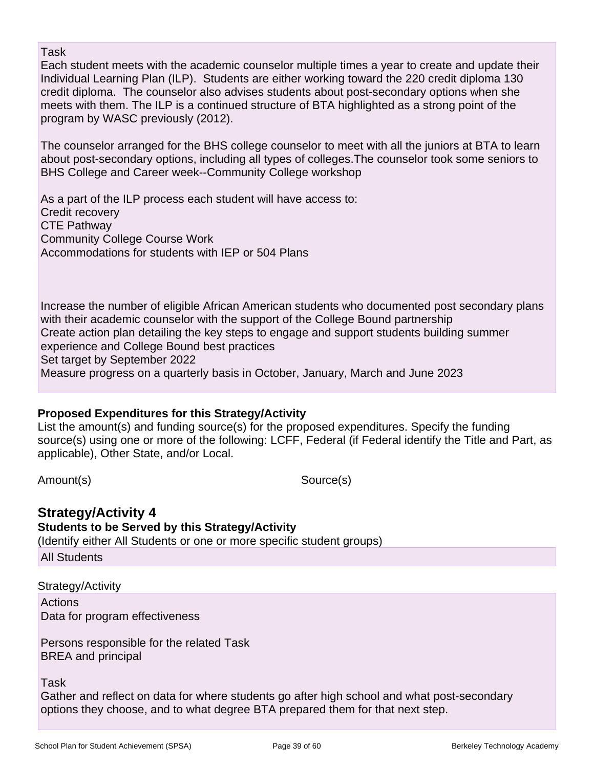Task

Each student meets with the academic counselor multiple times a year to create and update their Individual Learning Plan (ILP). Students are either working toward the 220 credit diploma 130 credit diploma. The counselor also advises students about post-secondary options when she meets with them. The ILP is a continued structure of BTA highlighted as a strong point of the program by WASC previously (2012).

The counselor arranged for the BHS college counselor to meet with all the juniors at BTA to learn about post-secondary options, including all types of colleges.The counselor took some seniors to BHS College and Career week--Community College workshop

As a part of the ILP process each student will have access to:
Credit recovery
CTE Pathway
Community College Course Work
Accommodations for students with IEP or 504 Plans

Increase the number of eligible African American students who documented post secondary plans with their academic counselor with the support of the College Bound partnership
Create action plan detailing the key steps to engage and support students building summer experience and College Bound best practices
Set target by September 2022
Measure progress on a quarterly basis in October, January, March and June 2023

**Proposed Expenditures for this Strategy/Activity**

List the amount(s) and funding source(s) for the proposed expenditures. Specify the funding source(s) using one or more of the following: LCFF, Federal (if Federal identify the Title and Part, as applicable), Other State, and/or Local.

| Amount(s) | Source(s) |
|---|---|

## Strategy/Activity 4

**Students to be Served by this Strategy/Activity**

(Identify either All Students or one or more specific student groups)

All Students

Strategy/Activity

Actions
Data for program effectiveness

Persons responsible for the related Task
BREA and principal

Task
Gather and reflect on data for where students go after high school and what post-secondary options they choose, and to what degree BTA prepared them for that next step.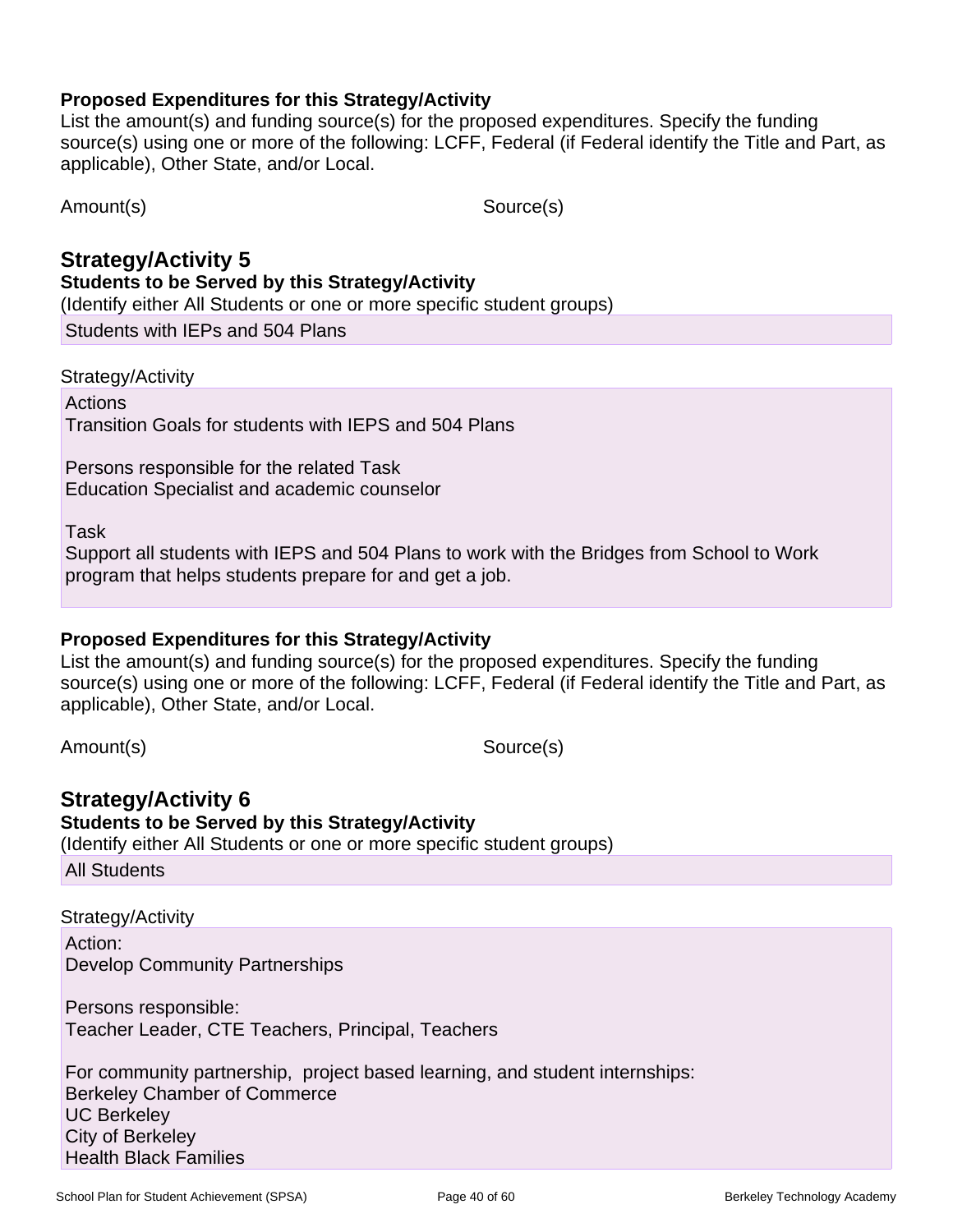#### Proposed Expenditures for this Strategy/Activity

List the amount(s) and funding source(s) for the proposed expenditures. Specify the funding source(s) using one or more of the following: LCFF, Federal (if Federal identify the Title and Part, as applicable), Other State, and/or Local.

| Amount(s) | Source(s) |
| --- | --- |

### Strategy/Activity 5

#### Students to be Served by this Strategy/Activity

(Identify either All Students or one or more specific student groups)

Students with IEPs and 504 Plans

Strategy/Activity

Actions
Transition Goals for students with IEPS and 504 Plans

Persons responsible for the related Task
Education Specialist and academic counselor

Task
Support all students with IEPS and 504 Plans to work with the Bridges from School to Work program that helps students prepare for and get a job.

#### Proposed Expenditures for this Strategy/Activity

List the amount(s) and funding source(s) for the proposed expenditures. Specify the funding source(s) using one or more of the following: LCFF, Federal (if Federal identify the Title and Part, as applicable), Other State, and/or Local.

| Amount(s) | Source(s) |
| --- | --- |

### Strategy/Activity 6

#### Students to be Served by this Strategy/Activity

(Identify either All Students or one or more specific student groups)

All Students

Strategy/Activity

Action:
Develop Community Partnerships

Persons responsible:
Teacher Leader, CTE Teachers, Principal, Teachers

For community partnership, project based learning, and student internships:
Berkeley Chamber of Commerce
UC Berkeley
City of Berkeley
Health Black Families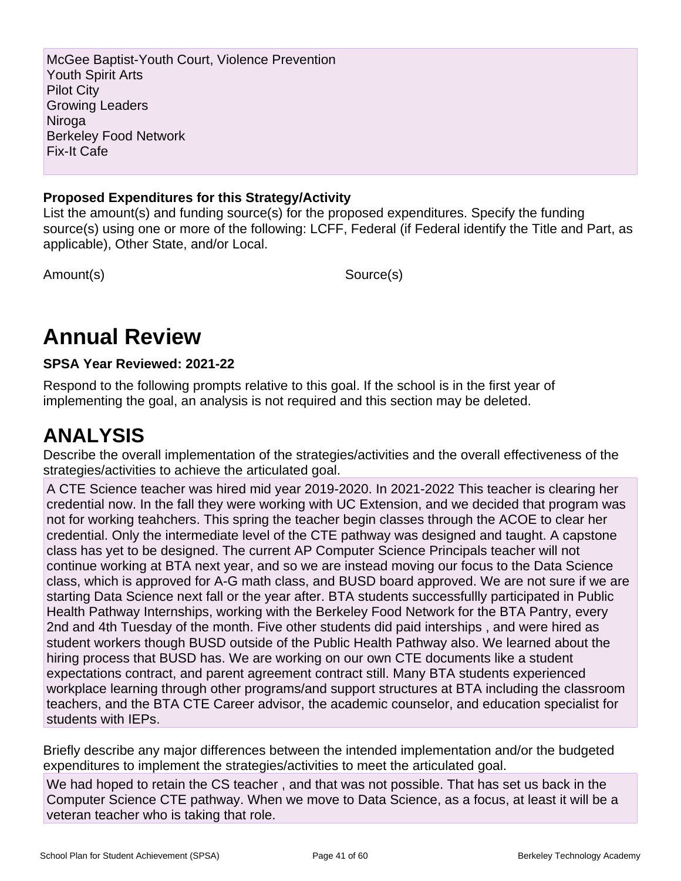McGee Baptist-Youth Court, Violence Prevention
Youth Spirit Arts
Pilot City
Growing Leaders
Niroga
Berkeley Food Network
Fix-It Cafe

**Proposed Expenditures for this Strategy/Activity**

List the amount(s) and funding source(s) for the proposed expenditures. Specify the funding source(s) using one or more of the following: LCFF, Federal (if Federal identify the Title and Part, as applicable), Other State, and/or Local.

| Amount(s) | Source(s) |
| --- | --- |

# Annual Review

**SPSA Year Reviewed: 2021-22**

Respond to the following prompts relative to this goal. If the school is in the first year of implementing the goal, an analysis is not required and this section may be deleted.

# ANALYSIS

Describe the overall implementation of the strategies/activities and the overall effectiveness of the strategies/activities to achieve the articulated goal.

A CTE Science teacher was hired mid year 2019-2020. In 2021-2022 This teacher is clearing her credential now. In the fall they were working with UC Extension, and we decided that program was not for working teahchers. This spring the teacher begin classes through the ACOE to clear her credential. Only the intermediate level of the CTE pathway was designed and taught. A capstone class has yet to be designed. The current AP Computer Science Principals teacher will not continue working at BTA next year, and so we are instead moving our focus to the Data Science class, which is approved for A-G math class, and BUSD board approved. We are not sure if we are starting Data Science next fall or the year after. BTA students successfullly participated in Public Health Pathway Internships, working with the Berkeley Food Network for the BTA Pantry, every 2nd and 4th Tuesday of the month. Five other students did paid interships , and were hired as student workers though BUSD outside of the Public Health Pathway also. We learned about the hiring process that BUSD has. We are working on our own CTE documents like a student expectations contract, and parent agreement contract still. Many BTA students experienced workplace learning through other programs/and support structures at BTA including the classroom teachers, and the BTA CTE Career advisor, the academic counselor, and education specialist for students with IEPs.

Briefly describe any major differences between the intended implementation and/or the budgeted expenditures to implement the strategies/activities to meet the articulated goal.

We had hoped to retain the CS teacher , and that was not possible. That has set us back in the Computer Science CTE pathway. When we move to Data Science, as a focus, at least it will be a veteran teacher who is taking that role.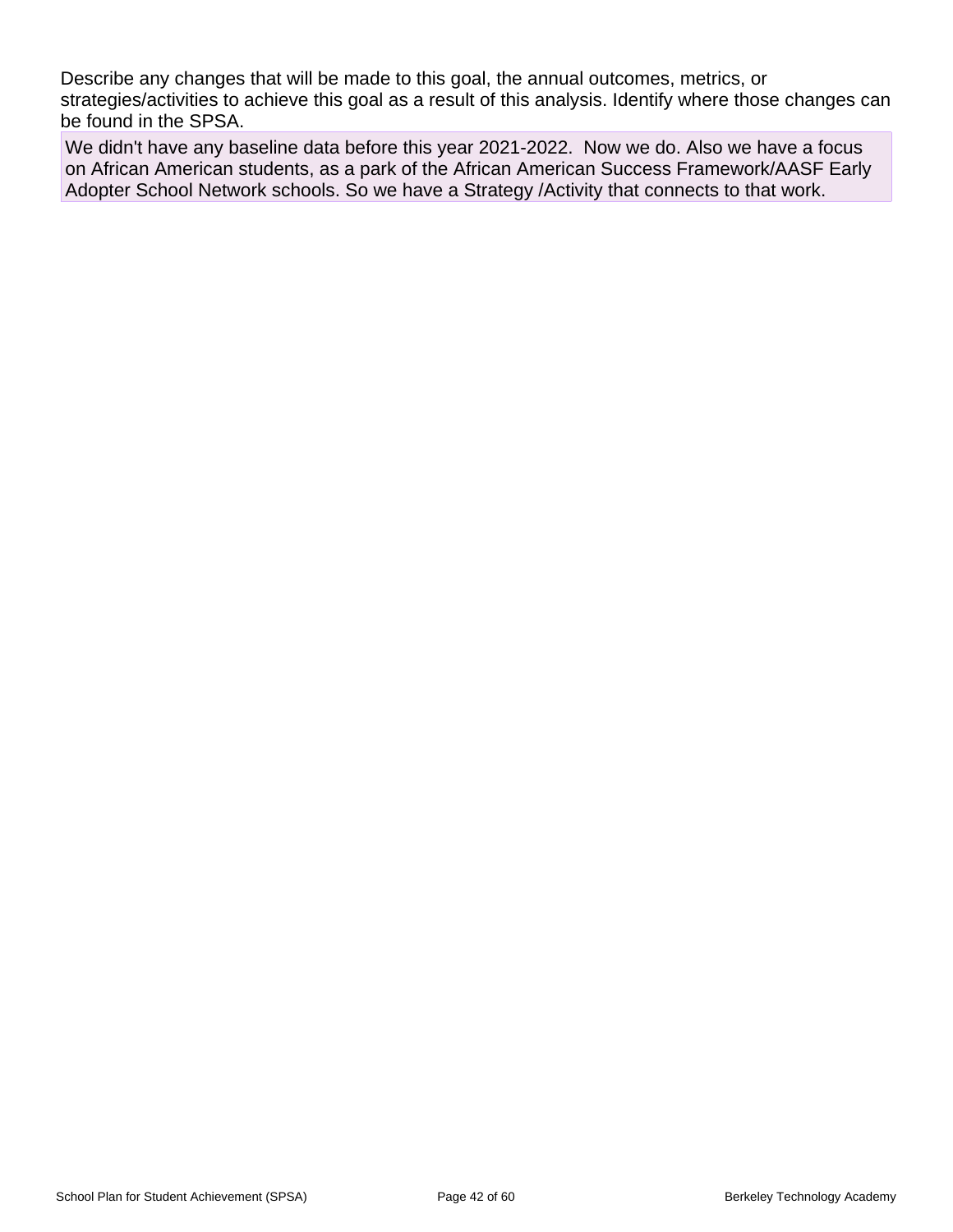Describe any changes that will be made to this goal, the annual outcomes, metrics, or strategies/activities to achieve this goal as a result of this analysis. Identify where those changes can be found in the SPSA.

We didn't have any baseline data before this year 2021-2022.  Now we do. Also we have a focus on African American students, as a park of the African American Success Framework/AASF Early Adopter School Network schools. So we have a Strategy /Activity that connects to that work.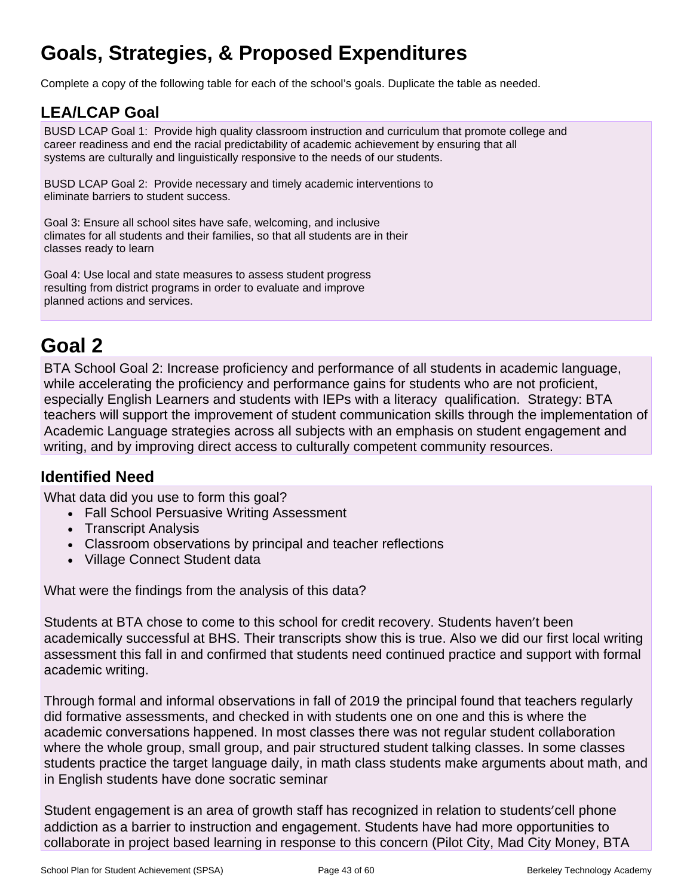# Goals, Strategies, & Proposed Expenditures

Complete a copy of the following table for each of the school's goals. Duplicate the table as needed.

## LEA/LCAP Goal

BUSD LCAP Goal 1: Provide high quality classroom instruction and curriculum that promote college and career readiness and end the racial predictability of academic achievement by ensuring that all systems are culturally and linguistically responsive to the needs of our students.

BUSD LCAP Goal 2: Provide necessary and timely academic interventions to eliminate barriers to student success.

Goal 3: Ensure all school sites have safe, welcoming, and inclusive climates for all students and their families, so that all students are in their classes ready to learn

Goal 4: Use local and state measures to assess student progress resulting from district programs in order to evaluate and improve planned actions and services.

# Goal 2

BTA School Goal 2: Increase proficiency and performance of all students in academic language, while accelerating the proficiency and performance gains for students who are not proficient, especially English Learners and students with IEPs with a literacy qualification. Strategy: BTA teachers will support the improvement of student communication skills through the implementation of Academic Language strategies across all subjects with an emphasis on student engagement and writing, and by improving direct access to culturally competent community resources.

## Identified Need

What data did you use to form this goal?

- Fall School Persuasive Writing Assessment
- Transcript Analysis
- Classroom observations by principal and teacher reflections
- Village Connect Student data

What were the findings from the analysis of this data?

Students at BTA chose to come to this school for credit recovery. Students haven't been academically successful at BHS. Their transcripts show this is true. Also we did our first local writing assessment this fall in and confirmed that students need continued practice and support with formal academic writing.

Through formal and informal observations in fall of 2019 the principal found that teachers regularly did formative assessments, and checked in with students one on one and this is where the academic conversations happened. In most classes there was not regular student collaboration where the whole group, small group, and pair structured student talking classes. In some classes students practice the target language daily, in math class students make arguments about math, and in English students have done socratic seminar

Student engagement is an area of growth staff has recognized in relation to students'cell phone addiction as a barrier to instruction and engagement. Students have had more opportunities to collaborate in project based learning in response to this concern (Pilot City, Mad City Money, BTA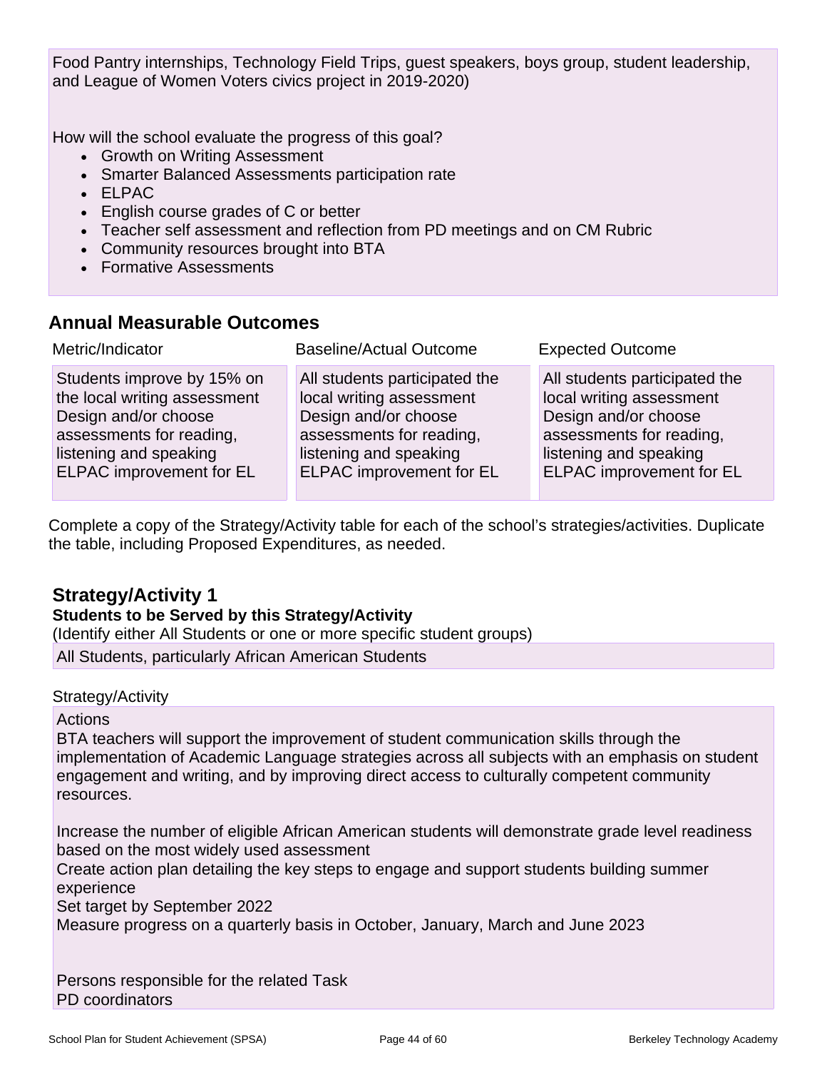Food Pantry internships, Technology Field Trips, guest speakers, boys group, student leadership, and League of Women Voters civics project in 2019-2020)

How will the school evaluate the progress of this goal?

- Growth on Writing Assessment
- Smarter Balanced Assessments participation rate
- ELPAC
- English course grades of C or better
- Teacher self assessment and reflection from PD meetings and on CM Rubric
- Community resources brought into BTA
- Formative Assessments

## Annual Measurable Outcomes

| Metric/Indicator | Baseline/Actual Outcome | Expected Outcome |
|---|---|---|
| Students improve by 15% on the local writing assessment<br>Design and/or choose assessments for reading, listening and speaking<br>ELPAC improvement for EL | All students participated the local writing assessment<br>Design and/or choose assessments for reading, listening and speaking<br>ELPAC improvement for EL | All students participated the local writing assessment<br>Design and/or choose assessments for reading, listening and speaking<br>ELPAC improvement for EL |

Complete a copy of the Strategy/Activity table for each of the school's strategies/activities. Duplicate the table, including Proposed Expenditures, as needed.

## Strategy/Activity 1

**Students to be Served by this Strategy/Activity**

(Identify either All Students or one or more specific student groups)

All Students, particularly African American Students

Strategy/Activity

Actions

BTA teachers will support the improvement of student communication skills through the implementation of Academic Language strategies across all subjects with an emphasis on student engagement and writing, and by improving direct access to culturally competent community resources.

Increase the number of eligible African American students will demonstrate grade level readiness based on the most widely used assessment

Create action plan detailing the key steps to engage and support students building summer experience

Set target by September 2022

Measure progress on a quarterly basis in October, January, March and June 2023

Persons responsible for the related Task

PD coordinators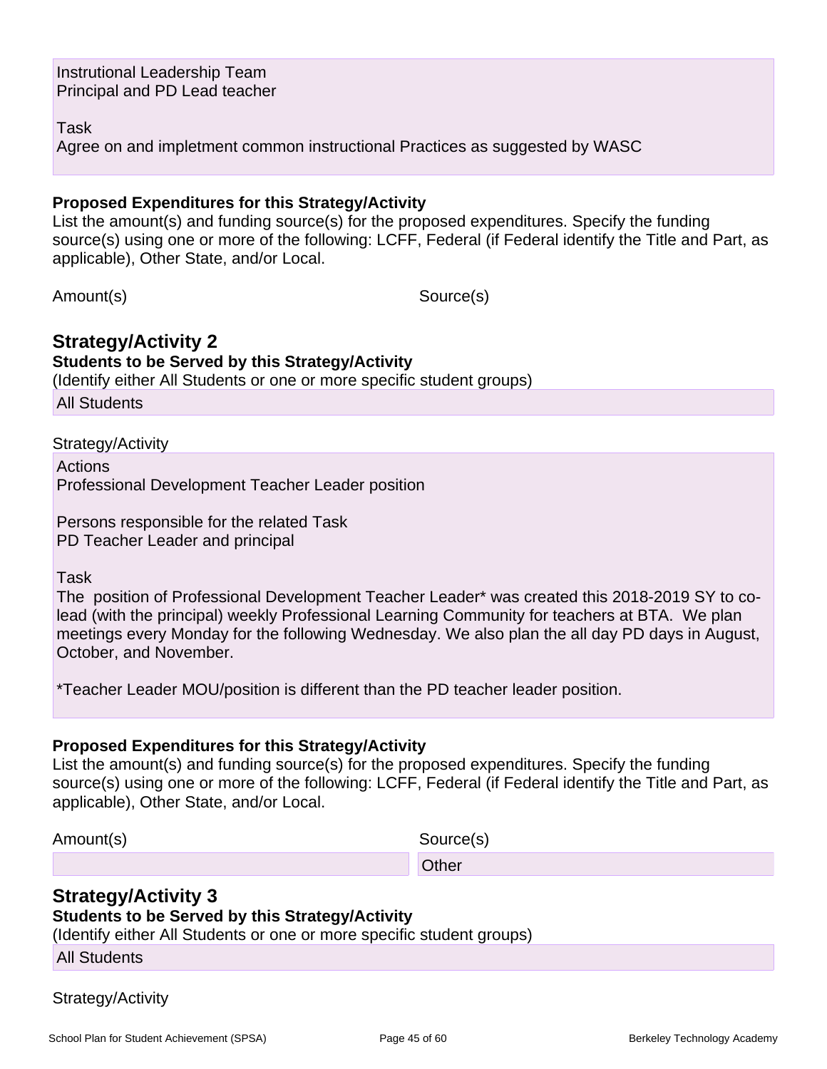Instrutional Leadership Team
Principal and PD Lead teacher

Task
Agree on and impletment common instructional Practices as suggested by WASC

**Proposed Expenditures for this Strategy/Activity**
List the amount(s) and funding source(s) for the proposed expenditures. Specify the funding source(s) using one or more of the following: LCFF, Federal (if Federal identify the Title and Part, as applicable), Other State, and/or Local.

| Amount(s) | Source(s) |
|---|---|

## Strategy/Activity 2

**Students to be Served by this Strategy/Activity**
(Identify either All Students or one or more specific student groups)

All Students

Strategy/Activity

Actions
Professional Development Teacher Leader position

Persons responsible for the related Task
PD Teacher Leader and principal

Task
The  position of Professional Development Teacher Leader* was created this 2018-2019 SY to co-lead (with the principal) weekly Professional Learning Community for teachers at BTA.  We plan meetings every Monday for the following Wednesday. We also plan the all day PD days in August, October, and November.

*Teacher Leader MOU/position is different than the PD teacher leader position.

**Proposed Expenditures for this Strategy/Activity**
List the amount(s) and funding source(s) for the proposed expenditures. Specify the funding source(s) using one or more of the following: LCFF, Federal (if Federal identify the Title and Part, as applicable), Other State, and/or Local.

| Amount(s) | Source(s) |
|---|---|
| | Other |

## Strategy/Activity 3

**Students to be Served by this Strategy/Activity**
(Identify either All Students or one or more specific student groups)

All Students

Strategy/Activity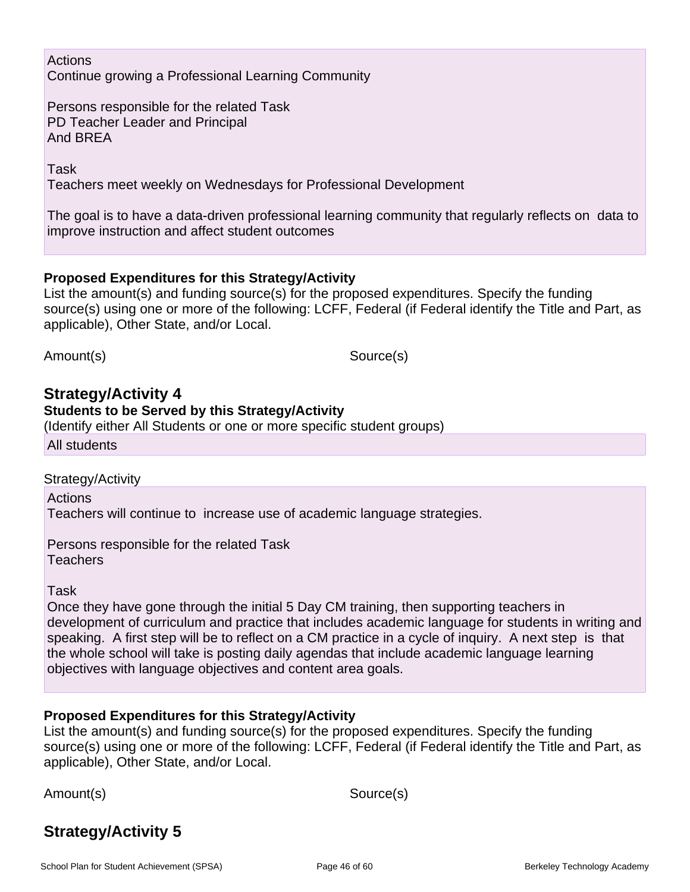Actions
Continue growing a Professional Learning Community

Persons responsible for the related Task
PD Teacher Leader and Principal
And BREA

Task
Teachers meet weekly on Wednesdays for Professional Development

The goal is to have a data-driven professional learning community that regularly reflects on data to improve instruction and affect student outcomes

**Proposed Expenditures for this Strategy/Activity**
List the amount(s) and funding source(s) for the proposed expenditures. Specify the funding source(s) using one or more of the following: LCFF, Federal (if Federal identify the Title and Part, as applicable), Other State, and/or Local.

| Amount(s) | Source(s) |
| --- | --- |

## Strategy/Activity 4

**Students to be Served by this Strategy/Activity**
(Identify either All Students or one or more specific student groups)

All students

Strategy/Activity

Actions
Teachers will continue to increase use of academic language strategies.

Persons responsible for the related Task
Teachers

Task
Once they have gone through the initial 5 Day CM training, then supporting teachers in development of curriculum and practice that includes academic language for students in writing and speaking. A first step will be to reflect on a CM practice in a cycle of inquiry. A next step is that the whole school will take is posting daily agendas that include academic language learning objectives with language objectives and content area goals.

**Proposed Expenditures for this Strategy/Activity**
List the amount(s) and funding source(s) for the proposed expenditures. Specify the funding source(s) using one or more of the following: LCFF, Federal (if Federal identify the Title and Part, as applicable), Other State, and/or Local.

| Amount(s) | Source(s) |
| --- | --- |

## Strategy/Activity 5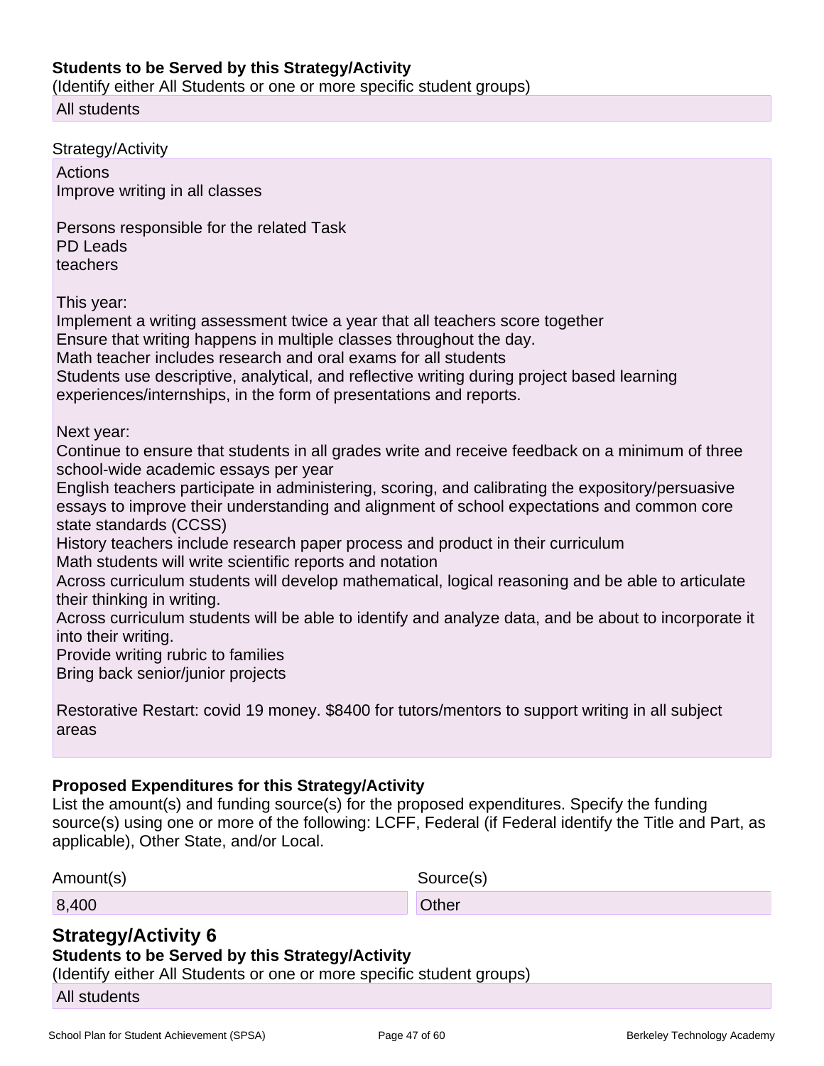**Students to be Served by this Strategy/Activity**

(Identify either All Students or one or more specific student groups)

All students

Strategy/Activity

Actions
Improve writing in all classes

Persons responsible for the related Task
PD Leads
teachers

This year:
Implement a writing assessment twice a year that all teachers score together
Ensure that writing happens in multiple classes throughout the day.
Math teacher includes research and oral exams for all students
Students use descriptive, analytical, and reflective writing during project based learning experiences/internships, in the form of presentations and reports.

Next year:
Continue to ensure that students in all grades write and receive feedback on a minimum of three school-wide academic essays per year
English teachers participate in administering, scoring, and calibrating the expository/persuasive essays to improve their understanding and alignment of school expectations and common core state standards (CCSS)
History teachers include research paper process and product in their curriculum
Math students will write scientific reports and notation
Across curriculum students will develop mathematical, logical reasoning and be able to articulate their thinking in writing.
Across curriculum students will be able to identify and analyze data, and be about to incorporate it into their writing.
Provide writing rubric to families
Bring back senior/junior projects

Restorative Restart: covid 19 money. $8400 for tutors/mentors to support writing in all subject areas

**Proposed Expenditures for this Strategy/Activity**

List the amount(s) and funding source(s) for the proposed expenditures. Specify the funding source(s) using one or more of the following: LCFF, Federal (if Federal identify the Title and Part, as applicable), Other State, and/or Local.

| Amount(s) | Source(s) |
|---|---|
| 8,400 | Other |

## Strategy/Activity 6

**Students to be Served by this Strategy/Activity**

(Identify either All Students or one or more specific student groups)

All students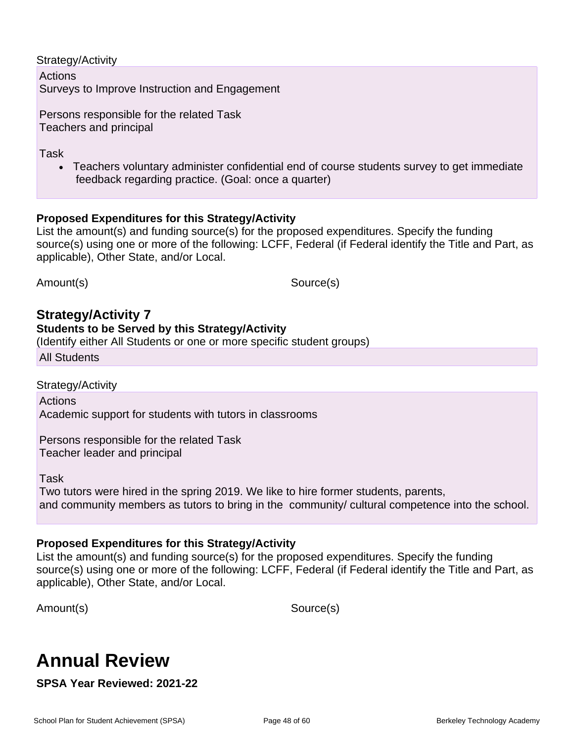Strategy/Activity

Actions
Surveys to Improve Instruction and Engagement

Persons responsible for the related Task
Teachers and principal

Task

- Teachers voluntary administer confidential end of course students survey to get immediate feedback regarding practice. (Goal: once a quarter)

**Proposed Expenditures for this Strategy/Activity**

List the amount(s) and funding source(s) for the proposed expenditures. Specify the funding source(s) using one or more of the following: LCFF, Federal (if Federal identify the Title and Part, as applicable), Other State, and/or Local.

| Amount(s) | Source(s) |
|---|---|

## Strategy/Activity 7

**Students to be Served by this Strategy/Activity**

(Identify either All Students or one or more specific student groups)

All Students

Strategy/Activity

Actions
Academic support for students with tutors in classrooms

Persons responsible for the related Task
Teacher leader and principal

Task
Two tutors were hired in the spring 2019. We like to hire former students, parents,
and community members as tutors to bring in the community/ cultural competence into the school.

**Proposed Expenditures for this Strategy/Activity**

List the amount(s) and funding source(s) for the proposed expenditures. Specify the funding source(s) using one or more of the following: LCFF, Federal (if Federal identify the Title and Part, as applicable), Other State, and/or Local.

| Amount(s) | Source(s) |
|---|---|

# Annual Review

**SPSA Year Reviewed: 2021-22**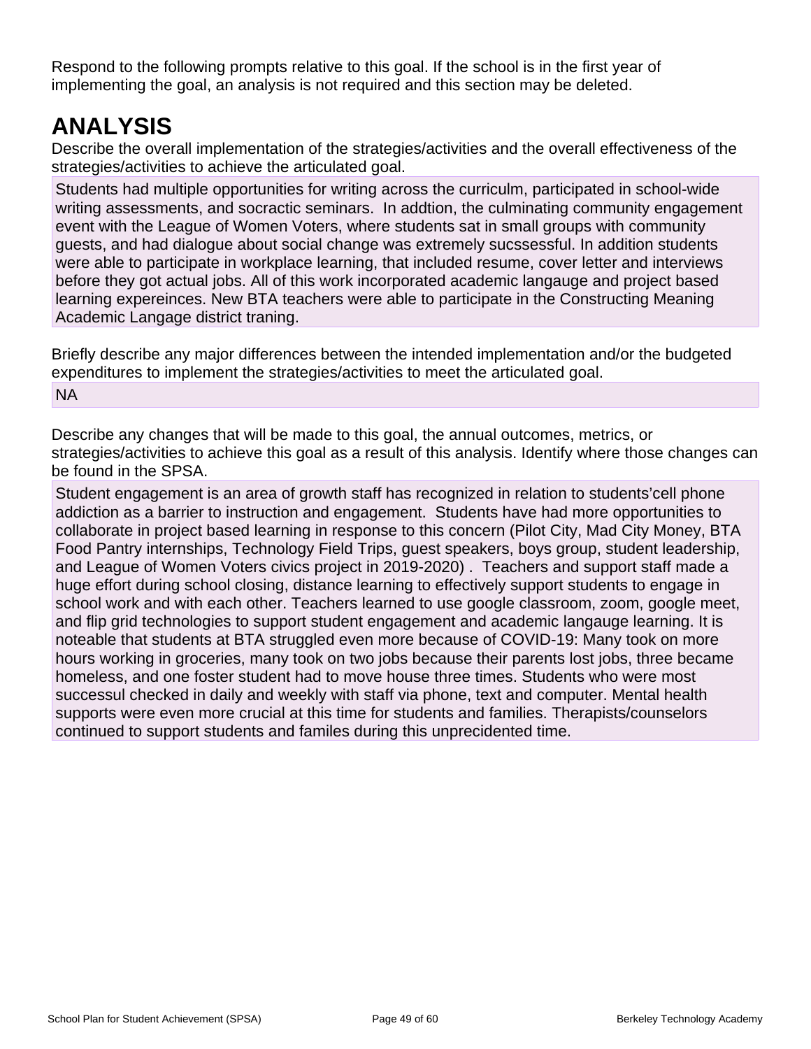Respond to the following prompts relative to this goal. If the school is in the first year of implementing the goal, an analysis is not required and this section may be deleted.

# ANALYSIS

Describe the overall implementation of the strategies/activities and the overall effectiveness of the strategies/activities to achieve the articulated goal.

Students had multiple opportunities for writing across the curriculm, participated in school-wide writing assessments, and socractic seminars.  In addtion, the culminating community engagement event with the League of Women Voters, where students sat in small groups with community guests, and had dialogue about social change was extremely sucssessful. In addition students were able to participate in workplace learning, that included resume, cover letter and interviews before they got actual jobs. All of this work incorporated academic langauge and project based learning expereinces. New BTA teachers were able to participate in the Constructing Meaning Academic Langage district traning.

Briefly describe any major differences between the intended implementation and/or the budgeted expenditures to implement the strategies/activities to meet the articulated goal.

NA

Describe any changes that will be made to this goal, the annual outcomes, metrics, or strategies/activities to achieve this goal as a result of this analysis. Identify where those changes can be found in the SPSA.

Student engagement is an area of growth staff has recognized in relation to students'cell phone addiction as a barrier to instruction and engagement.  Students have had more opportunities to collaborate in project based learning in response to this concern (Pilot City, Mad City Money, BTA Food Pantry internships, Technology Field Trips, guest speakers, boys group, student leadership, and League of Women Voters civics project in 2019-2020) .  Teachers and support staff made a huge effort during school closing, distance learning to effectively support students to engage in school work and with each other. Teachers learned to use google classroom, zoom, google meet, and flip grid technologies to support student engagement and academic langauge learning. It is noteable that students at BTA struggled even more because of COVID-19: Many took on more hours working in groceries, many took on two jobs because their parents lost jobs, three became homeless, and one foster student had to move house three times. Students who were most successul checked in daily and weekly with staff via phone, text and computer. Mental health supports were even more crucial at this time for students and families. Therapists/counselors continued to support students and familes during this unprecidented time.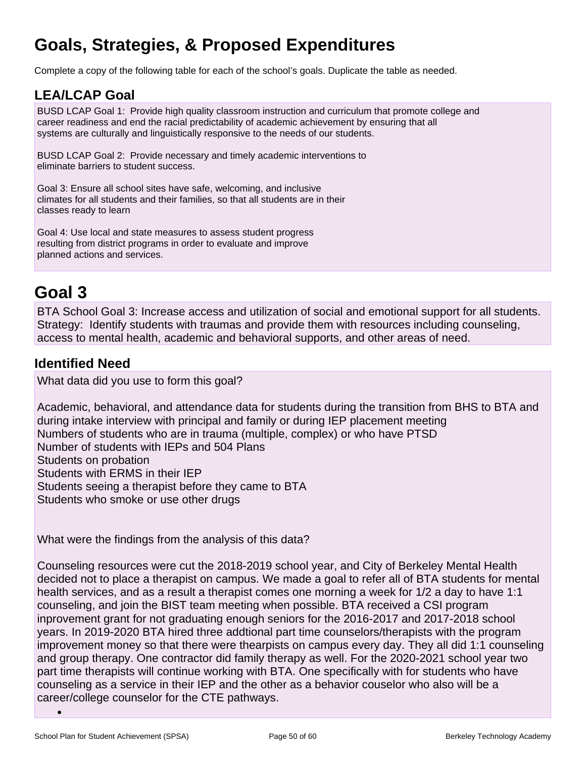# Goals, Strategies, & Proposed Expenditures

Complete a copy of the following table for each of the school's goals. Duplicate the table as needed.

## LEA/LCAP Goal

BUSD LCAP Goal 1: Provide high quality classroom instruction and curriculum that promote college and career readiness and end the racial predictability of academic achievement by ensuring that all systems are culturally and linguistically responsive to the needs of our students.

BUSD LCAP Goal 2: Provide necessary and timely academic interventions to eliminate barriers to student success.

Goal 3: Ensure all school sites have safe, welcoming, and inclusive climates for all students and their families, so that all students are in their classes ready to learn

Goal 4: Use local and state measures to assess student progress resulting from district programs in order to evaluate and improve planned actions and services.

# Goal 3

BTA School Goal 3: Increase access and utilization of social and emotional support for all students. Strategy: Identify students with traumas and provide them with resources including counseling, access to mental health, academic and behavioral supports, and other areas of need.

## Identified Need

What data did you use to form this goal?

Academic, behavioral, and attendance data for students during the transition from BHS to BTA and during intake interview with principal and family or during IEP placement meeting
Numbers of students who are in trauma (multiple, complex) or who have PTSD
Number of students with IEPs and 504 Plans
Students on probation
Students with ERMS in their IEP
Students seeing a therapist before they came to BTA
Students who smoke or use other drugs

What were the findings from the analysis of this data?

Counseling resources were cut the 2018-2019 school year, and City of Berkeley Mental Health decided not to place a therapist on campus. We made a goal to refer all of BTA students for mental health services, and as a result a therapist comes one morning a week for 1/2 a day to have 1:1 counseling, and join the BIST team meeting when possible. BTA received a CSI program inprovement grant for not graduating enough seniors for the 2016-2017 and 2017-2018 school years. In 2019-2020 BTA hired three addtional part time counselors/therapists with the program improvement money so that there were thearpists on campus every day. They all did 1:1 counseling and group therapy. One contractor did family therapy as well. For the 2020-2021 school year two part time therapists will continue working with BTA. One specifically with for students who have counseling as a service in their IEP and the other as a behavior couselor who also will be a career/college counselor for the CTE pathways.

-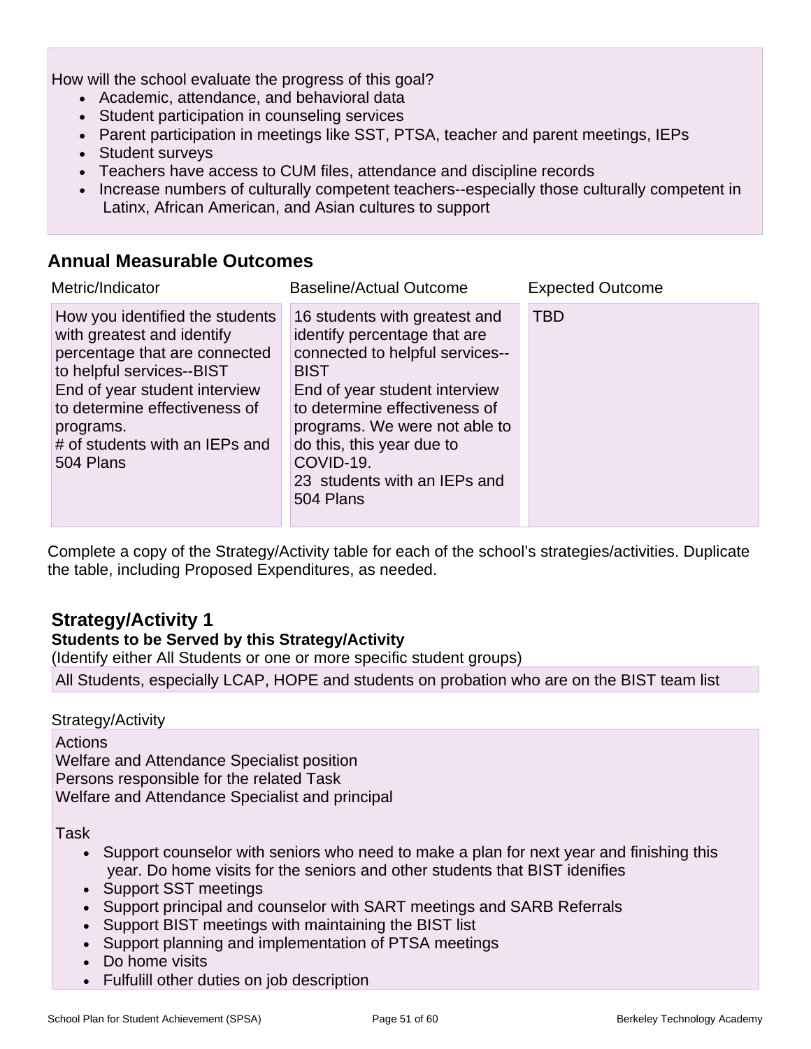How will the school evaluate the progress of this goal?

- Academic, attendance, and behavioral data
- Student participation in counseling services
- Parent participation in meetings like SST, PTSA, teacher and parent meetings, IEPs
- Student surveys
- Teachers have access to CUM files, attendance and discipline records
- Increase numbers of culturally competent teachers--especially those culturally competent in Latinx, African American, and Asian cultures to support

## Annual Measurable Outcomes

| Metric/Indicator | Baseline/Actual Outcome | Expected Outcome |
|---|---|---|
| How you identified the students with greatest and identify percentage that are connected to helpful services--BIST<br>End of year student interview to determine effectiveness of programs.<br># of students with an IEPs and 504 Plans | 16 students with greatest and identify percentage that are connected to helpful services--BIST<br>End of year student interview to determine effectiveness of programs. We were not able to do this, this year due to COVID-19.<br>23 students with an IEPs and 504 Plans | TBD |

Complete a copy of the Strategy/Activity table for each of the school's strategies/activities. Duplicate the table, including Proposed Expenditures, as needed.

## Strategy/Activity 1

**Students to be Served by this Strategy/Activity**

(Identify either All Students or one or more specific student groups)

All Students, especially LCAP, HOPE and students on probation who are on the BIST team list

Strategy/Activity

Actions
Welfare and Attendance Specialist position
Persons responsible for the related Task
Welfare and Attendance Specialist and principal

Task

- Support counselor with seniors who need to make a plan for next year and finishing this year. Do home visits for the seniors and other students that BIST idenifies
- Support SST meetings
- Support principal and counselor with SART meetings and SARB Referrals
- Support BIST meetings with maintaining the BIST list
- Support planning and implementation of PTSA meetings
- Do home visits
- Fulfulill other duties on job description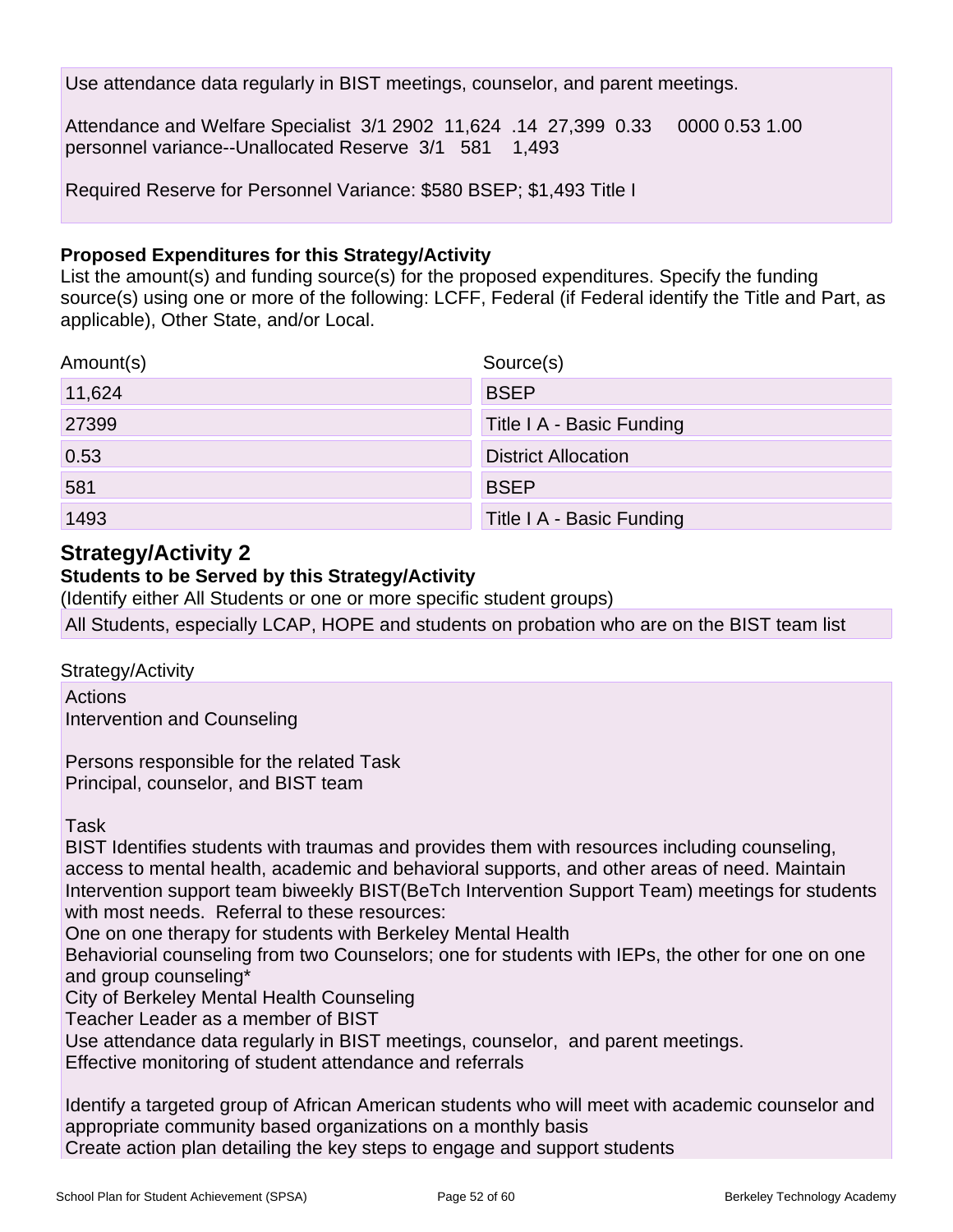Use attendance data regularly in BIST meetings, counselor, and parent meetings.

Attendance and Welfare Specialist 3/1 2902 11,624 .14 27,399 0.33 0000 0.53 1.00
personnel variance--Unallocated Reserve 3/1 581 1,493

Required Reserve for Personnel Variance: $580 BSEP; $1,493 Title I

**Proposed Expenditures for this Strategy/Activity**

List the amount(s) and funding source(s) for the proposed expenditures. Specify the funding source(s) using one or more of the following: LCFF, Federal (if Federal identify the Title and Part, as applicable), Other State, and/or Local.

| Amount(s) | Source(s) |
|---|---|
| 11,624 | BSEP |
| 27399 | Title I A - Basic Funding |
| 0.53 | District Allocation |
| 581 | BSEP |
| 1493 | Title I A - Basic Funding |

## Strategy/Activity 2

**Students to be Served by this Strategy/Activity**

(Identify either All Students or one or more specific student groups)

All Students, especially LCAP, HOPE and students on probation who are on the BIST team list

Strategy/Activity

Actions
Intervention and Counseling

Persons responsible for the related Task
Principal, counselor, and BIST team

Task
BIST Identifies students with traumas and provides them with resources including counseling, access to mental health, academic and behavioral supports, and other areas of need. Maintain Intervention support team biweekly BIST(BeTch Intervention Support Team) meetings for students with most needs. Referral to these resources:
One on one therapy for students with Berkeley Mental Health
Behaviorial counseling from two Counselors; one for students with IEPs, the other for one on one and group counseling*
City of Berkeley Mental Health Counseling
Teacher Leader as a member of BIST
Use attendance data regularly in BIST meetings, counselor, and parent meetings.
Effective monitoring of student attendance and referrals

Identify a targeted group of African American students who will meet with academic counselor and appropriate community based organizations on a monthly basis
Create action plan detailing the key steps to engage and support students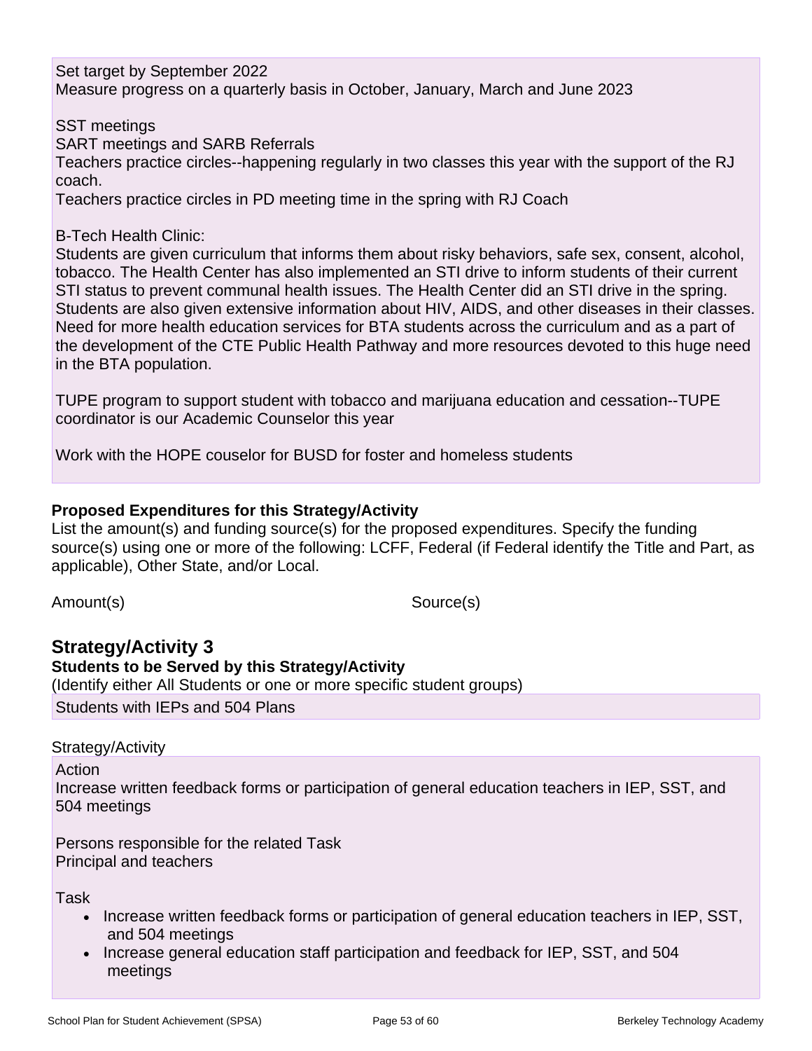Set target by September 2022
Measure progress on a quarterly basis in October, January, March and June 2023

SST meetings
SART meetings and SARB Referrals
Teachers practice circles--happening regularly in two classes this year with the support of the RJ coach.
Teachers practice circles in PD meeting time in the spring with RJ Coach

B-Tech Health Clinic:
Students are given curriculum that informs them about risky behaviors, safe sex, consent, alcohol, tobacco. The Health Center has also implemented an STI drive to inform students of their current STI status to prevent communal health issues. The Health Center did an STI drive in the spring. Students are also given extensive information about HIV, AIDS, and other diseases in their classes. Need for more health education services for BTA students across the curriculum and as a part of the development of the CTE Public Health Pathway and more resources devoted to this huge need in the BTA population.

TUPE program to support student with tobacco and marijuana education and cessation--TUPE coordinator is our Academic Counselor this year

Work with the HOPE couselor for BUSD for foster and homeless students

**Proposed Expenditures for this Strategy/Activity**
List the amount(s) and funding source(s) for the proposed expenditures. Specify the funding source(s) using one or more of the following: LCFF, Federal (if Federal identify the Title and Part, as applicable), Other State, and/or Local.

| Amount(s) | Source(s) |
| --- | --- |

## Strategy/Activity 3

**Students to be Served by this Strategy/Activity**
(Identify either All Students or one or more specific student groups)

Students with IEPs and 504 Plans

Strategy/Activity

Action
Increase written feedback forms or participation of general education teachers in IEP, SST, and 504 meetings

Persons responsible for the related Task
Principal and teachers

Task

- Increase written feedback forms or participation of general education teachers in IEP, SST, and 504 meetings
- Increase general education staff participation and feedback for IEP, SST, and 504 meetings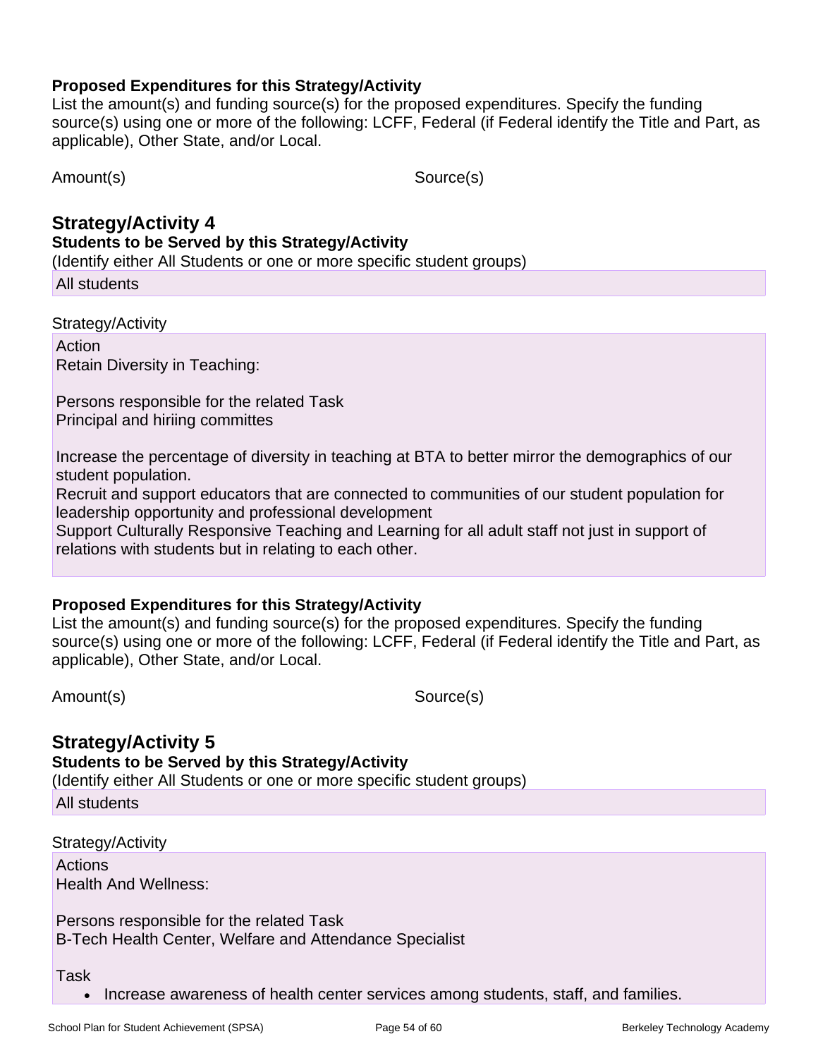**Proposed Expenditures for this Strategy/Activity**

List the amount(s) and funding source(s) for the proposed expenditures. Specify the funding source(s) using one or more of the following: LCFF, Federal (if Federal identify the Title and Part, as applicable), Other State, and/or Local.

| Amount(s) | Source(s) |
|---|---|

## Strategy/Activity 4

**Students to be Served by this Strategy/Activity**

(Identify either All Students or one or more specific student groups)

All students

Strategy/Activity

Action
Retain Diversity in Teaching:

Persons responsible for the related Task
Principal and hiriing committes

Increase the percentage of diversity in teaching at BTA to better mirror the demographics of our student population.
Recruit and support educators that are connected to communities of our student population for leadership opportunity and professional development
Support Culturally Responsive Teaching and Learning for all adult staff not just in support of relations with students but in relating to each other.

**Proposed Expenditures for this Strategy/Activity**

List the amount(s) and funding source(s) for the proposed expenditures. Specify the funding source(s) using one or more of the following: LCFF, Federal (if Federal identify the Title and Part, as applicable), Other State, and/or Local.

| Amount(s) | Source(s) |
|---|---|

## Strategy/Activity 5

**Students to be Served by this Strategy/Activity**

(Identify either All Students or one or more specific student groups)

All students

Strategy/Activity

Actions
Health And Wellness:

Persons responsible for the related Task
B-Tech Health Center, Welfare and Attendance Specialist

Task

- Increase awareness of health center services among students, staff, and families.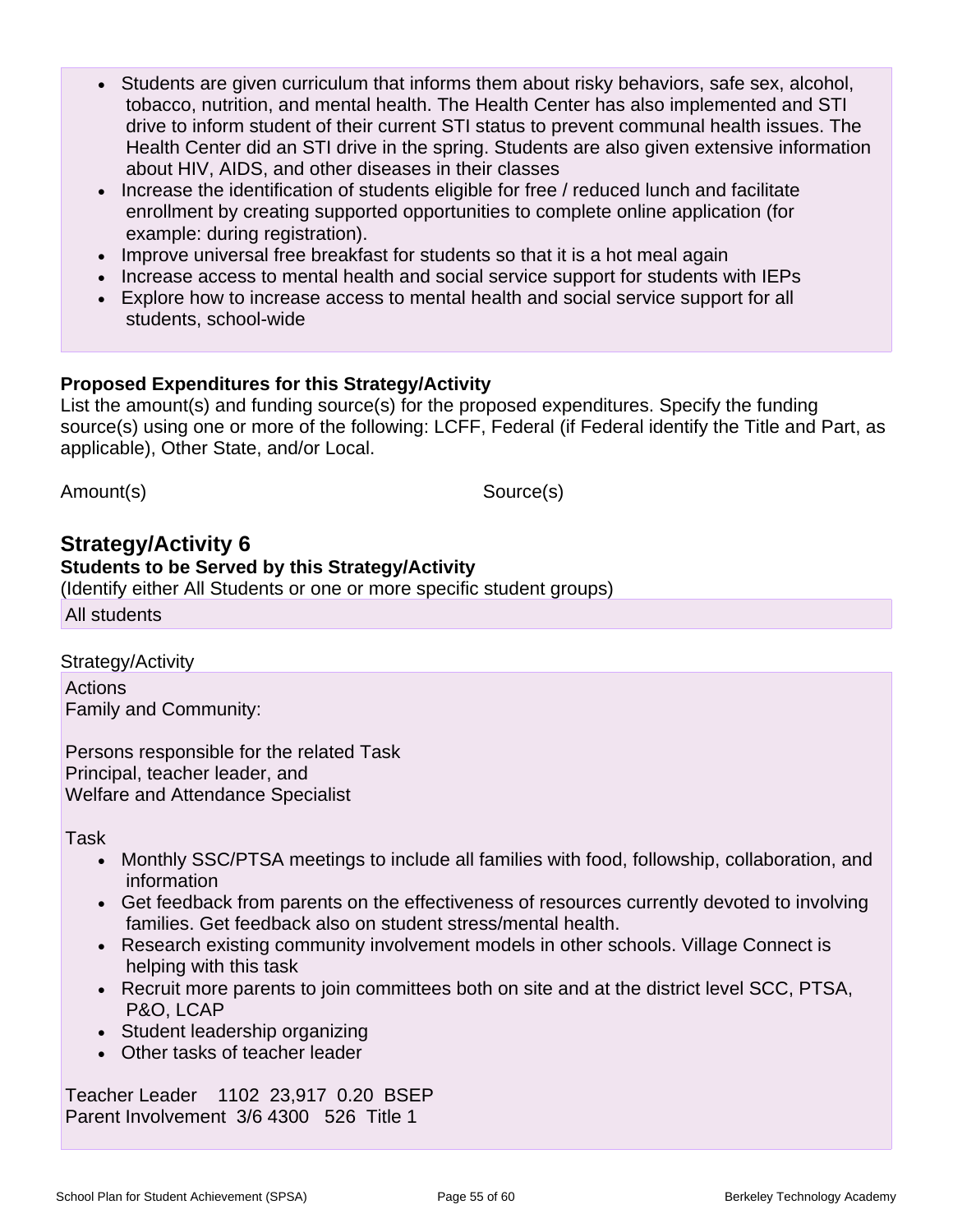- Students are given curriculum that informs them about risky behaviors, safe sex, alcohol, tobacco, nutrition, and mental health. The Health Center has also implemented and STI drive to inform student of their current STI status to prevent communal health issues. The Health Center did an STI drive in the spring. Students are also given extensive information about HIV, AIDS, and other diseases in their classes
- Increase the identification of students eligible for free / reduced lunch and facilitate enrollment by creating supported opportunities to complete online application (for example: during registration).
- Improve universal free breakfast for students so that it is a hot meal again
- Increase access to mental health and social service support for students with IEPs
- Explore how to increase access to mental health and social service support for all students, school-wide

**Proposed Expenditures for this Strategy/Activity**

List the amount(s) and funding source(s) for the proposed expenditures. Specify the funding source(s) using one or more of the following: LCFF, Federal (if Federal identify the Title and Part, as applicable), Other State, and/or Local.

| Amount(s) | Source(s) |
|---|---|

## Strategy/Activity 6

**Students to be Served by this Strategy/Activity**

(Identify either All Students or one or more specific student groups)

All students

Strategy/Activity

Actions
Family and Community:

Persons responsible for the related Task
Principal, teacher leader, and
Welfare and Attendance Specialist

Task

- Monthly SSC/PTSA meetings to include all families with food, followship, collaboration, and information
- Get feedback from parents on the effectiveness of resources currently devoted to involving families. Get feedback also on student stress/mental health.
- Research existing community involvement models in other schools. Village Connect is helping with this task
- Recruit more parents to join committees both on site and at the district level SCC, PTSA, P&O, LCAP
- Student leadership organizing
- Other tasks of teacher leader

Teacher Leader 1102 23,917 0.20 BSEP
Parent Involvement 3/6 4300 526 Title 1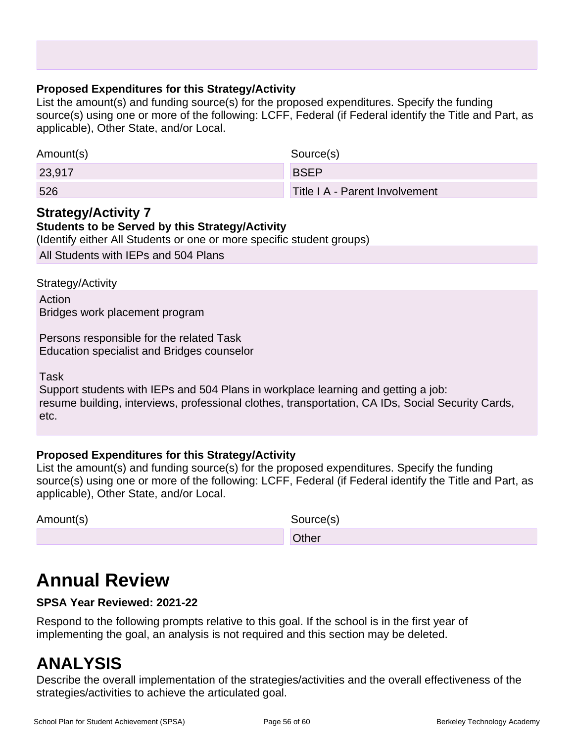**Proposed Expenditures for this Strategy/Activity**

List the amount(s) and funding source(s) for the proposed expenditures. Specify the funding source(s) using one or more of the following: LCFF, Federal (if Federal identify the Title and Part, as applicable), Other State, and/or Local.

| Amount(s) | Source(s) |
|---|---|
| 23,917 | BSEP |
| 526 | Title I A - Parent Involvement |

### Strategy/Activity 7

**Students to be Served by this Strategy/Activity**

(Identify either All Students or one or more specific student groups)

All Students with IEPs and 504 Plans

Strategy/Activity

Action
Bridges work placement program

Persons responsible for the related Task
Education specialist and Bridges counselor

Task
Support students with IEPs and 504 Plans in workplace learning and getting a job:
resume building, interviews, professional clothes, transportation, CA IDs, Social Security Cards, etc.

**Proposed Expenditures for this Strategy/Activity**

List the amount(s) and funding source(s) for the proposed expenditures. Specify the funding source(s) using one or more of the following: LCFF, Federal (if Federal identify the Title and Part, as applicable), Other State, and/or Local.

| Amount(s) | Source(s) |
|---|---|
| | Other |

# Annual Review

**SPSA Year Reviewed: 2021-22**

Respond to the following prompts relative to this goal. If the school is in the first year of implementing the goal, an analysis is not required and this section may be deleted.

# ANALYSIS

Describe the overall implementation of the strategies/activities and the overall effectiveness of the strategies/activities to achieve the articulated goal.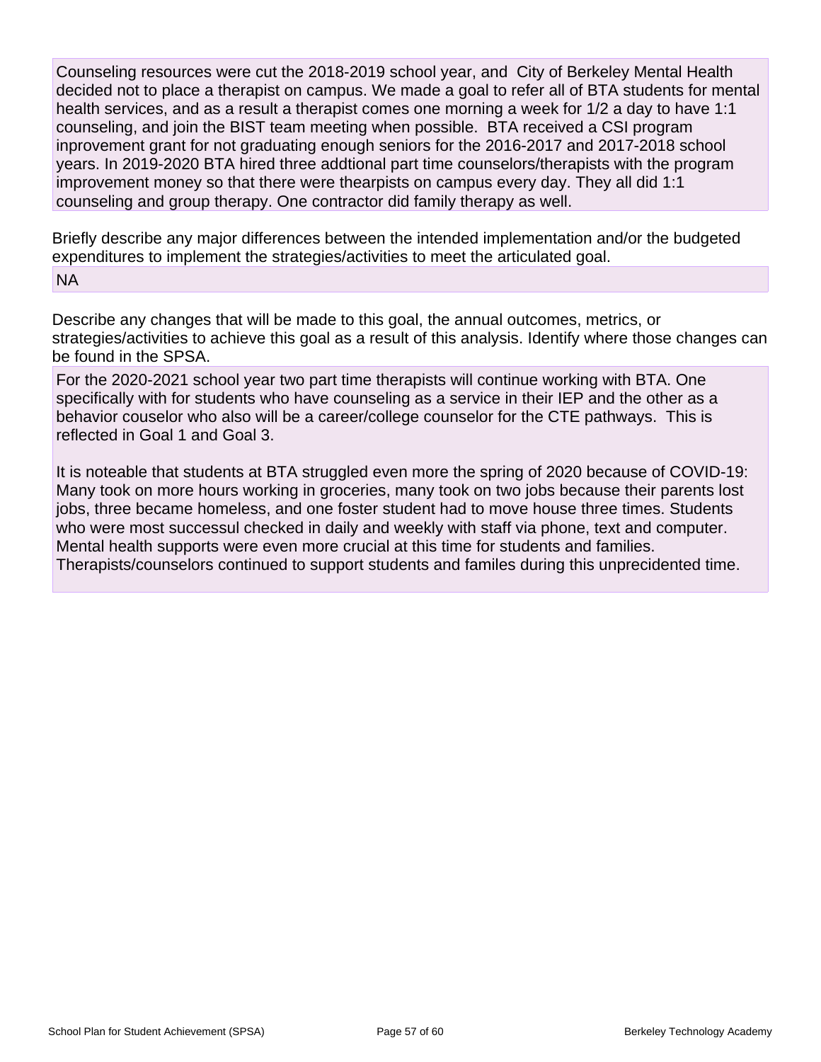Counseling resources were cut the 2018-2019 school year, and City of Berkeley Mental Health decided not to place a therapist on campus. We made a goal to refer all of BTA students for mental health services, and as a result a therapist comes one morning a week for 1/2 a day to have 1:1 counseling, and join the BIST team meeting when possible. BTA received a CSI program inprovement grant for not graduating enough seniors for the 2016-2017 and 2017-2018 school years. In 2019-2020 BTA hired three addtional part time counselors/therapists with the program improvement money so that there were thearpists on campus every day. They all did 1:1 counseling and group therapy. One contractor did family therapy as well.

Briefly describe any major differences between the intended implementation and/or the budgeted expenditures to implement the strategies/activities to meet the articulated goal.

NA

Describe any changes that will be made to this goal, the annual outcomes, metrics, or strategies/activities to achieve this goal as a result of this analysis. Identify where those changes can be found in the SPSA.

For the 2020-2021 school year two part time therapists will continue working with BTA. One specifically with for students who have counseling as a service in their IEP and the other as a behavior couselor who also will be a career/college counselor for the CTE pathways. This is reflected in Goal 1 and Goal 3.

It is noteable that students at BTA struggled even more the spring of 2020 because of COVID-19: Many took on more hours working in groceries, many took on two jobs because their parents lost jobs, three became homeless, and one foster student had to move house three times. Students who were most successul checked in daily and weekly with staff via phone, text and computer. Mental health supports were even more crucial at this time for students and families. Therapists/counselors continued to support students and familes during this unprecidented time.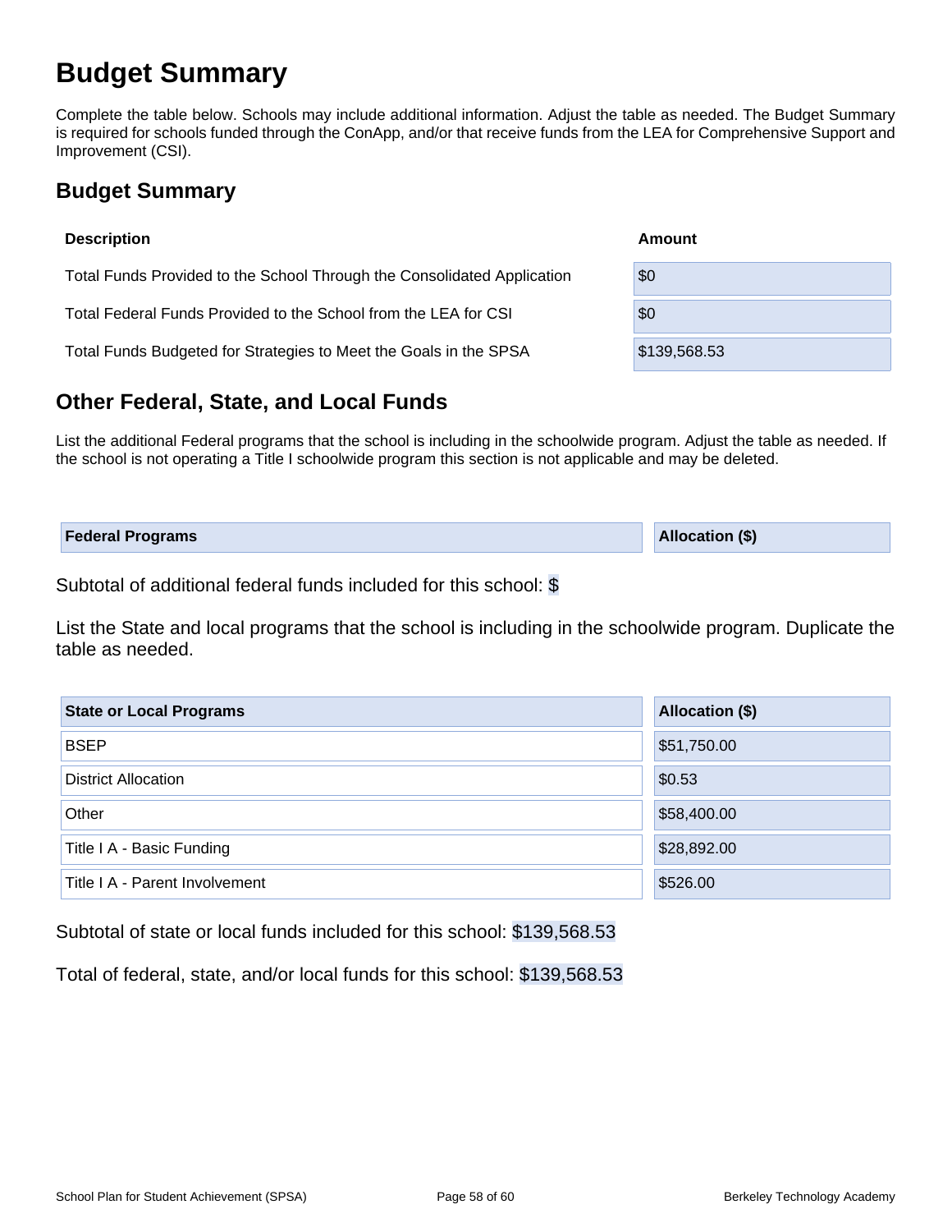# Budget Summary

Complete the table below. Schools may include additional information. Adjust the table as needed. The Budget Summary is required for schools funded through the ConApp, and/or that receive funds from the LEA for Comprehensive Support and Improvement (CSI).

## Budget Summary

| Description | Amount |
|---|---|
| Total Funds Provided to the School Through the Consolidated Application | $0 |
| Total Federal Funds Provided to the School from the LEA for CSI | $0 |
| Total Funds Budgeted for Strategies to Meet the Goals in the SPSA | $139,568.53 |

## Other Federal, State, and Local Funds

List the additional Federal programs that the school is including in the schoolwide program. Adjust the table as needed. If the school is not operating a Title I schoolwide program this section is not applicable and may be deleted.

| Federal Programs | Allocation ($) |
|---|---|

Subtotal of additional federal funds included for this school: $

List the State and local programs that the school is including in the schoolwide program. Duplicate the table as needed.

| State or Local Programs | Allocation ($) |
|---|---|
| BSEP | $51,750.00 |
| District Allocation | $0.53 |
| Other | $58,400.00 |
| Title I A - Basic Funding | $28,892.00 |
| Title I A - Parent Involvement | $526.00 |

Subtotal of state or local funds included for this school: $139,568.53

Total of federal, state, and/or local funds for this school: $139,568.53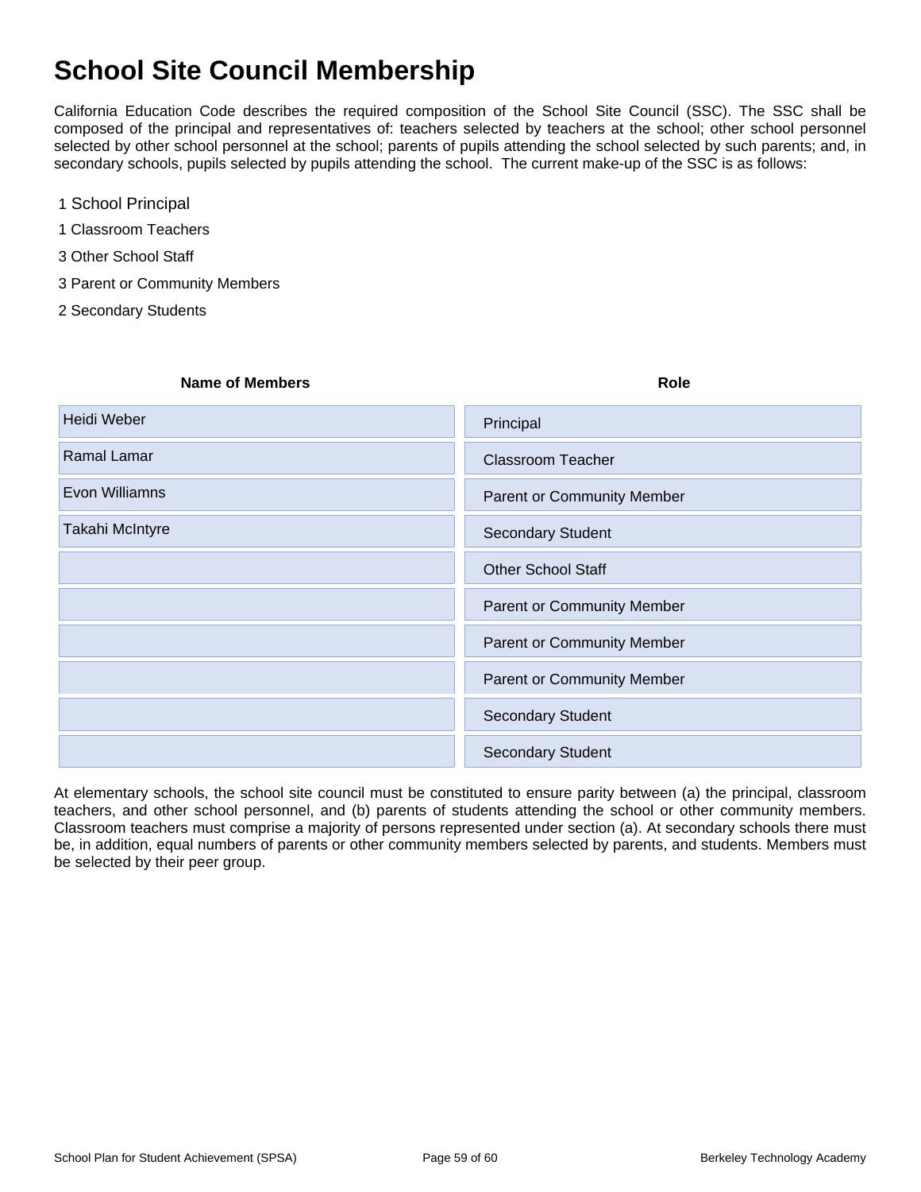# School Site Council Membership

California Education Code describes the required composition of the School Site Council (SSC). The SSC shall be composed of the principal and representatives of: teachers selected by teachers at the school; other school personnel selected by other school personnel at the school; parents of pupils attending the school selected by such parents; and, in secondary schools, pupils selected by pupils attending the school. The current make-up of the SSC is as follows:

- 1 School Principal
- 1 Classroom Teachers
- 3 Other School Staff
- 3 Parent or Community Members
- 2 Secondary Students

| Name of Members | Role |
|---|---|
| Heidi Weber | Principal |
| Ramal Lamar | Classroom Teacher |
| Evon Williamns | Parent or Community Member |
| Takahi McIntyre | Secondary Student |
| | Other School Staff |
| | Parent or Community Member |
| | Parent or Community Member |
| | Parent or Community Member |
| | Secondary Student |
| | Secondary Student |

At elementary schools, the school site council must be constituted to ensure parity between (a) the principal, classroom teachers, and other school personnel, and (b) parents of students attending the school or other community members. Classroom teachers must comprise a majority of persons represented under section (a). At secondary schools there must be, in addition, equal numbers of parents or other community members selected by parents, and students. Members must be selected by their peer group.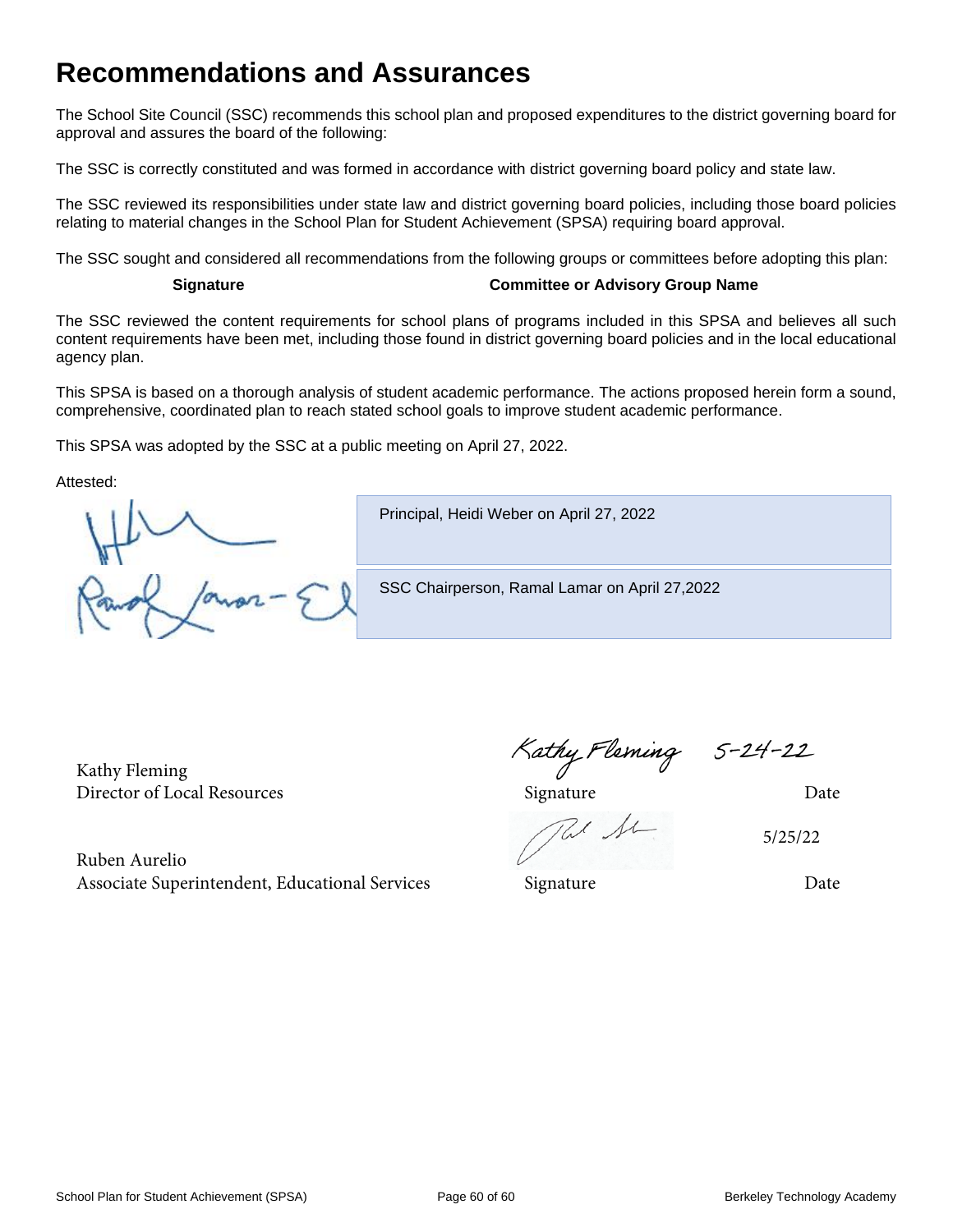# Recommendations and Assurances

The School Site Council (SSC) recommends this school plan and proposed expenditures to the district governing board for approval and assures the board of the following:

The SSC is correctly constituted and was formed in accordance with district governing board policy and state law.

The SSC reviewed its responsibilities under state law and district governing board policies, including those board policies relating to material changes in the School Plan for Student Achievement (SPSA) requiring board approval.

The SSC sought and considered all recommendations from the following groups or committees before adopting this plan:

| Signature | Committee or Advisory Group Name |
|---|---|

The SSC reviewed the content requirements for school plans of programs included in this SPSA and believes all such content requirements have been met, including those found in district governing board policies and in the local educational agency plan.

This SPSA is based on a thorough analysis of student academic performance. The actions proposed herein form a sound, comprehensive, coordinated plan to reach stated school goals to improve student academic performance.

This SPSA was adopted by the SSC at a public meeting on April 27, 2022.

Attested:

| Signature | |
|---|---|
| | Principal, Heidi Weber on April 27, 2022 |
| Ramal Lamar-El | SSC Chairperson, Ramal Lamar on April 27,2022 |

| Name | Signature | Date |
|---|---|---|
| Kathy Fleming<br>Director of Local Resources | Kathy Fleming | 5-24-22 |
| Ruben Aurelio<br>Associate Superintendent, Educational Services | | 5/25/22 |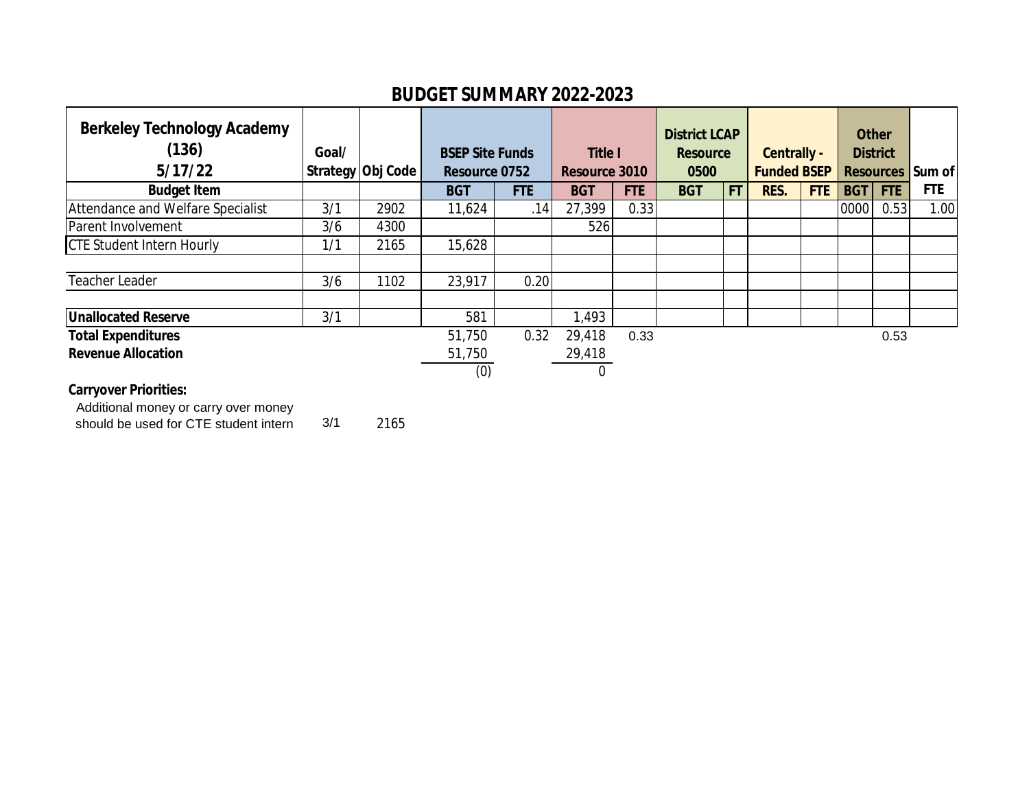# BUDGET SUMMARY 2022-2023

| Berkeley Technology Academy (136) 5/17/22 | Goal/ Strategy | Obj Code | BSEP Site Funds Resource 0752 | | Title I Resource 3010 | | District LCAP Resource 0500 | | Centrally - Funded BSEP | | Other District Resources | | Sum of |
|---|---|---|---|---|---|---|---|---|---|---|---|---|---|
| Budget Item | | | BGT | FTE | BGT | FTE | BGT | FT | RES. | FTE | BGT | FTE | FTE |
| Attendance and Welfare Specialist | 3/1 | 2902 | 11,624 | .14 | 27,399 | 0.33 | | | | | 0000 | 0.53 | 1.00 |
| Parent Involvement | 3/6 | 4300 | | | 526 | | | | | | | | |
| CTE Student Intern Hourly | 1/1 | 2165 | 15,628 | | | | | | | | | | |
| | | | | | | | | | | | | | |
| Teacher Leader | 3/6 | 1102 | 23,917 | 0.20 | | | | | | | | | |
| | | | | | | | | | | | | | |
| **Unallocated Reserve** | 3/1 | | 581 | | 1,493 | | | | | | | | |
| **Total Expenditures** | | | 51,750 | 0.32 | 29,418 | 0.33 | | | | | | 0.53 | |
| **Revenue Allocation** | | | 51,750 | | 29,418 | | | | | | | | |
| | | | (0) | | 0 | | | | | | | | |

**Carryover Priorities:**

| | | |
|---|---|---|
| Additional money or carry over money should be used for CTE student intern | 3/1 | 2165 |